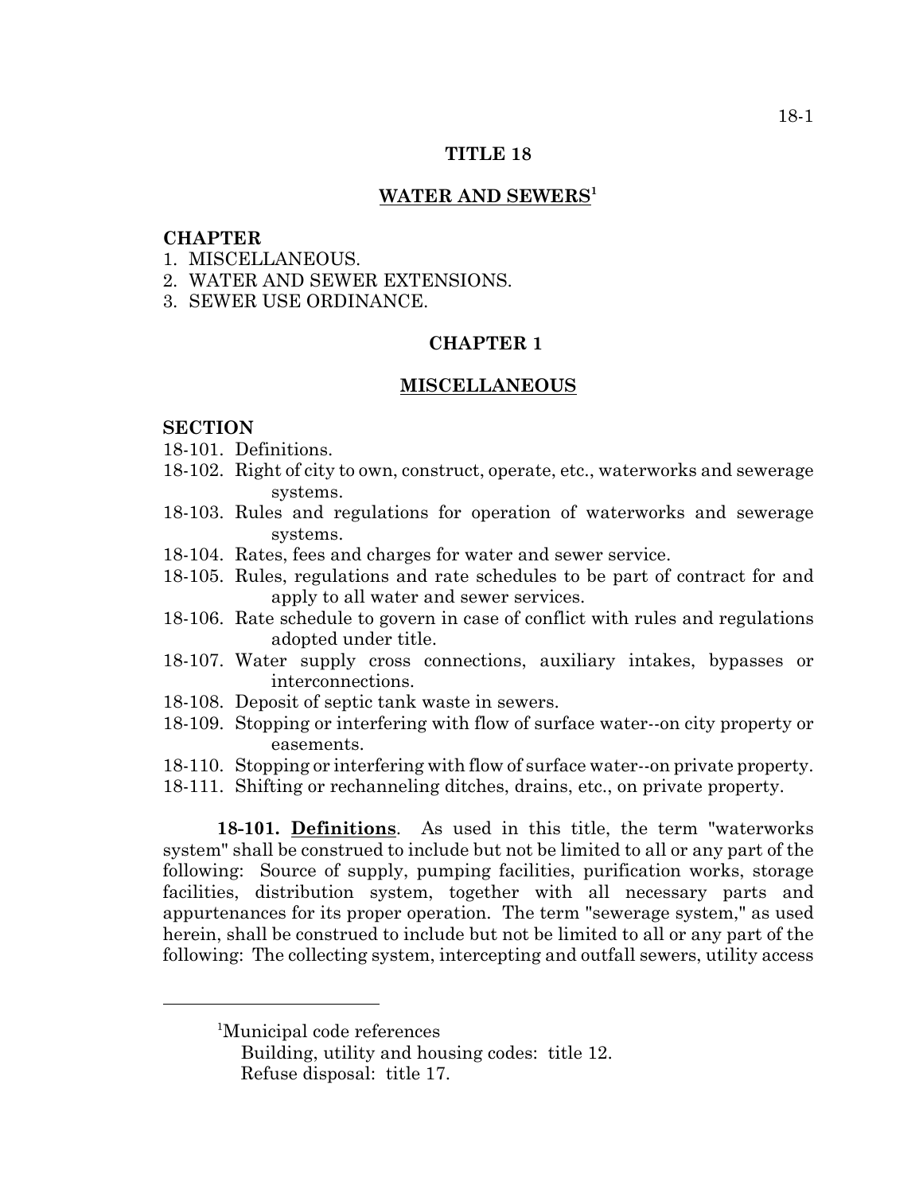# TITLE 18

## WATER AND SEWERS[1]

**CHAPTER**

1. MISCELLANEOUS.
2. WATER AND SEWER EXTENSIONS.
3. SEWER USE ORDINANCE.

## CHAPTER 1

## MISCELLANEOUS

**SECTION**

18-101. Definitions.
18-102. Right of city to own, construct, operate, etc., waterworks and sewerage systems.
18-103. Rules and regulations for operation of waterworks and sewerage systems.
18-104. Rates, fees and charges for water and sewer service.
18-105. Rules, regulations and rate schedules to be part of contract for and apply to all water and sewer services.
18-106. Rate schedule to govern in case of conflict with rules and regulations adopted under title.
18-107. Water supply cross connections, auxiliary intakes, bypasses or interconnections.
18-108. Deposit of septic tank waste in sewers.
18-109. Stopping or interfering with flow of surface water--on city property or easements.
18-110. Stopping or interfering with flow of surface water--on private property.
18-111. Shifting or rechanneling ditches, drains, etc., on private property.

**18-101. Definitions**. As used in this title, the term "waterworks system" shall be construed to include but not be limited to all or any part of the following: Source of supply, pumping facilities, purification works, storage facilities, distribution system, together with all necessary parts and appurtenances for its proper operation. The term "sewerage system," as used herein, shall be construed to include but not be limited to all or any part of the following: The collecting system, intercepting and outfall sewers, utility access

---

[1]Municipal code references
Building, utility and housing codes: title 12.
Refuse disposal: title 17.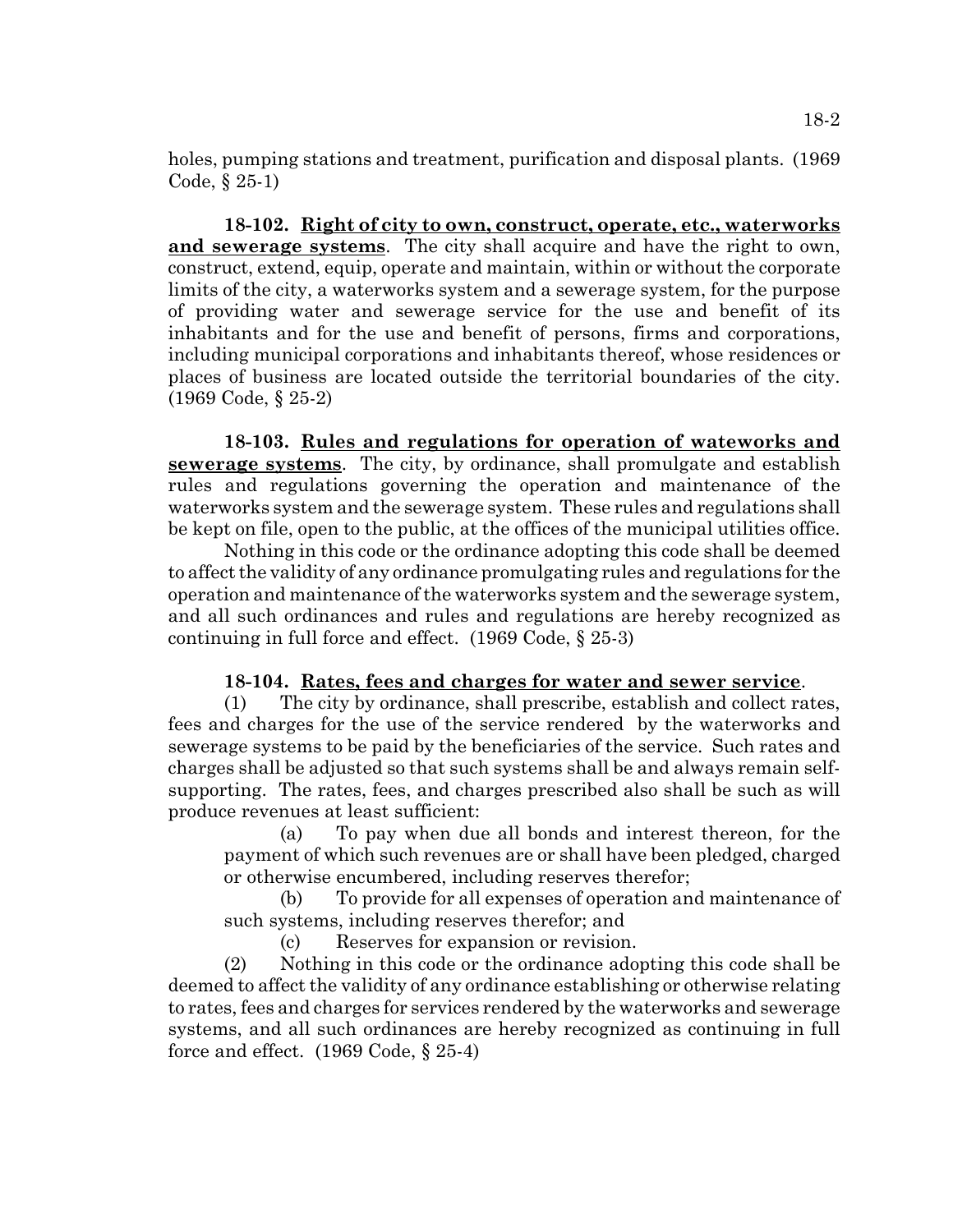holes, pumping stations and treatment, purification and disposal plants. (1969 Code, § 25-1)

**18-102. Right of city to own, construct, operate, etc., waterworks and sewerage systems**. The city shall acquire and have the right to own, construct, extend, equip, operate and maintain, within or without the corporate limits of the city, a waterworks system and a sewerage system, for the purpose of providing water and sewerage service for the use and benefit of its inhabitants and for the use and benefit of persons, firms and corporations, including municipal corporations and inhabitants thereof, whose residences or places of business are located outside the territorial boundaries of the city. (1969 Code, § 25-2)

**18-103. Rules and regulations for operation of wateworks and sewerage systems**. The city, by ordinance, shall promulgate and establish rules and regulations governing the operation and maintenance of the waterworks system and the sewerage system. These rules and regulations shall be kept on file, open to the public, at the offices of the municipal utilities office.

Nothing in this code or the ordinance adopting this code shall be deemed to affect the validity of any ordinance promulgating rules and regulations for the operation and maintenance of the waterworks system and the sewerage system, and all such ordinances and rules and regulations are hereby recognized as continuing in full force and effect. (1969 Code, § 25-3)

**18-104. Rates, fees and charges for water and sewer service**.

(1) The city by ordinance, shall prescribe, establish and collect rates, fees and charges for the use of the service rendered by the waterworks and sewerage systems to be paid by the beneficiaries of the service. Such rates and charges shall be adjusted so that such systems shall be and always remain self-supporting. The rates, fees, and charges prescribed also shall be such as will produce revenues at least sufficient:

(a) To pay when due all bonds and interest thereon, for the payment of which such revenues are or shall have been pledged, charged or otherwise encumbered, including reserves therefor;

(b) To provide for all expenses of operation and maintenance of such systems, including reserves therefor; and

(c) Reserves for expansion or revision.

(2) Nothing in this code or the ordinance adopting this code shall be deemed to affect the validity of any ordinance establishing or otherwise relating to rates, fees and charges for services rendered by the waterworks and sewerage systems, and all such ordinances are hereby recognized as continuing in full force and effect. (1969 Code, § 25-4)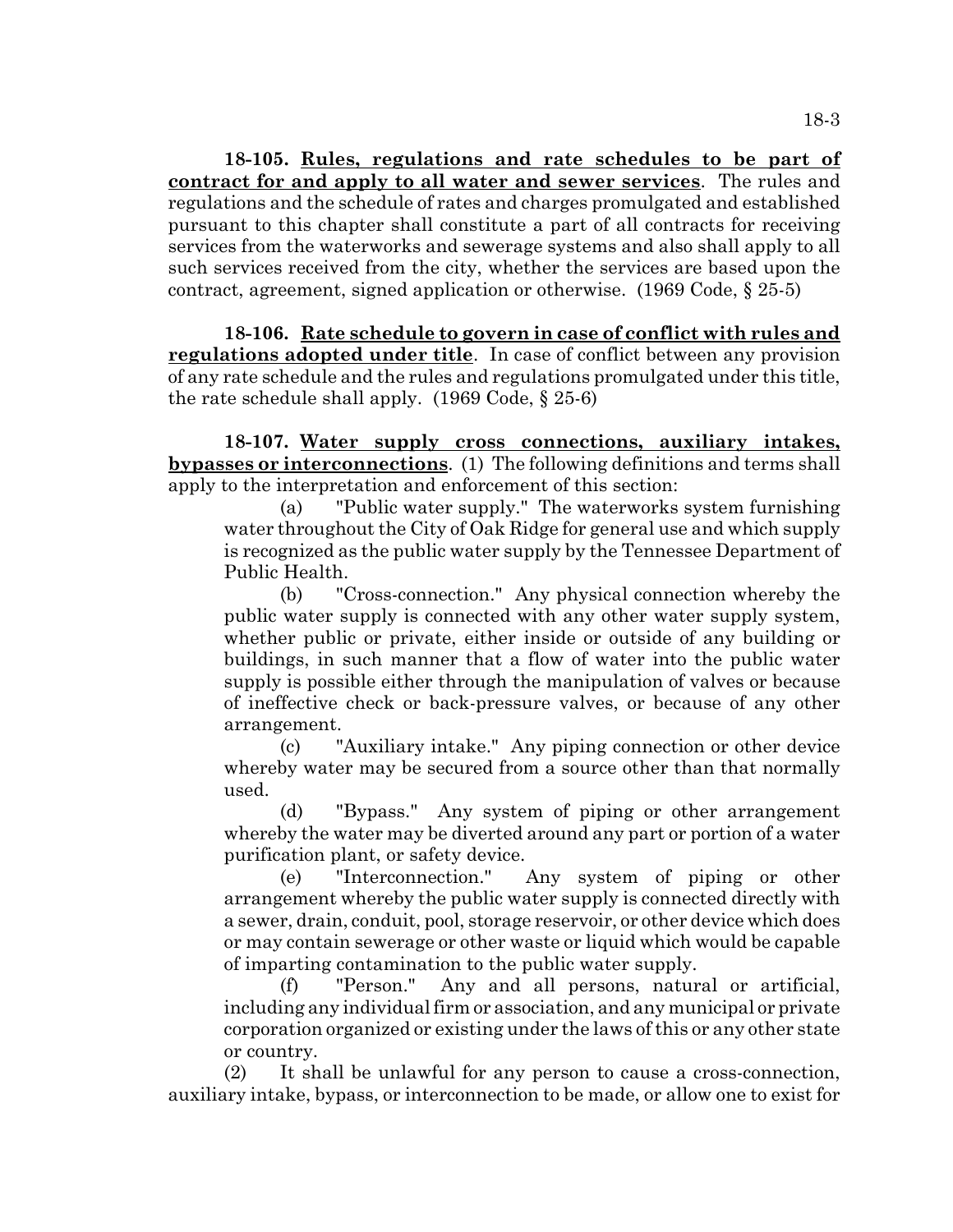**18-105. Rules, regulations and rate schedules to be part of contract for and apply to all water and sewer services**. The rules and regulations and the schedule of rates and charges promulgated and established pursuant to this chapter shall constitute a part of all contracts for receiving services from the waterworks and sewerage systems and also shall apply to all such services received from the city, whether the services are based upon the contract, agreement, signed application or otherwise. (1969 Code, § 25-5)

**18-106. Rate schedule to govern in case of conflict with rules and regulations adopted under title**. In case of conflict between any provision of any rate schedule and the rules and regulations promulgated under this title, the rate schedule shall apply. (1969 Code, § 25-6)

**18-107. Water supply cross connections, auxiliary intakes, bypasses or interconnections**. (1) The following definitions and terms shall apply to the interpretation and enforcement of this section:

(a) "Public water supply." The waterworks system furnishing water throughout the City of Oak Ridge for general use and which supply is recognized as the public water supply by the Tennessee Department of Public Health.

(b) "Cross-connection." Any physical connection whereby the public water supply is connected with any other water supply system, whether public or private, either inside or outside of any building or buildings, in such manner that a flow of water into the public water supply is possible either through the manipulation of valves or because of ineffective check or back-pressure valves, or because of any other arrangement.

(c) "Auxiliary intake." Any piping connection or other device whereby water may be secured from a source other than that normally used.

(d) "Bypass." Any system of piping or other arrangement whereby the water may be diverted around any part or portion of a water purification plant, or safety device.

(e) "Interconnection." Any system of piping or other arrangement whereby the public water supply is connected directly with a sewer, drain, conduit, pool, storage reservoir, or other device which does or may contain sewerage or other waste or liquid which would be capable of imparting contamination to the public water supply.

(f) "Person." Any and all persons, natural or artificial, including any individual firm or association, and any municipal or private corporation organized or existing under the laws of this or any other state or country.

(2) It shall be unlawful for any person to cause a cross-connection, auxiliary intake, bypass, or interconnection to be made, or allow one to exist for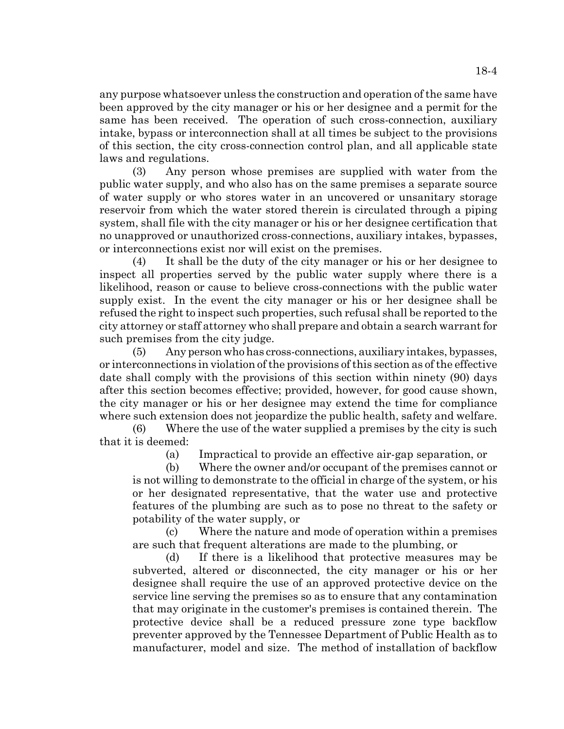any purpose whatsoever unless the construction and operation of the same have been approved by the city manager or his or her designee and a permit for the same has been received. The operation of such cross-connection, auxiliary intake, bypass or interconnection shall at all times be subject to the provisions of this section, the city cross-connection control plan, and all applicable state laws and regulations.

(3) Any person whose premises are supplied with water from the public water supply, and who also has on the same premises a separate source of water supply or who stores water in an uncovered or unsanitary storage reservoir from which the water stored therein is circulated through a piping system, shall file with the city manager or his or her designee certification that no unapproved or unauthorized cross-connections, auxiliary intakes, bypasses, or interconnections exist nor will exist on the premises.

(4) It shall be the duty of the city manager or his or her designee to inspect all properties served by the public water supply where there is a likelihood, reason or cause to believe cross-connections with the public water supply exist. In the event the city manager or his or her designee shall be refused the right to inspect such properties, such refusal shall be reported to the city attorney or staff attorney who shall prepare and obtain a search warrant for such premises from the city judge.

(5) Any person who has cross-connections, auxiliary intakes, bypasses, or interconnections in violation of the provisions of this section as of the effective date shall comply with the provisions of this section within ninety (90) days after this section becomes effective; provided, however, for good cause shown, the city manager or his or her designee may extend the time for compliance where such extension does not jeopardize the public health, safety and welfare.

(6) Where the use of the water supplied a premises by the city is such that it is deemed:

(a) Impractical to provide an effective air-gap separation, or

(b) Where the owner and/or occupant of the premises cannot or is not willing to demonstrate to the official in charge of the system, or his or her designated representative, that the water use and protective features of the plumbing are such as to pose no threat to the safety or potability of the water supply, or

(c) Where the nature and mode of operation within a premises are such that frequent alterations are made to the plumbing, or

(d) If there is a likelihood that protective measures may be subverted, altered or disconnected, the city manager or his or her designee shall require the use of an approved protective device on the service line serving the premises so as to ensure that any contamination that may originate in the customer's premises is contained therein. The protective device shall be a reduced pressure zone type backflow preventer approved by the Tennessee Department of Public Health as to manufacturer, model and size. The method of installation of backflow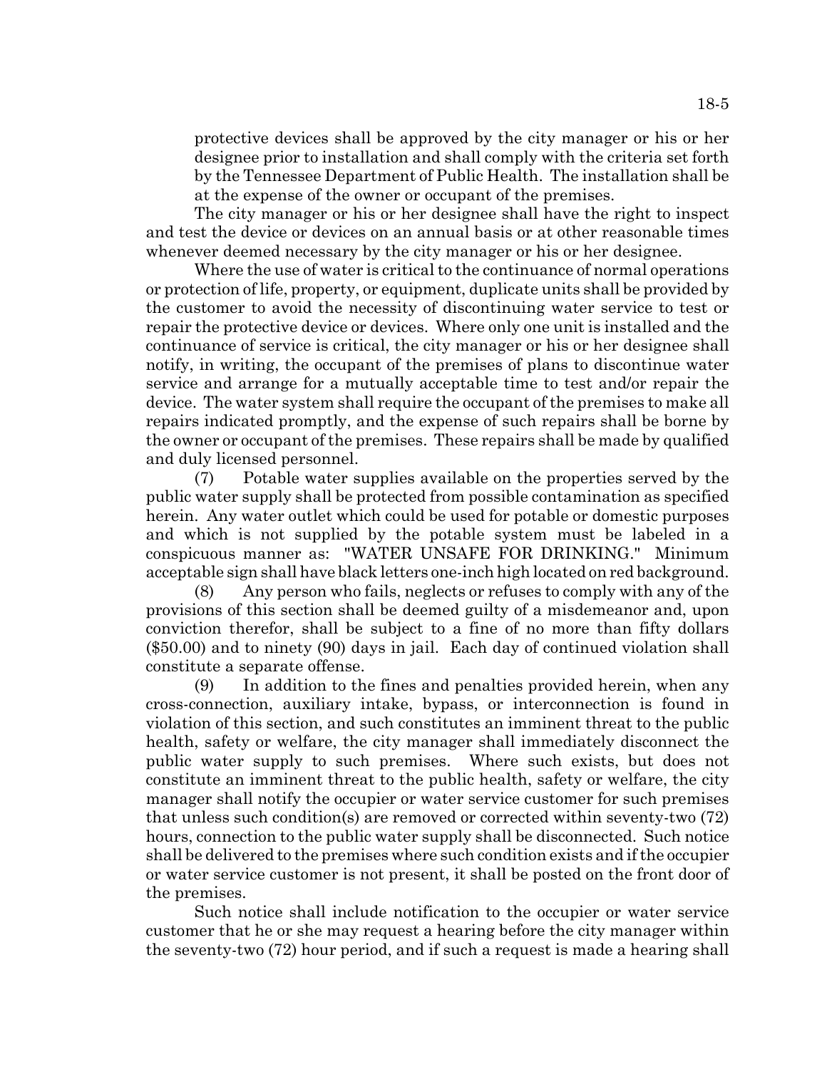protective devices shall be approved by the city manager or his or her designee prior to installation and shall comply with the criteria set forth by the Tennessee Department of Public Health. The installation shall be at the expense of the owner or occupant of the premises.

The city manager or his or her designee shall have the right to inspect and test the device or devices on an annual basis or at other reasonable times whenever deemed necessary by the city manager or his or her designee.

Where the use of water is critical to the continuance of normal operations or protection of life, property, or equipment, duplicate units shall be provided by the customer to avoid the necessity of discontinuing water service to test or repair the protective device or devices. Where only one unit is installed and the continuance of service is critical, the city manager or his or her designee shall notify, in writing, the occupant of the premises of plans to discontinue water service and arrange for a mutually acceptable time to test and/or repair the device. The water system shall require the occupant of the premises to make all repairs indicated promptly, and the expense of such repairs shall be borne by the owner or occupant of the premises. These repairs shall be made by qualified and duly licensed personnel.

(7) Potable water supplies available on the properties served by the public water supply shall be protected from possible contamination as specified herein. Any water outlet which could be used for potable or domestic purposes and which is not supplied by the potable system must be labeled in a conspicuous manner as: "WATER UNSAFE FOR DRINKING." Minimum acceptable sign shall have black letters one-inch high located on red background.

(8) Any person who fails, neglects or refuses to comply with any of the provisions of this section shall be deemed guilty of a misdemeanor and, upon conviction therefor, shall be subject to a fine of no more than fifty dollars ($50.00) and to ninety (90) days in jail. Each day of continued violation shall constitute a separate offense.

(9) In addition to the fines and penalties provided herein, when any cross-connection, auxiliary intake, bypass, or interconnection is found in violation of this section, and such constitutes an imminent threat to the public health, safety or welfare, the city manager shall immediately disconnect the public water supply to such premises. Where such exists, but does not constitute an imminent threat to the public health, safety or welfare, the city manager shall notify the occupier or water service customer for such premises that unless such condition(s) are removed or corrected within seventy-two (72) hours, connection to the public water supply shall be disconnected. Such notice shall be delivered to the premises where such condition exists and if the occupier or water service customer is not present, it shall be posted on the front door of the premises.

Such notice shall include notification to the occupier or water service customer that he or she may request a hearing before the city manager within the seventy-two (72) hour period, and if such a request is made a hearing shall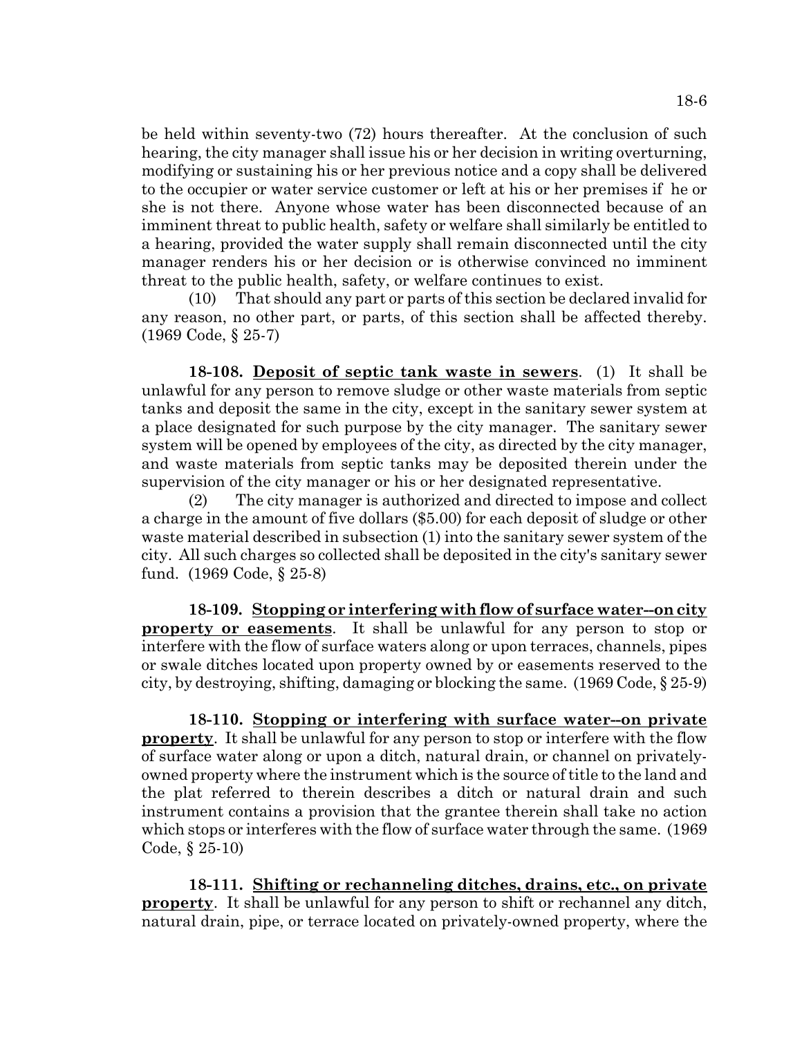be held within seventy-two (72) hours thereafter. At the conclusion of such hearing, the city manager shall issue his or her decision in writing overturning, modifying or sustaining his or her previous notice and a copy shall be delivered to the occupier or water service customer or left at his or her premises if he or she is not there. Anyone whose water has been disconnected because of an imminent threat to public health, safety or welfare shall similarly be entitled to a hearing, provided the water supply shall remain disconnected until the city manager renders his or her decision or is otherwise convinced no imminent threat to the public health, safety, or welfare continues to exist.

(10) That should any part or parts of this section be declared invalid for any reason, no other part, or parts, of this section shall be affected thereby. (1969 Code, § 25-7)

**18-108. Deposit of septic tank waste in sewers**. (1) It shall be unlawful for any person to remove sludge or other waste materials from septic tanks and deposit the same in the city, except in the sanitary sewer system at a place designated for such purpose by the city manager. The sanitary sewer system will be opened by employees of the city, as directed by the city manager, and waste materials from septic tanks may be deposited therein under the supervision of the city manager or his or her designated representative.

(2) The city manager is authorized and directed to impose and collect a charge in the amount of five dollars ($5.00) for each deposit of sludge or other waste material described in subsection (1) into the sanitary sewer system of the city. All such charges so collected shall be deposited in the city's sanitary sewer fund. (1969 Code, § 25-8)

**18-109. Stopping or interfering with flow of surface water--on city property or easements**. It shall be unlawful for any person to stop or interfere with the flow of surface waters along or upon terraces, channels, pipes or swale ditches located upon property owned by or easements reserved to the city, by destroying, shifting, damaging or blocking the same. (1969 Code, § 25-9)

**18-110. Stopping or interfering with surface water--on private property**. It shall be unlawful for any person to stop or interfere with the flow of surface water along or upon a ditch, natural drain, or channel on privately-owned property where the instrument which is the source of title to the land and the plat referred to therein describes a ditch or natural drain and such instrument contains a provision that the grantee therein shall take no action which stops or interferes with the flow of surface water through the same. (1969 Code, § 25-10)

**18-111. Shifting or rechanneling ditches, drains, etc., on private property**. It shall be unlawful for any person to shift or rechannel any ditch, natural drain, pipe, or terrace located on privately-owned property, where the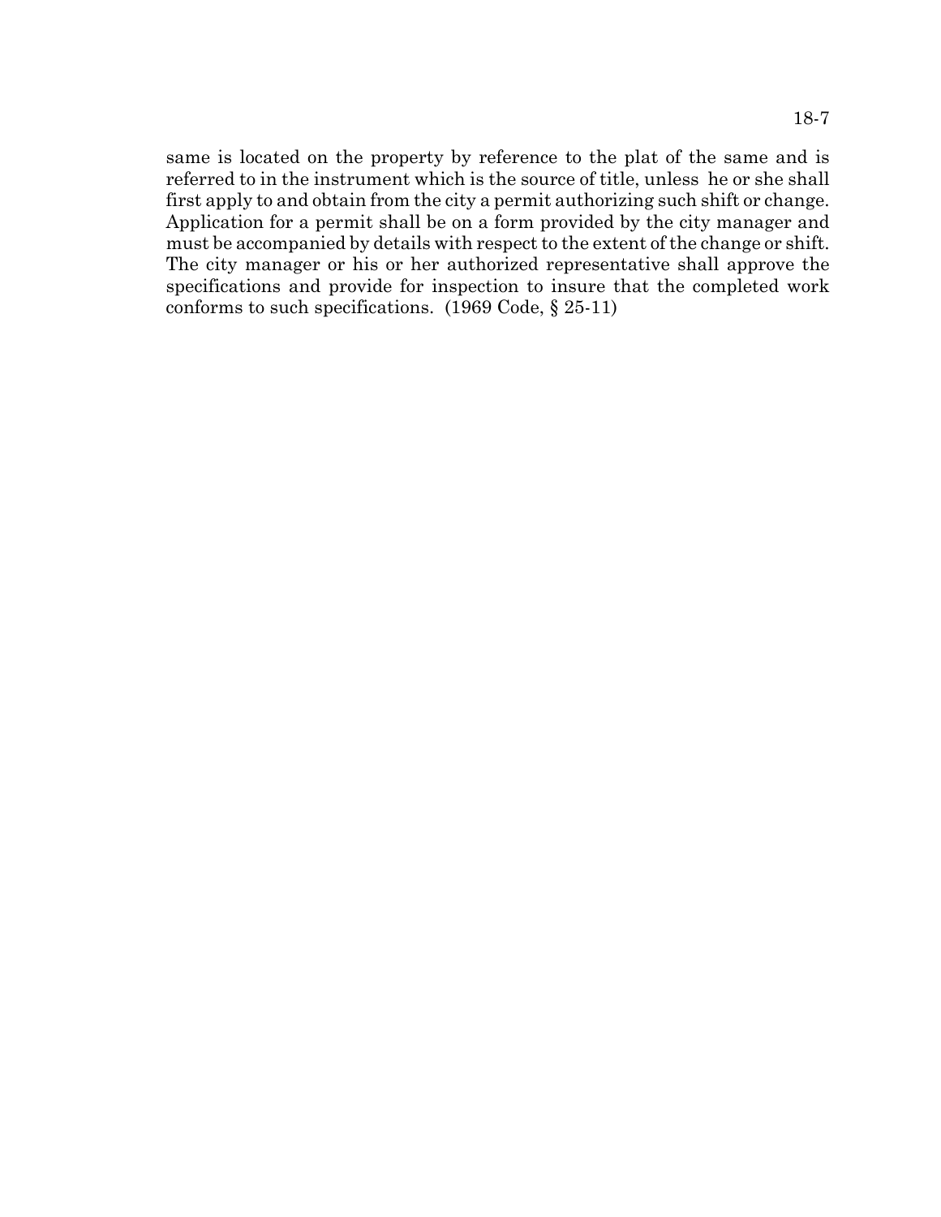same is located on the property by reference to the plat of the same and is referred to in the instrument which is the source of title, unless he or she shall first apply to and obtain from the city a permit authorizing such shift or change. Application for a permit shall be on a form provided by the city manager and must be accompanied by details with respect to the extent of the change or shift. The city manager or his or her authorized representative shall approve the specifications and provide for inspection to insure that the completed work conforms to such specifications. (1969 Code, § 25-11)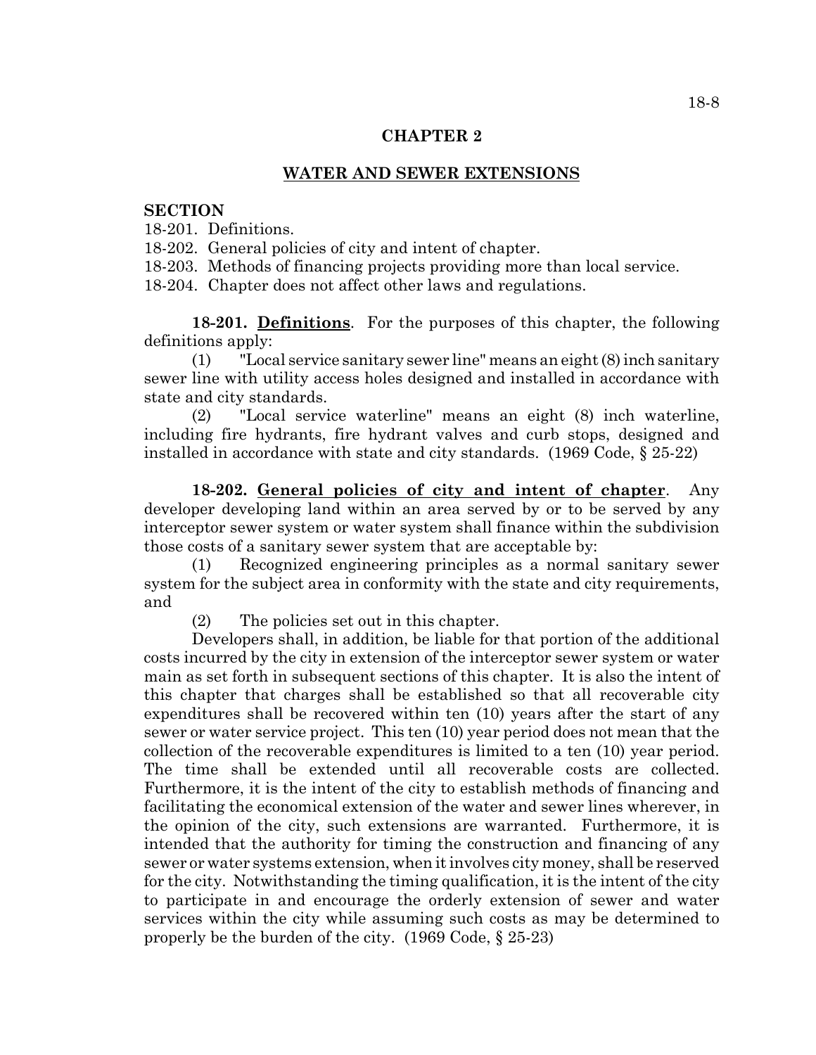## CHAPTER 2

## WATER AND SEWER EXTENSIONS

**SECTION**

18-201. Definitions.
18-202. General policies of city and intent of chapter.
18-203. Methods of financing projects providing more than local service.
18-204. Chapter does not affect other laws and regulations.

**18-201. Definitions**. For the purposes of this chapter, the following definitions apply:

(1) "Local service sanitary sewer line" means an eight (8) inch sanitary sewer line with utility access holes designed and installed in accordance with state and city standards.

(2) "Local service waterline" means an eight (8) inch waterline, including fire hydrants, fire hydrant valves and curb stops, designed and installed in accordance with state and city standards. (1969 Code, § 25-22)

**18-202. General policies of city and intent of chapter**. Any developer developing land within an area served by or to be served by any interceptor sewer system or water system shall finance within the subdivision those costs of a sanitary sewer system that are acceptable by:

(1) Recognized engineering principles as a normal sanitary sewer system for the subject area in conformity with the state and city requirements, and

(2) The policies set out in this chapter.

Developers shall, in addition, be liable for that portion of the additional costs incurred by the city in extension of the interceptor sewer system or water main as set forth in subsequent sections of this chapter. It is also the intent of this chapter that charges shall be established so that all recoverable city expenditures shall be recovered within ten (10) years after the start of any sewer or water service project. This ten (10) year period does not mean that the collection of the recoverable expenditures is limited to a ten (10) year period. The time shall be extended until all recoverable costs are collected. Furthermore, it is the intent of the city to establish methods of financing and facilitating the economical extension of the water and sewer lines wherever, in the opinion of the city, such extensions are warranted. Furthermore, it is intended that the authority for timing the construction and financing of any sewer or water systems extension, when it involves city money, shall be reserved for the city. Notwithstanding the timing qualification, it is the intent of the city to participate in and encourage the orderly extension of sewer and water services within the city while assuming such costs as may be determined to properly be the burden of the city. (1969 Code, § 25-23)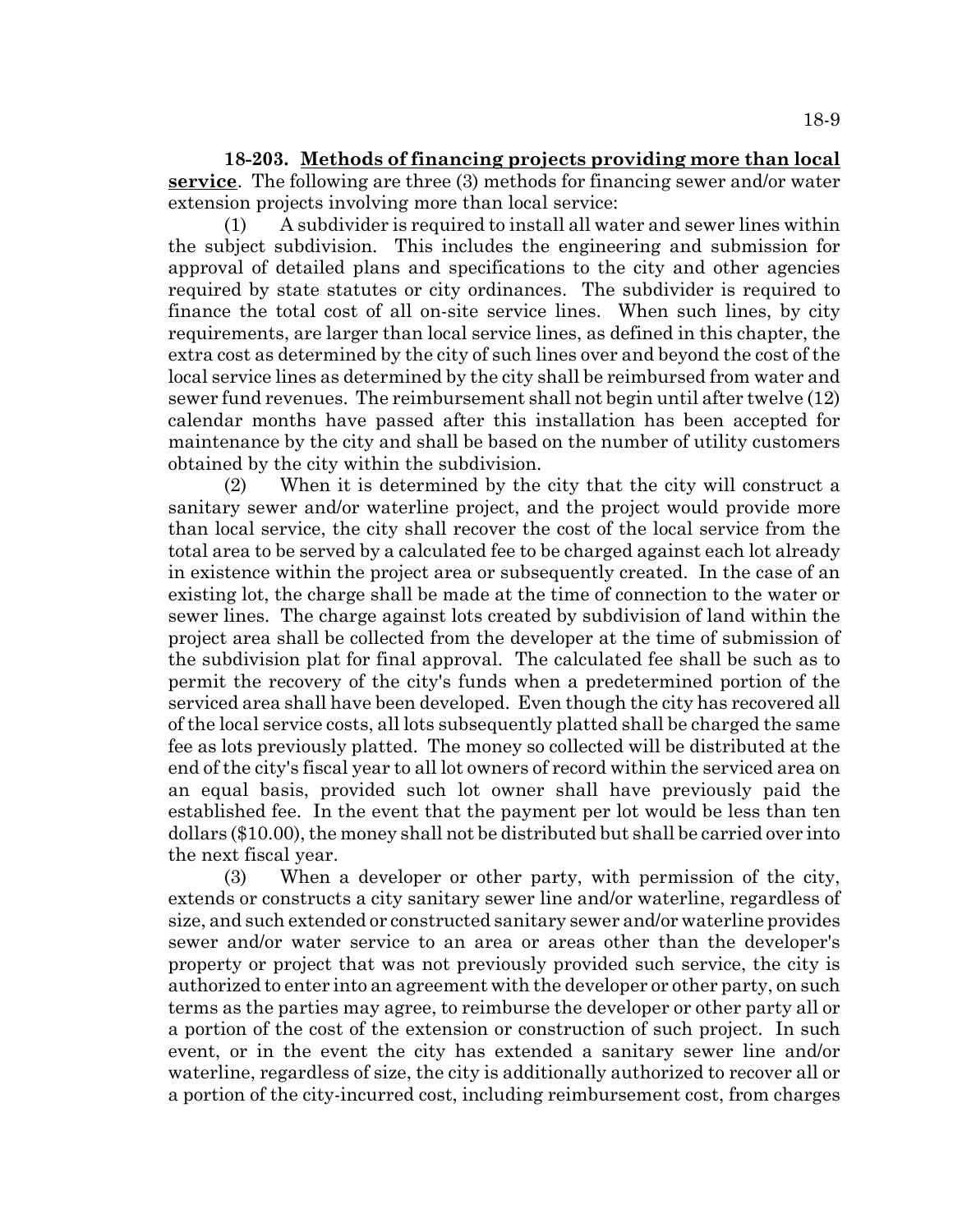**18-203. Methods of financing projects providing more than local service**. The following are three (3) methods for financing sewer and/or water extension projects involving more than local service:

(1) A subdivider is required to install all water and sewer lines within the subject subdivision. This includes the engineering and submission for approval of detailed plans and specifications to the city and other agencies required by state statutes or city ordinances. The subdivider is required to finance the total cost of all on-site service lines. When such lines, by city requirements, are larger than local service lines, as defined in this chapter, the extra cost as determined by the city of such lines over and beyond the cost of the local service lines as determined by the city shall be reimbursed from water and sewer fund revenues. The reimbursement shall not begin until after twelve (12) calendar months have passed after this installation has been accepted for maintenance by the city and shall be based on the number of utility customers obtained by the city within the subdivision.

(2) When it is determined by the city that the city will construct a sanitary sewer and/or waterline project, and the project would provide more than local service, the city shall recover the cost of the local service from the total area to be served by a calculated fee to be charged against each lot already in existence within the project area or subsequently created. In the case of an existing lot, the charge shall be made at the time of connection to the water or sewer lines. The charge against lots created by subdivision of land within the project area shall be collected from the developer at the time of submission of the subdivision plat for final approval. The calculated fee shall be such as to permit the recovery of the city's funds when a predetermined portion of the serviced area shall have been developed. Even though the city has recovered all of the local service costs, all lots subsequently platted shall be charged the same fee as lots previously platted. The money so collected will be distributed at the end of the city's fiscal year to all lot owners of record within the serviced area on an equal basis, provided such lot owner shall have previously paid the established fee. In the event that the payment per lot would be less than ten dollars ($10.00), the money shall not be distributed but shall be carried over into the next fiscal year.

(3) When a developer or other party, with permission of the city, extends or constructs a city sanitary sewer line and/or waterline, regardless of size, and such extended or constructed sanitary sewer and/or waterline provides sewer and/or water service to an area or areas other than the developer's property or project that was not previously provided such service, the city is authorized to enter into an agreement with the developer or other party, on such terms as the parties may agree, to reimburse the developer or other party all or a portion of the cost of the extension or construction of such project. In such event, or in the event the city has extended a sanitary sewer line and/or waterline, regardless of size, the city is additionally authorized to recover all or a portion of the city-incurred cost, including reimbursement cost, from charges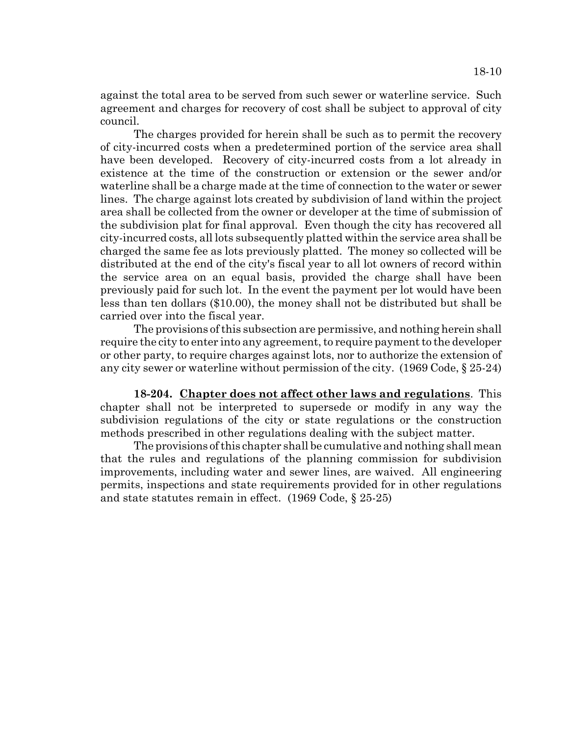against the total area to be served from such sewer or waterline service. Such agreement and charges for recovery of cost shall be subject to approval of city council.

The charges provided for herein shall be such as to permit the recovery of city-incurred costs when a predetermined portion of the service area shall have been developed. Recovery of city-incurred costs from a lot already in existence at the time of the construction or extension or the sewer and/or waterline shall be a charge made at the time of connection to the water or sewer lines. The charge against lots created by subdivision of land within the project area shall be collected from the owner or developer at the time of submission of the subdivision plat for final approval. Even though the city has recovered all city-incurred costs, all lots subsequently platted within the service area shall be charged the same fee as lots previously platted. The money so collected will be distributed at the end of the city's fiscal year to all lot owners of record within the service area on an equal basis, provided the charge shall have been previously paid for such lot. In the event the payment per lot would have been less than ten dollars ($10.00), the money shall not be distributed but shall be carried over into the fiscal year.

The provisions of this subsection are permissive, and nothing herein shall require the city to enter into any agreement, to require payment to the developer or other party, to require charges against lots, nor to authorize the extension of any city sewer or waterline without permission of the city. (1969 Code, § 25-24)

**18-204. Chapter does not affect other laws and regulations**. This chapter shall not be interpreted to supersede or modify in any way the subdivision regulations of the city or state regulations or the construction methods prescribed in other regulations dealing with the subject matter.

The provisions of this chapter shall be cumulative and nothing shall mean that the rules and regulations of the planning commission for subdivision improvements, including water and sewer lines, are waived. All engineering permits, inspections and state requirements provided for in other regulations and state statutes remain in effect. (1969 Code, § 25-25)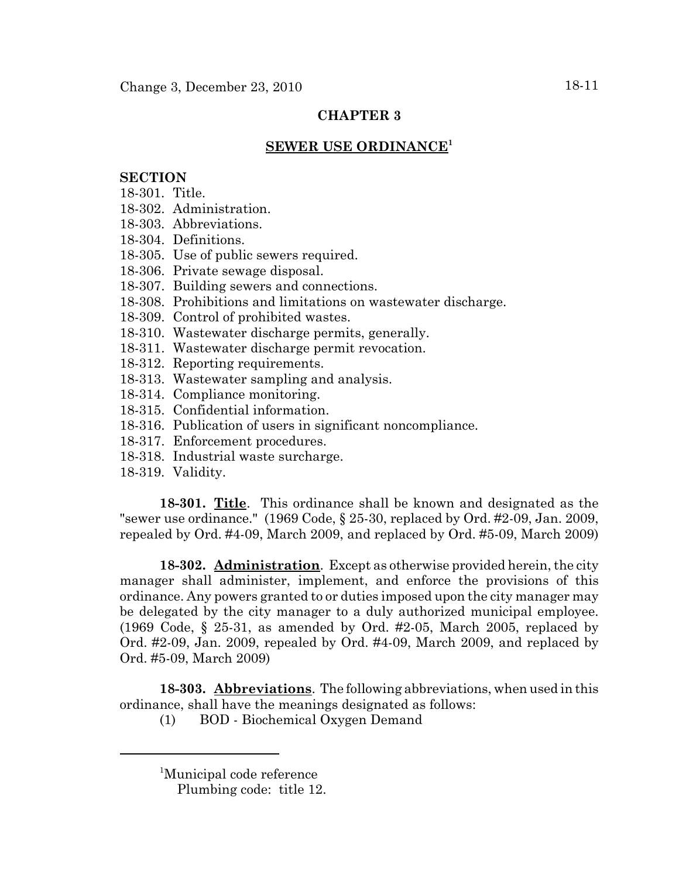## CHAPTER 3

## SEWER USE ORDINANCE[1]

**SECTION**

18-301. Title.
18-302. Administration.
18-303. Abbreviations.
18-304. Definitions.
18-305. Use of public sewers required.
18-306. Private sewage disposal.
18-307. Building sewers and connections.
18-308. Prohibitions and limitations on wastewater discharge.
18-309. Control of prohibited wastes.
18-310. Wastewater discharge permits, generally.
18-311. Wastewater discharge permit revocation.
18-312. Reporting requirements.
18-313. Wastewater sampling and analysis.
18-314. Compliance monitoring.
18-315. Confidential information.
18-316. Publication of users in significant noncompliance.
18-317. Enforcement procedures.
18-318. Industrial waste surcharge.
18-319. Validity.

**18-301. Title**. This ordinance shall be known and designated as the "sewer use ordinance." (1969 Code, § 25-30, replaced by Ord. #2-09, Jan. 2009, repealed by Ord. #4-09, March 2009, and replaced by Ord. #5-09, March 2009)

**18-302. Administration**. Except as otherwise provided herein, the city manager shall administer, implement, and enforce the provisions of this ordinance. Any powers granted to or duties imposed upon the city manager may be delegated by the city manager to a duly authorized municipal employee. (1969 Code, § 25-31, as amended by Ord. #2-05, March 2005, replaced by Ord. #2-09, Jan. 2009, repealed by Ord. #4-09, March 2009, and replaced by Ord. #5-09, March 2009)

**18-303. Abbreviations**. The following abbreviations, when used in this ordinance, shall have the meanings designated as follows:

(1) BOD - Biochemical Oxygen Demand

---

[1]Municipal code reference
Plumbing code: title 12.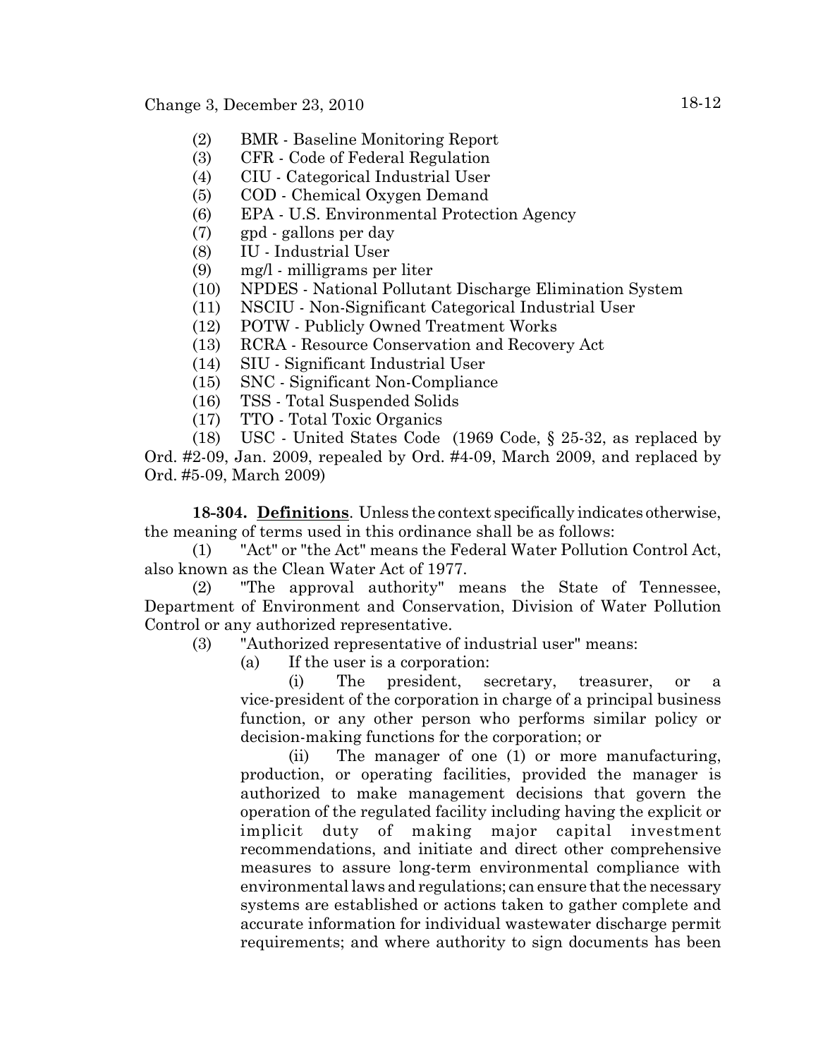(2) BMR - Baseline Monitoring Report
(3) CFR - Code of Federal Regulation
(4) CIU - Categorical Industrial User
(5) COD - Chemical Oxygen Demand
(6) EPA - U.S. Environmental Protection Agency
(7) gpd - gallons per day
(8) IU - Industrial User
(9) mg/l - milligrams per liter
(10) NPDES - National Pollutant Discharge Elimination System
(11) NSCIU - Non-Significant Categorical Industrial User
(12) POTW - Publicly Owned Treatment Works
(13) RCRA - Resource Conservation and Recovery Act
(14) SIU - Significant Industrial User
(15) SNC - Significant Non-Compliance
(16) TSS - Total Suspended Solids
(17) TTO - Total Toxic Organics
(18) USC - United States Code (1969 Code, § 25-32, as replaced by Ord. #2-09, Jan. 2009, repealed by Ord. #4-09, March 2009, and replaced by Ord. #5-09, March 2009)

**18-304. Definitions**. Unless the context specifically indicates otherwise, the meaning of terms used in this ordinance shall be as follows:

(1) "Act" or "the Act" means the Federal Water Pollution Control Act, also known as the Clean Water Act of 1977.

(2) "The approval authority" means the State of Tennessee, Department of Environment and Conservation, Division of Water Pollution Control or any authorized representative.

(3) "Authorized representative of industrial user" means:

(a) If the user is a corporation:

(i) The president, secretary, treasurer, or a vice-president of the corporation in charge of a principal business function, or any other person who performs similar policy or decision-making functions for the corporation; or

(ii) The manager of one (1) or more manufacturing, production, or operating facilities, provided the manager is authorized to make management decisions that govern the operation of the regulated facility including having the explicit or implicit duty of making major capital investment recommendations, and initiate and direct other comprehensive measures to assure long-term environmental compliance with environmental laws and regulations; can ensure that the necessary systems are established or actions taken to gather complete and accurate information for individual wastewater discharge permit requirements; and where authority to sign documents has been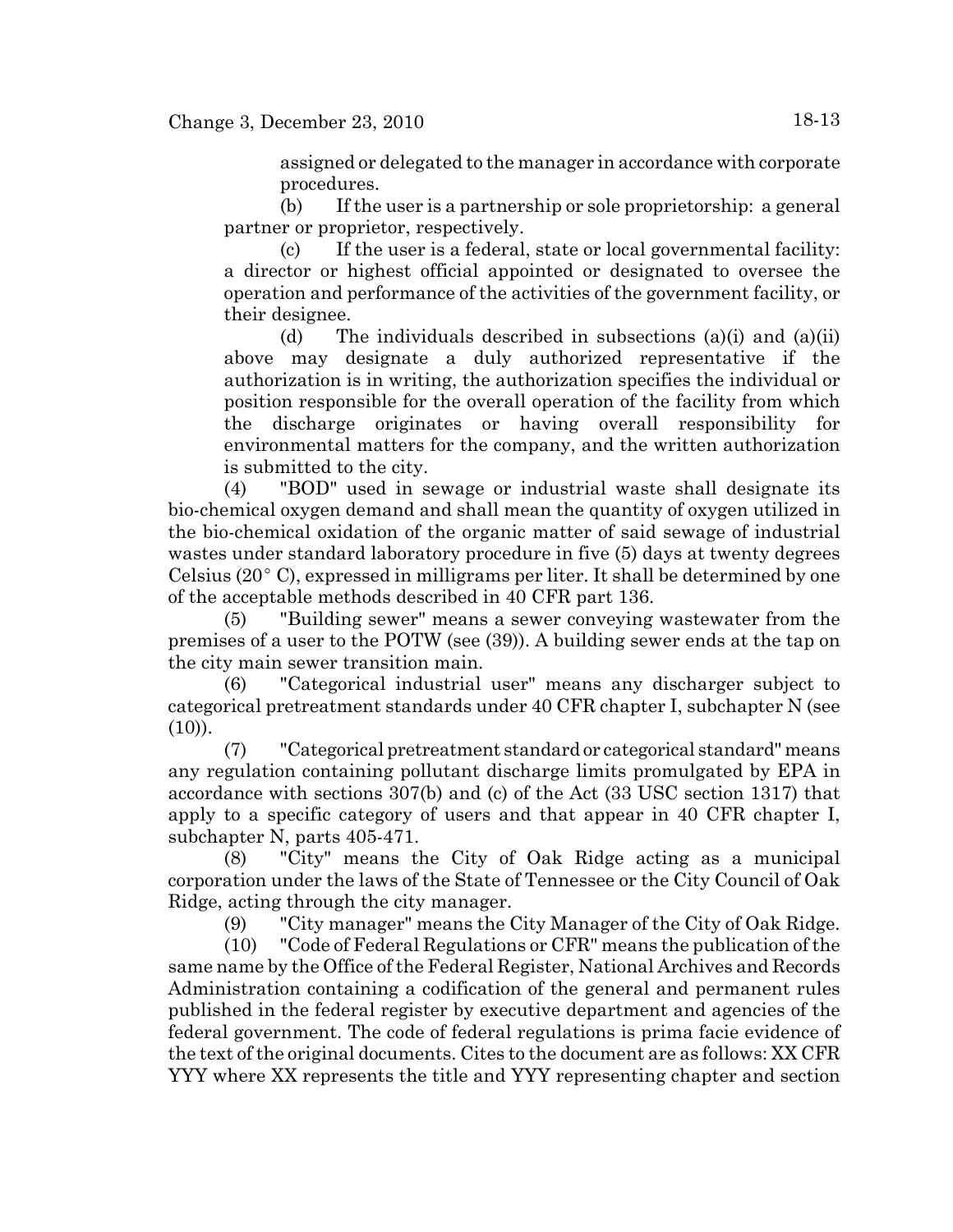assigned or delegated to the manager in accordance with corporate procedures.

(b) If the user is a partnership or sole proprietorship: a general partner or proprietor, respectively.

(c) If the user is a federal, state or local governmental facility: a director or highest official appointed or designated to oversee the operation and performance of the activities of the government facility, or their designee.

(d) The individuals described in subsections (a)(i) and (a)(ii) above may designate a duly authorized representative if the authorization is in writing, the authorization specifies the individual or position responsible for the overall operation of the facility from which the discharge originates or having overall responsibility for environmental matters for the company, and the written authorization is submitted to the city.

(4) "BOD" used in sewage or industrial waste shall designate its bio-chemical oxygen demand and shall mean the quantity of oxygen utilized in the bio-chemical oxidation of the organic matter of said sewage of industrial wastes under standard laboratory procedure in five (5) days at twenty degrees Celsius (20° C), expressed in milligrams per liter. It shall be determined by one of the acceptable methods described in 40 CFR part 136.

(5) "Building sewer" means a sewer conveying wastewater from the premises of a user to the POTW (see (39)). A building sewer ends at the tap on the city main sewer transition main.

(6) "Categorical industrial user" means any discharger subject to categorical pretreatment standards under 40 CFR chapter I, subchapter N (see (10)).

(7) "Categorical pretreatment standard or categorical standard" means any regulation containing pollutant discharge limits promulgated by EPA in accordance with sections 307(b) and (c) of the Act (33 USC section 1317) that apply to a specific category of users and that appear in 40 CFR chapter I, subchapter N, parts 405-471.

(8) "City" means the City of Oak Ridge acting as a municipal corporation under the laws of the State of Tennessee or the City Council of Oak Ridge, acting through the city manager.

(9) "City manager" means the City Manager of the City of Oak Ridge.

(10) "Code of Federal Regulations or CFR" means the publication of the same name by the Office of the Federal Register, National Archives and Records Administration containing a codification of the general and permanent rules published in the federal register by executive department and agencies of the federal government. The code of federal regulations is prima facie evidence of the text of the original documents. Cites to the document are as follows: XX CFR YYY where XX represents the title and YYY representing chapter and section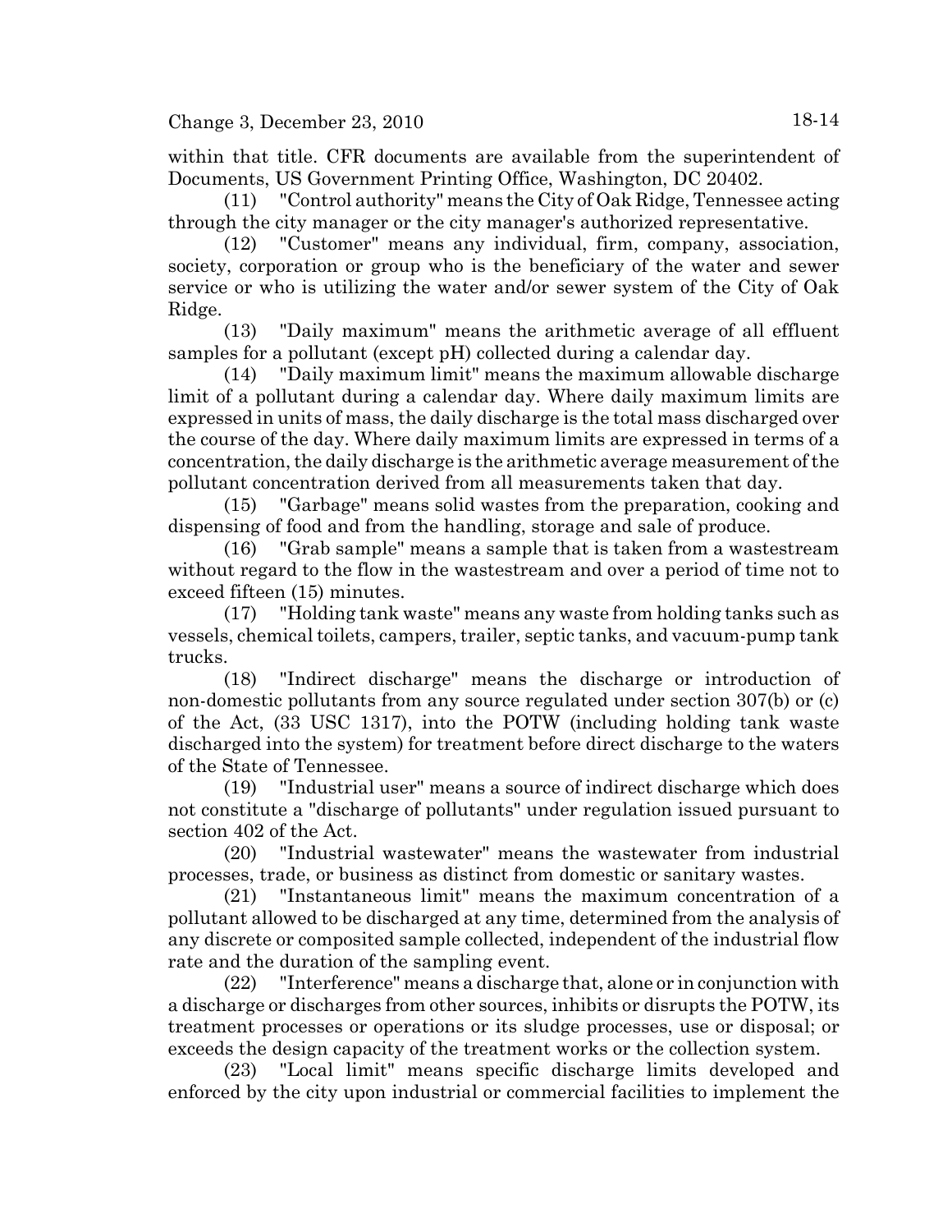within that title. CFR documents are available from the superintendent of Documents, US Government Printing Office, Washington, DC 20402.

(11) "Control authority" means the City of Oak Ridge, Tennessee acting through the city manager or the city manager's authorized representative.

(12) "Customer" means any individual, firm, company, association, society, corporation or group who is the beneficiary of the water and sewer service or who is utilizing the water and/or sewer system of the City of Oak Ridge.

(13) "Daily maximum" means the arithmetic average of all effluent samples for a pollutant (except pH) collected during a calendar day.

(14) "Daily maximum limit" means the maximum allowable discharge limit of a pollutant during a calendar day. Where daily maximum limits are expressed in units of mass, the daily discharge is the total mass discharged over the course of the day. Where daily maximum limits are expressed in terms of a concentration, the daily discharge is the arithmetic average measurement of the pollutant concentration derived from all measurements taken that day.

(15) "Garbage" means solid wastes from the preparation, cooking and dispensing of food and from the handling, storage and sale of produce.

(16) "Grab sample" means a sample that is taken from a wastestream without regard to the flow in the wastestream and over a period of time not to exceed fifteen (15) minutes.

(17) "Holding tank waste" means any waste from holding tanks such as vessels, chemical toilets, campers, trailer, septic tanks, and vacuum-pump tank trucks.

(18) "Indirect discharge" means the discharge or introduction of non-domestic pollutants from any source regulated under section 307(b) or (c) of the Act, (33 USC 1317), into the POTW (including holding tank waste discharged into the system) for treatment before direct discharge to the waters of the State of Tennessee.

(19) "Industrial user" means a source of indirect discharge which does not constitute a "discharge of pollutants" under regulation issued pursuant to section 402 of the Act.

(20) "Industrial wastewater" means the wastewater from industrial processes, trade, or business as distinct from domestic or sanitary wastes.

(21) "Instantaneous limit" means the maximum concentration of a pollutant allowed to be discharged at any time, determined from the analysis of any discrete or composited sample collected, independent of the industrial flow rate and the duration of the sampling event.

(22) "Interference" means a discharge that, alone or in conjunction with a discharge or discharges from other sources, inhibits or disrupts the POTW, its treatment processes or operations or its sludge processes, use or disposal; or exceeds the design capacity of the treatment works or the collection system.

(23) "Local limit" means specific discharge limits developed and enforced by the city upon industrial or commercial facilities to implement the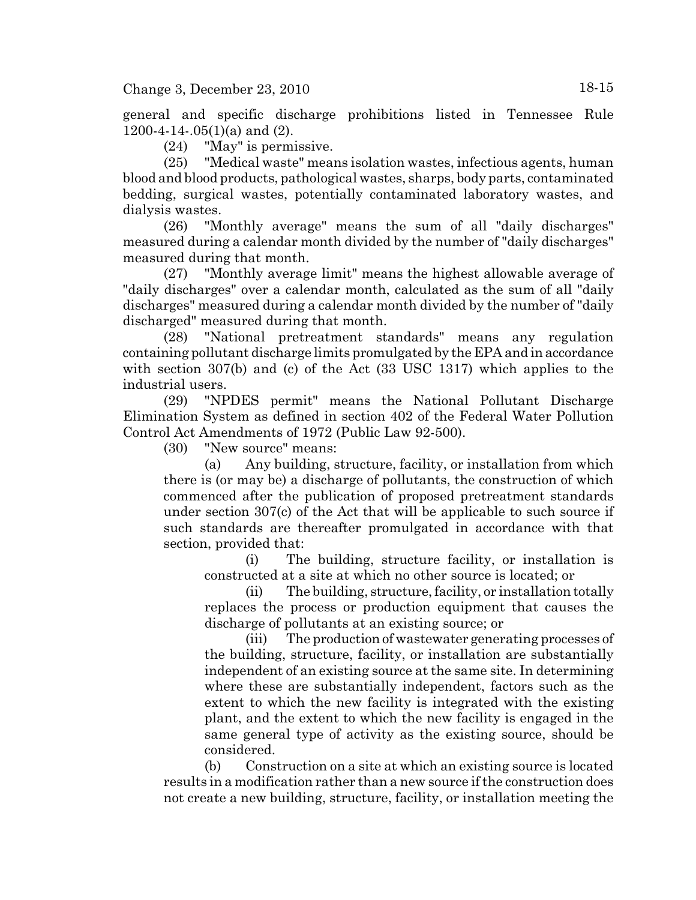general and specific discharge prohibitions listed in Tennessee Rule 1200-4-14-.05(1)(a) and (2).

(24) "May" is permissive.

(25) "Medical waste" means isolation wastes, infectious agents, human blood and blood products, pathological wastes, sharps, body parts, contaminated bedding, surgical wastes, potentially contaminated laboratory wastes, and dialysis wastes.

(26) "Monthly average" means the sum of all "daily discharges" measured during a calendar month divided by the number of "daily discharges" measured during that month.

(27) "Monthly average limit" means the highest allowable average of "daily discharges" over a calendar month, calculated as the sum of all "daily discharges" measured during a calendar month divided by the number of "daily discharged" measured during that month.

(28) "National pretreatment standards" means any regulation containing pollutant discharge limits promulgated by the EPA and in accordance with section 307(b) and (c) of the Act (33 USC 1317) which applies to the industrial users.

(29) "NPDES permit" means the National Pollutant Discharge Elimination System as defined in section 402 of the Federal Water Pollution Control Act Amendments of 1972 (Public Law 92-500).

(30) "New source" means:

(a) Any building, structure, facility, or installation from which there is (or may be) a discharge of pollutants, the construction of which commenced after the publication of proposed pretreatment standards under section 307(c) of the Act that will be applicable to such source if such standards are thereafter promulgated in accordance with that section, provided that:

(i) The building, structure facility, or installation is constructed at a site at which no other source is located; or

(ii) The building, structure, facility, or installation totally replaces the process or production equipment that causes the discharge of pollutants at an existing source; or

(iii) The production of wastewater generating processes of the building, structure, facility, or installation are substantially independent of an existing source at the same site. In determining where these are substantially independent, factors such as the extent to which the new facility is integrated with the existing plant, and the extent to which the new facility is engaged in the same general type of activity as the existing source, should be considered.

(b) Construction on a site at which an existing source is located results in a modification rather than a new source if the construction does not create a new building, structure, facility, or installation meeting the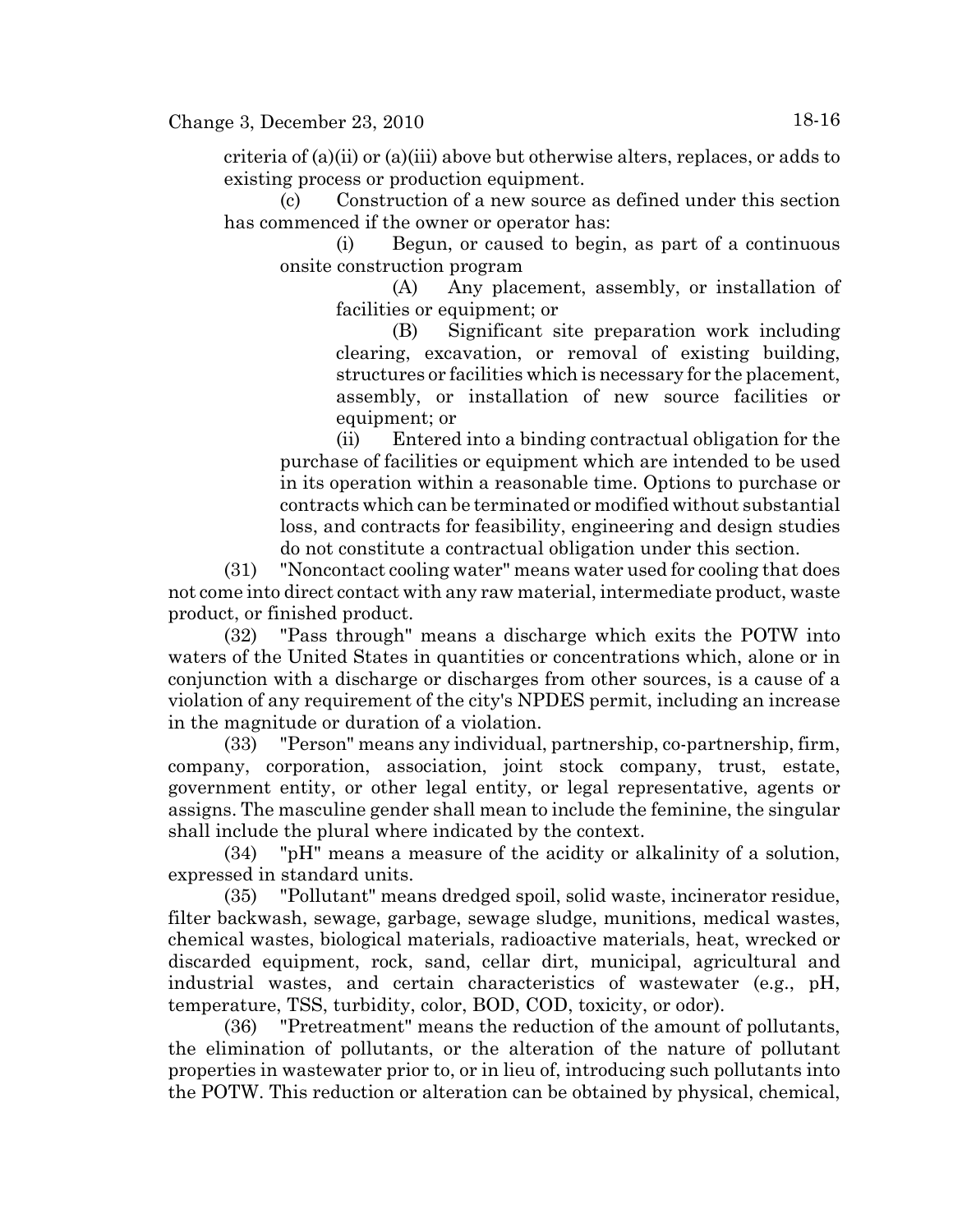criteria of (a)(ii) or (a)(iii) above but otherwise alters, replaces, or adds to existing process or production equipment.

(c) Construction of a new source as defined under this section has commenced if the owner or operator has:

(i) Begun, or caused to begin, as part of a continuous onsite construction program

(A) Any placement, assembly, or installation of facilities or equipment; or

(B) Significant site preparation work including clearing, excavation, or removal of existing building, structures or facilities which is necessary for the placement, assembly, or installation of new source facilities or equipment; or

(ii) Entered into a binding contractual obligation for the purchase of facilities or equipment which are intended to be used in its operation within a reasonable time. Options to purchase or contracts which can be terminated or modified without substantial loss, and contracts for feasibility, engineering and design studies do not constitute a contractual obligation under this section.

(31) "Noncontact cooling water" means water used for cooling that does not come into direct contact with any raw material, intermediate product, waste product, or finished product.

(32) "Pass through" means a discharge which exits the POTW into waters of the United States in quantities or concentrations which, alone or in conjunction with a discharge or discharges from other sources, is a cause of a violation of any requirement of the city's NPDES permit, including an increase in the magnitude or duration of a violation.

(33) "Person" means any individual, partnership, co-partnership, firm, company, corporation, association, joint stock company, trust, estate, government entity, or other legal entity, or legal representative, agents or assigns. The masculine gender shall mean to include the feminine, the singular shall include the plural where indicated by the context.

(34) "pH" means a measure of the acidity or alkalinity of a solution, expressed in standard units.

(35) "Pollutant" means dredged spoil, solid waste, incinerator residue, filter backwash, sewage, garbage, sewage sludge, munitions, medical wastes, chemical wastes, biological materials, radioactive materials, heat, wrecked or discarded equipment, rock, sand, cellar dirt, municipal, agricultural and industrial wastes, and certain characteristics of wastewater (e.g., pH, temperature, TSS, turbidity, color, BOD, COD, toxicity, or odor).

(36) "Pretreatment" means the reduction of the amount of pollutants, the elimination of pollutants, or the alteration of the nature of pollutant properties in wastewater prior to, or in lieu of, introducing such pollutants into the POTW. This reduction or alteration can be obtained by physical, chemical,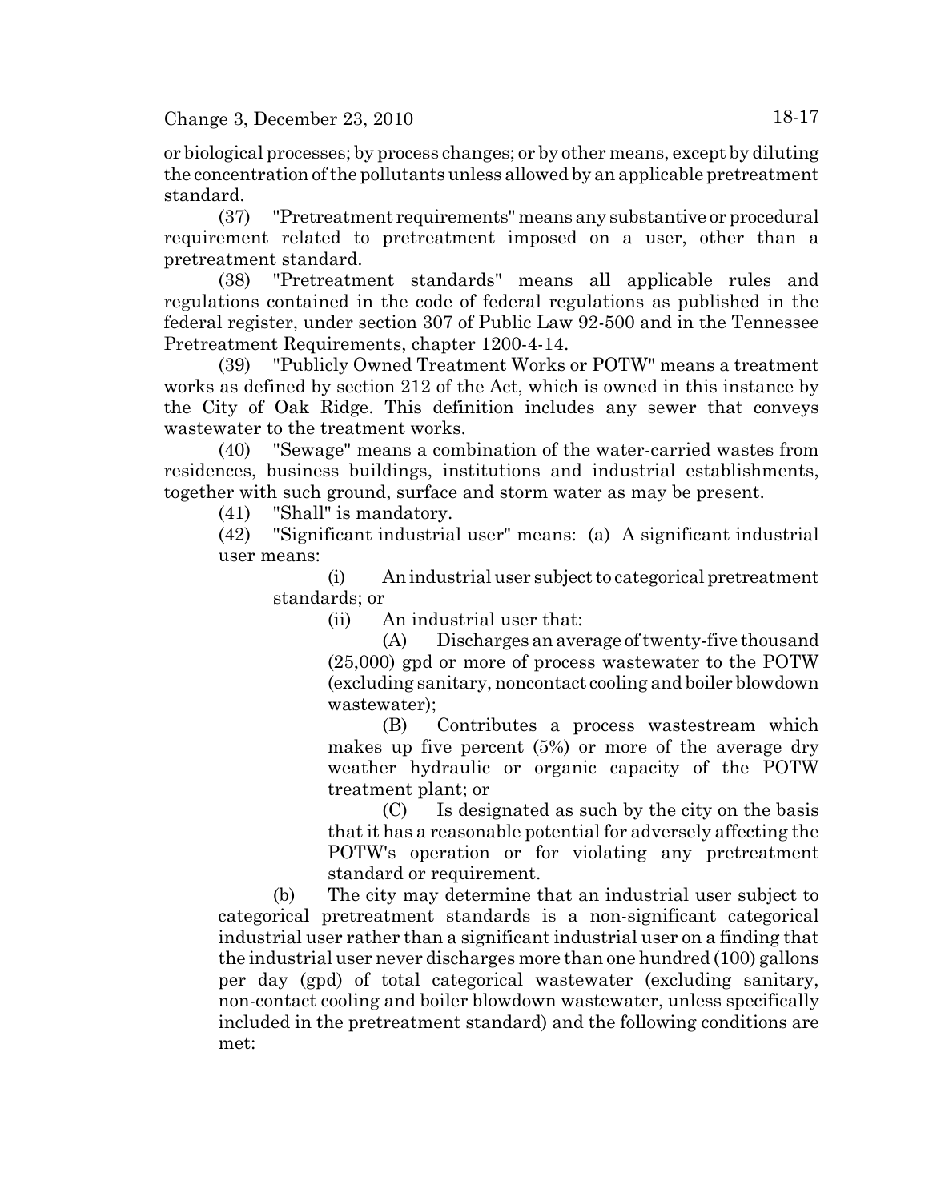or biological processes; by process changes; or by other means, except by diluting the concentration of the pollutants unless allowed by an applicable pretreatment standard.

(37) "Pretreatment requirements" means any substantive or procedural requirement related to pretreatment imposed on a user, other than a pretreatment standard.

(38) "Pretreatment standards" means all applicable rules and regulations contained in the code of federal regulations as published in the federal register, under section 307 of Public Law 92-500 and in the Tennessee Pretreatment Requirements, chapter 1200-4-14.

(39) "Publicly Owned Treatment Works or POTW" means a treatment works as defined by section 212 of the Act, which is owned in this instance by the City of Oak Ridge. This definition includes any sewer that conveys wastewater to the treatment works.

(40) "Sewage" means a combination of the water-carried wastes from residences, business buildings, institutions and industrial establishments, together with such ground, surface and storm water as may be present.

(41) "Shall" is mandatory.

(42) "Significant industrial user" means: (a) A significant industrial user means:

(i) An industrial user subject to categorical pretreatment standards; or

(ii) An industrial user that:

(A) Discharges an average of twenty-five thousand (25,000) gpd or more of process wastewater to the POTW (excluding sanitary, noncontact cooling and boiler blowdown wastewater);

(B) Contributes a process wastestream which makes up five percent (5%) or more of the average dry weather hydraulic or organic capacity of the POTW treatment plant; or

(C) Is designated as such by the city on the basis that it has a reasonable potential for adversely affecting the POTW's operation or for violating any pretreatment standard or requirement.

(b) The city may determine that an industrial user subject to categorical pretreatment standards is a non-significant categorical industrial user rather than a significant industrial user on a finding that the industrial user never discharges more than one hundred (100) gallons per day (gpd) of total categorical wastewater (excluding sanitary, non-contact cooling and boiler blowdown wastewater, unless specifically included in the pretreatment standard) and the following conditions are met: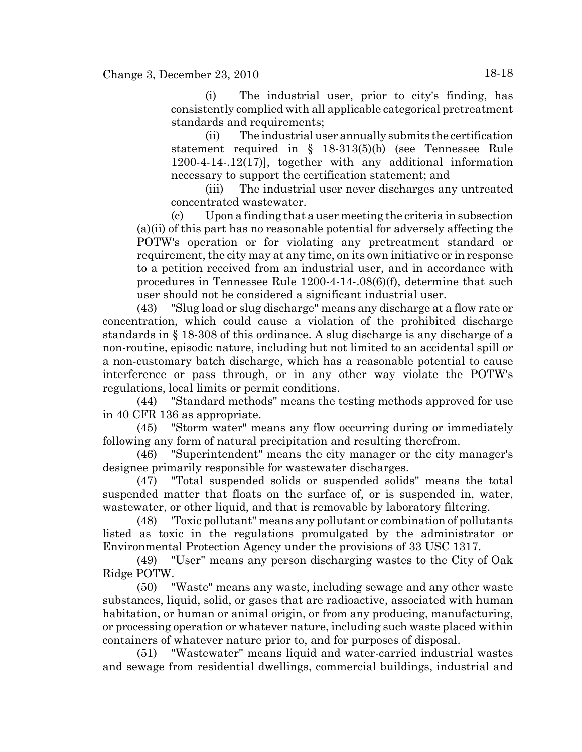(i) The industrial user, prior to city's finding, has consistently complied with all applicable categorical pretreatment standards and requirements;

(ii) The industrial user annually submits the certification statement required in § 18-313(5)(b) (see Tennessee Rule 1200-4-14-.12(17)], together with any additional information necessary to support the certification statement; and

(iii) The industrial user never discharges any untreated concentrated wastewater.

(c) Upon a finding that a user meeting the criteria in subsection (a)(ii) of this part has no reasonable potential for adversely affecting the POTW's operation or for violating any pretreatment standard or requirement, the city may at any time, on its own initiative or in response to a petition received from an industrial user, and in accordance with procedures in Tennessee Rule 1200-4-14-.08(6)(f), determine that such user should not be considered a significant industrial user.

(43) "Slug load or slug discharge" means any discharge at a flow rate or concentration, which could cause a violation of the prohibited discharge standards in § 18-308 of this ordinance. A slug discharge is any discharge of a non-routine, episodic nature, including but not limited to an accidental spill or a non-customary batch discharge, which has a reasonable potential to cause interference or pass through, or in any other way violate the POTW's regulations, local limits or permit conditions.

(44) "Standard methods" means the testing methods approved for use in 40 CFR 136 as appropriate.

(45) "Storm water" means any flow occurring during or immediately following any form of natural precipitation and resulting therefrom.

(46) "Superintendent" means the city manager or the city manager's designee primarily responsible for wastewater discharges.

(47) "Total suspended solids or suspended solids" means the total suspended matter that floats on the surface of, or is suspended in, water, wastewater, or other liquid, and that is removable by laboratory filtering.

(48) 'Toxic pollutant" means any pollutant or combination of pollutants listed as toxic in the regulations promulgated by the administrator or Environmental Protection Agency under the provisions of 33 USC 1317.

(49) "User" means any person discharging wastes to the City of Oak Ridge POTW.

(50) "Waste" means any waste, including sewage and any other waste substances, liquid, solid, or gases that are radioactive, associated with human habitation, or human or animal origin, or from any producing, manufacturing, or processing operation or whatever nature, including such waste placed within containers of whatever nature prior to, and for purposes of disposal.

(51) "Wastewater" means liquid and water-carried industrial wastes and sewage from residential dwellings, commercial buildings, industrial and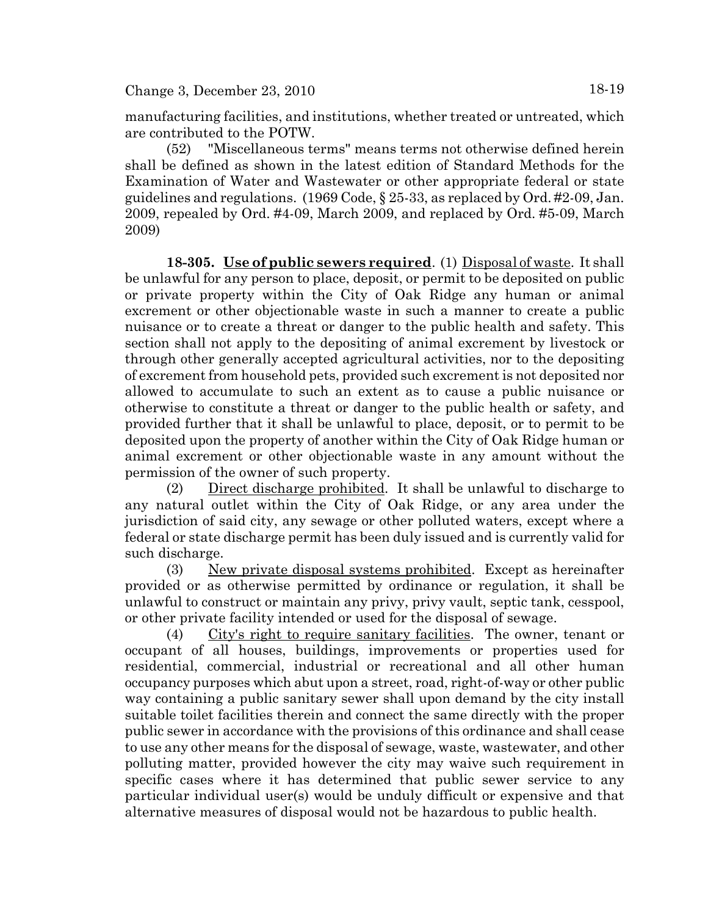manufacturing facilities, and institutions, whether treated or untreated, which are contributed to the POTW.

(52) "Miscellaneous terms" means terms not otherwise defined herein shall be defined as shown in the latest edition of Standard Methods for the Examination of Water and Wastewater or other appropriate federal or state guidelines and regulations. (1969 Code, § 25-33, as replaced by Ord. #2-09, Jan. 2009, repealed by Ord. #4-09, March 2009, and replaced by Ord. #5-09, March 2009)

**18-305. Use of public sewers required**. (1) Disposal of waste. It shall be unlawful for any person to place, deposit, or permit to be deposited on public or private property within the City of Oak Ridge any human or animal excrement or other objectionable waste in such a manner to create a public nuisance or to create a threat or danger to the public health and safety. This section shall not apply to the depositing of animal excrement by livestock or through other generally accepted agricultural activities, nor to the depositing of excrement from household pets, provided such excrement is not deposited nor allowed to accumulate to such an extent as to cause a public nuisance or otherwise to constitute a threat or danger to the public health or safety, and provided further that it shall be unlawful to place, deposit, or to permit to be deposited upon the property of another within the City of Oak Ridge human or animal excrement or other objectionable waste in any amount without the permission of the owner of such property.

(2) Direct discharge prohibited. It shall be unlawful to discharge to any natural outlet within the City of Oak Ridge, or any area under the jurisdiction of said city, any sewage or other polluted waters, except where a federal or state discharge permit has been duly issued and is currently valid for such discharge.

(3) New private disposal systems prohibited. Except as hereinafter provided or as otherwise permitted by ordinance or regulation, it shall be unlawful to construct or maintain any privy, privy vault, septic tank, cesspool, or other private facility intended or used for the disposal of sewage.

(4) City's right to require sanitary facilities. The owner, tenant or occupant of all houses, buildings, improvements or properties used for residential, commercial, industrial or recreational and all other human occupancy purposes which abut upon a street, road, right-of-way or other public way containing a public sanitary sewer shall upon demand by the city install suitable toilet facilities therein and connect the same directly with the proper public sewer in accordance with the provisions of this ordinance and shall cease to use any other means for the disposal of sewage, waste, wastewater, and other polluting matter, provided however the city may waive such requirement in specific cases where it has determined that public sewer service to any particular individual user(s) would be unduly difficult or expensive and that alternative measures of disposal would not be hazardous to public health.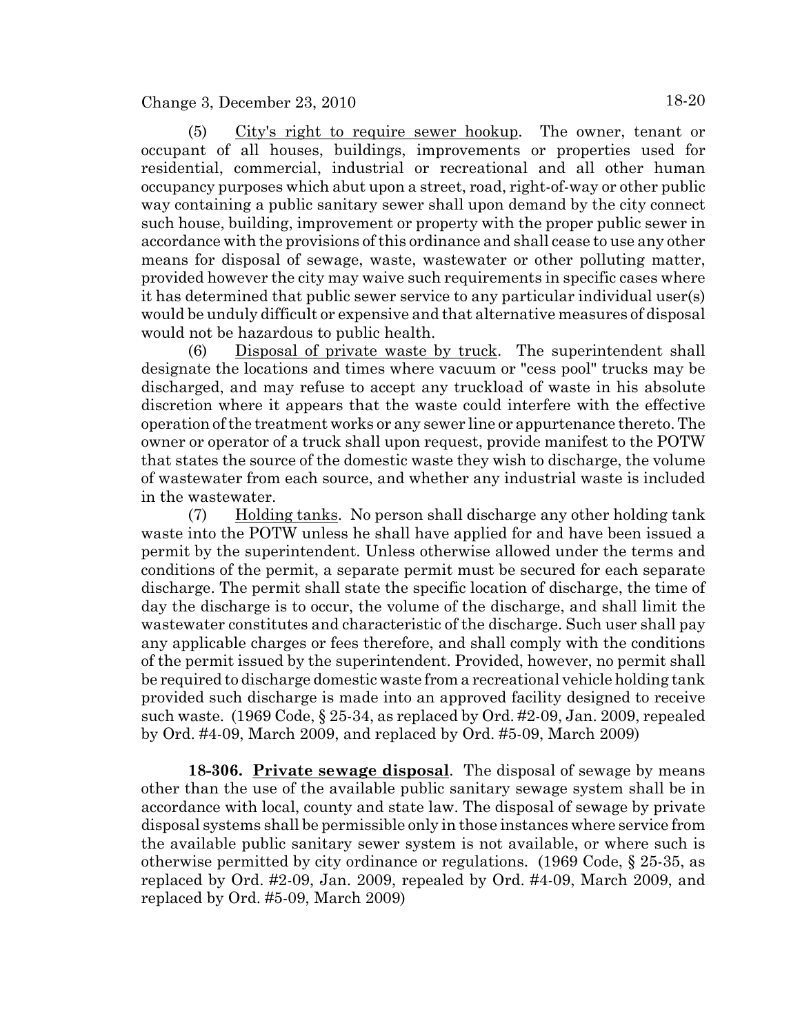(5) City's right to require sewer hookup. The owner, tenant or occupant of all houses, buildings, improvements or properties used for residential, commercial, industrial or recreational and all other human occupancy purposes which abut upon a street, road, right-of-way or other public way containing a public sanitary sewer shall upon demand by the city connect such house, building, improvement or property with the proper public sewer in accordance with the provisions of this ordinance and shall cease to use any other means for disposal of sewage, waste, wastewater or other polluting matter, provided however the city may waive such requirements in specific cases where it has determined that public sewer service to any particular individual user(s) would be unduly difficult or expensive and that alternative measures of disposal would not be hazardous to public health.

(6) Disposal of private waste by truck. The superintendent shall designate the locations and times where vacuum or "cess pool" trucks may be discharged, and may refuse to accept any truckload of waste in his absolute discretion where it appears that the waste could interfere with the effective operation of the treatment works or any sewer line or appurtenance thereto. The owner or operator of a truck shall upon request, provide manifest to the POTW that states the source of the domestic waste they wish to discharge, the volume of wastewater from each source, and whether any industrial waste is included in the wastewater.

(7) Holding tanks. No person shall discharge any other holding tank waste into the POTW unless he shall have applied for and have been issued a permit by the superintendent. Unless otherwise allowed under the terms and conditions of the permit, a separate permit must be secured for each separate discharge. The permit shall state the specific location of discharge, the time of day the discharge is to occur, the volume of the discharge, and shall limit the wastewater constitutes and characteristic of the discharge. Such user shall pay any applicable charges or fees therefore, and shall comply with the conditions of the permit issued by the superintendent. Provided, however, no permit shall be required to discharge domestic waste from a recreational vehicle holding tank provided such discharge is made into an approved facility designed to receive such waste. (1969 Code, § 25-34, as replaced by Ord. #2-09, Jan. 2009, repealed by Ord. #4-09, March 2009, and replaced by Ord. #5-09, March 2009)

**18-306. Private sewage disposal**. The disposal of sewage by means other than the use of the available public sanitary sewage system shall be in accordance with local, county and state law. The disposal of sewage by private disposal systems shall be permissible only in those instances where service from the available public sanitary sewer system is not available, or where such is otherwise permitted by city ordinance or regulations. (1969 Code, § 25-35, as replaced by Ord. #2-09, Jan. 2009, repealed by Ord. #4-09, March 2009, and replaced by Ord. #5-09, March 2009)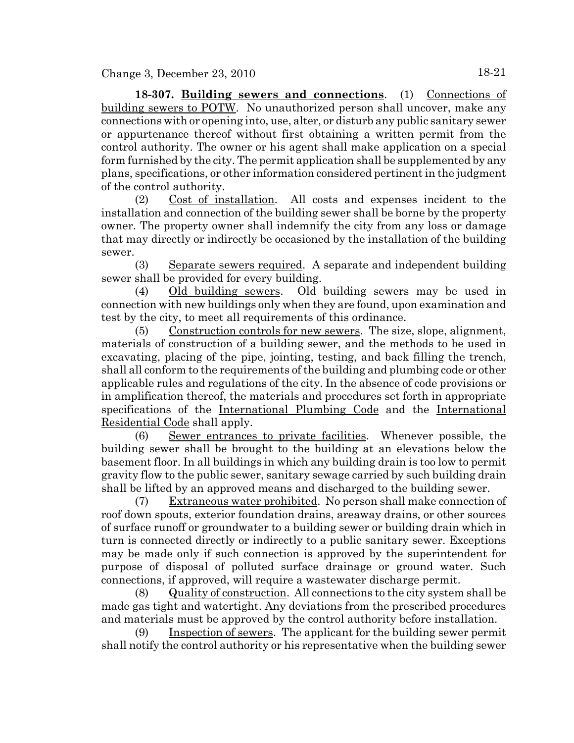**18-307. Building sewers and connections**. (1) Connections of building sewers to POTW. No unauthorized person shall uncover, make any connections with or opening into, use, alter, or disturb any public sanitary sewer or appurtenance thereof without first obtaining a written permit from the control authority. The owner or his agent shall make application on a special form furnished by the city. The permit application shall be supplemented by any plans, specifications, or other information considered pertinent in the judgment of the control authority.

(2) Cost of installation. All costs and expenses incident to the installation and connection of the building sewer shall be borne by the property owner. The property owner shall indemnify the city from any loss or damage that may directly or indirectly be occasioned by the installation of the building sewer.

(3) Separate sewers required. A separate and independent building sewer shall be provided for every building.

(4) Old building sewers. Old building sewers may be used in connection with new buildings only when they are found, upon examination and test by the city, to meet all requirements of this ordinance.

(5) Construction controls for new sewers. The size, slope, alignment, materials of construction of a building sewer, and the methods to be used in excavating, placing of the pipe, jointing, testing, and back filling the trench, shall all conform to the requirements of the building and plumbing code or other applicable rules and regulations of the city. In the absence of code provisions or in amplification thereof, the materials and procedures set forth in appropriate specifications of the International Plumbing Code and the International Residential Code shall apply.

(6) Sewer entrances to private facilities. Whenever possible, the building sewer shall be brought to the building at an elevations below the basement floor. In all buildings in which any building drain is too low to permit gravity flow to the public sewer, sanitary sewage carried by such building drain shall be lifted by an approved means and discharged to the building sewer.

(7) Extraneous water prohibited. No person shall make connection of roof down spouts, exterior foundation drains, areaway drains, or other sources of surface runoff or groundwater to a building sewer or building drain which in turn is connected directly or indirectly to a public sanitary sewer. Exceptions may be made only if such connection is approved by the superintendent for purpose of disposal of polluted surface drainage or ground water. Such connections, if approved, will require a wastewater discharge permit.

(8) Quality of construction. All connections to the city system shall be made gas tight and watertight. Any deviations from the prescribed procedures and materials must be approved by the control authority before installation.

(9) Inspection of sewers. The applicant for the building sewer permit shall notify the control authority or his representative when the building sewer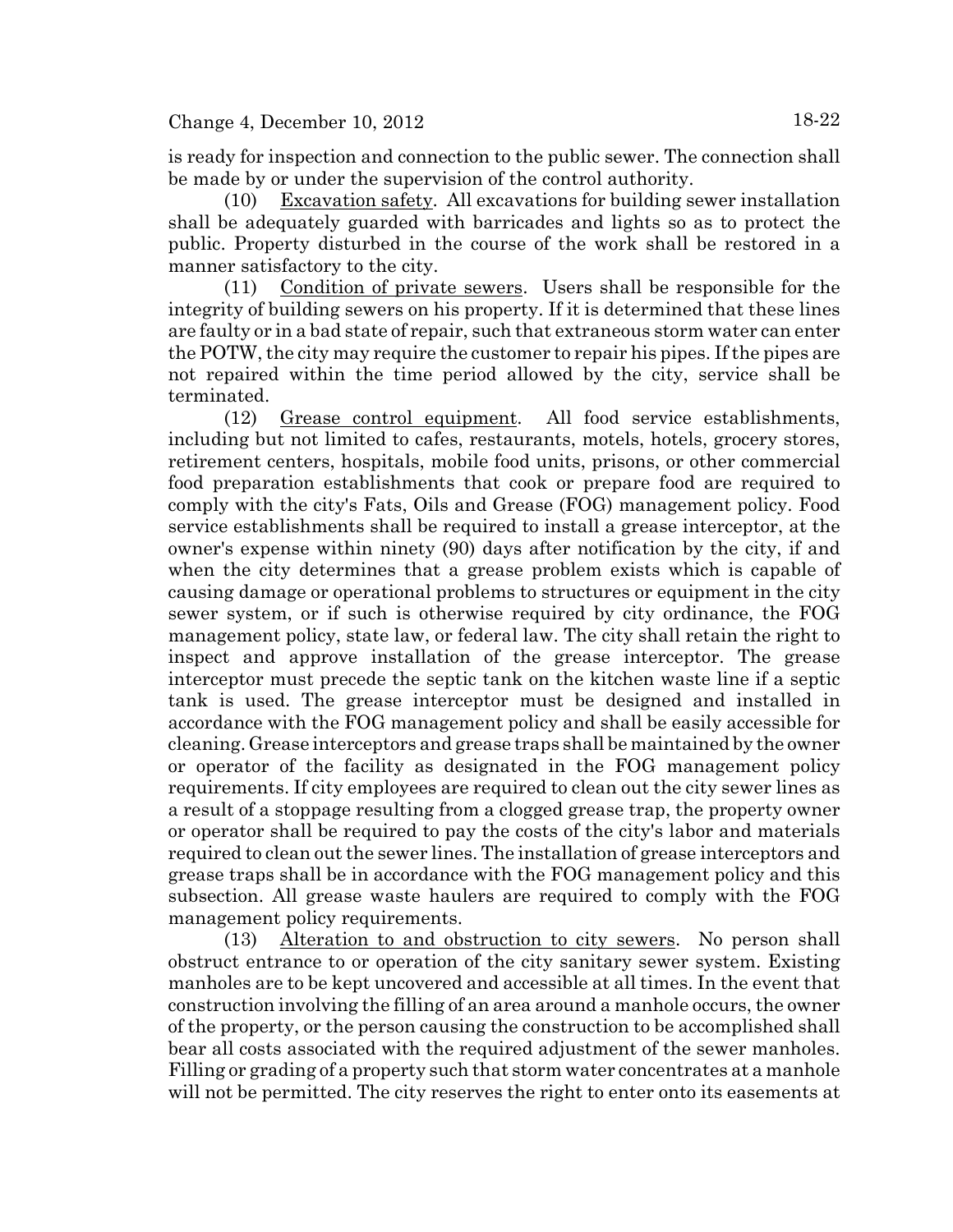is ready for inspection and connection to the public sewer. The connection shall be made by or under the supervision of the control authority.

(10) Excavation safety. All excavations for building sewer installation shall be adequately guarded with barricades and lights so as to protect the public. Property disturbed in the course of the work shall be restored in a manner satisfactory to the city.

(11) Condition of private sewers. Users shall be responsible for the integrity of building sewers on his property. If it is determined that these lines are faulty or in a bad state of repair, such that extraneous storm water can enter the POTW, the city may require the customer to repair his pipes. If the pipes are not repaired within the time period allowed by the city, service shall be terminated.

(12) Grease control equipment. All food service establishments, including but not limited to cafes, restaurants, motels, hotels, grocery stores, retirement centers, hospitals, mobile food units, prisons, or other commercial food preparation establishments that cook or prepare food are required to comply with the city's Fats, Oils and Grease (FOG) management policy. Food service establishments shall be required to install a grease interceptor, at the owner's expense within ninety (90) days after notification by the city, if and when the city determines that a grease problem exists which is capable of causing damage or operational problems to structures or equipment in the city sewer system, or if such is otherwise required by city ordinance, the FOG management policy, state law, or federal law. The city shall retain the right to inspect and approve installation of the grease interceptor. The grease interceptor must precede the septic tank on the kitchen waste line if a septic tank is used. The grease interceptor must be designed and installed in accordance with the FOG management policy and shall be easily accessible for cleaning. Grease interceptors and grease traps shall be maintained by the owner or operator of the facility as designated in the FOG management policy requirements. If city employees are required to clean out the city sewer lines as a result of a stoppage resulting from a clogged grease trap, the property owner or operator shall be required to pay the costs of the city's labor and materials required to clean out the sewer lines. The installation of grease interceptors and grease traps shall be in accordance with the FOG management policy and this subsection. All grease waste haulers are required to comply with the FOG management policy requirements.

(13) Alteration to and obstruction to city sewers. No person shall obstruct entrance to or operation of the city sanitary sewer system. Existing manholes are to be kept uncovered and accessible at all times. In the event that construction involving the filling of an area around a manhole occurs, the owner of the property, or the person causing the construction to be accomplished shall bear all costs associated with the required adjustment of the sewer manholes. Filling or grading of a property such that storm water concentrates at a manhole will not be permitted. The city reserves the right to enter onto its easements at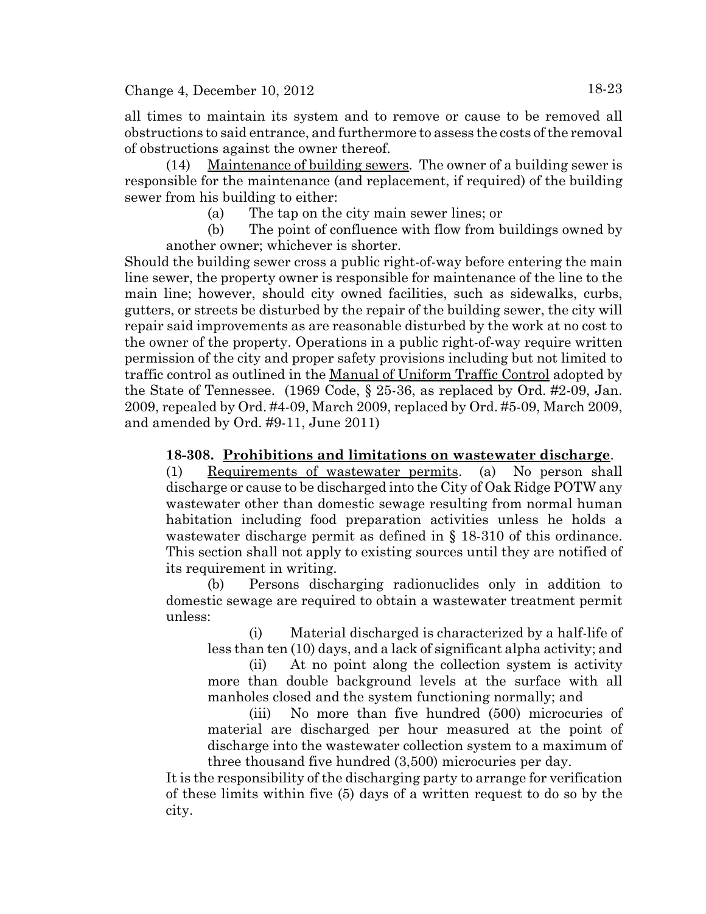all times to maintain its system and to remove or cause to be removed all obstructions to said entrance, and furthermore to assess the costs of the removal of obstructions against the owner thereof.

(14) Maintenance of building sewers. The owner of a building sewer is responsible for the maintenance (and replacement, if required) of the building sewer from his building to either:

(a) The tap on the city main sewer lines; or

(b) The point of confluence with flow from buildings owned by another owner; whichever is shorter.

Should the building sewer cross a public right-of-way before entering the main line sewer, the property owner is responsible for maintenance of the line to the main line; however, should city owned facilities, such as sidewalks, curbs, gutters, or streets be disturbed by the repair of the building sewer, the city will repair said improvements as are reasonable disturbed by the work at no cost to the owner of the property. Operations in a public right-of-way require written permission of the city and proper safety provisions including but not limited to traffic control as outlined in the Manual of Uniform Traffic Control adopted by the State of Tennessee. (1969 Code, § 25-36, as replaced by Ord. #2-09, Jan. 2009, repealed by Ord. #4-09, March 2009, replaced by Ord. #5-09, March 2009, and amended by Ord. #9-11, June 2011)

**18-308. Prohibitions and limitations on wastewater discharge**.

(1) Requirements of wastewater permits. (a) No person shall discharge or cause to be discharged into the City of Oak Ridge POTW any wastewater other than domestic sewage resulting from normal human habitation including food preparation activities unless he holds a wastewater discharge permit as defined in § 18-310 of this ordinance. This section shall not apply to existing sources until they are notified of its requirement in writing.

(b) Persons discharging radionuclides only in addition to domestic sewage are required to obtain a wastewater treatment permit unless:

(i) Material discharged is characterized by a half-life of less than ten (10) days, and a lack of significant alpha activity; and

(ii) At no point along the collection system is activity more than double background levels at the surface with all manholes closed and the system functioning normally; and

(iii) No more than five hundred (500) microcuries of material are discharged per hour measured at the point of discharge into the wastewater collection system to a maximum of three thousand five hundred (3,500) microcuries per day.

It is the responsibility of the discharging party to arrange for verification of these limits within five (5) days of a written request to do so by the city.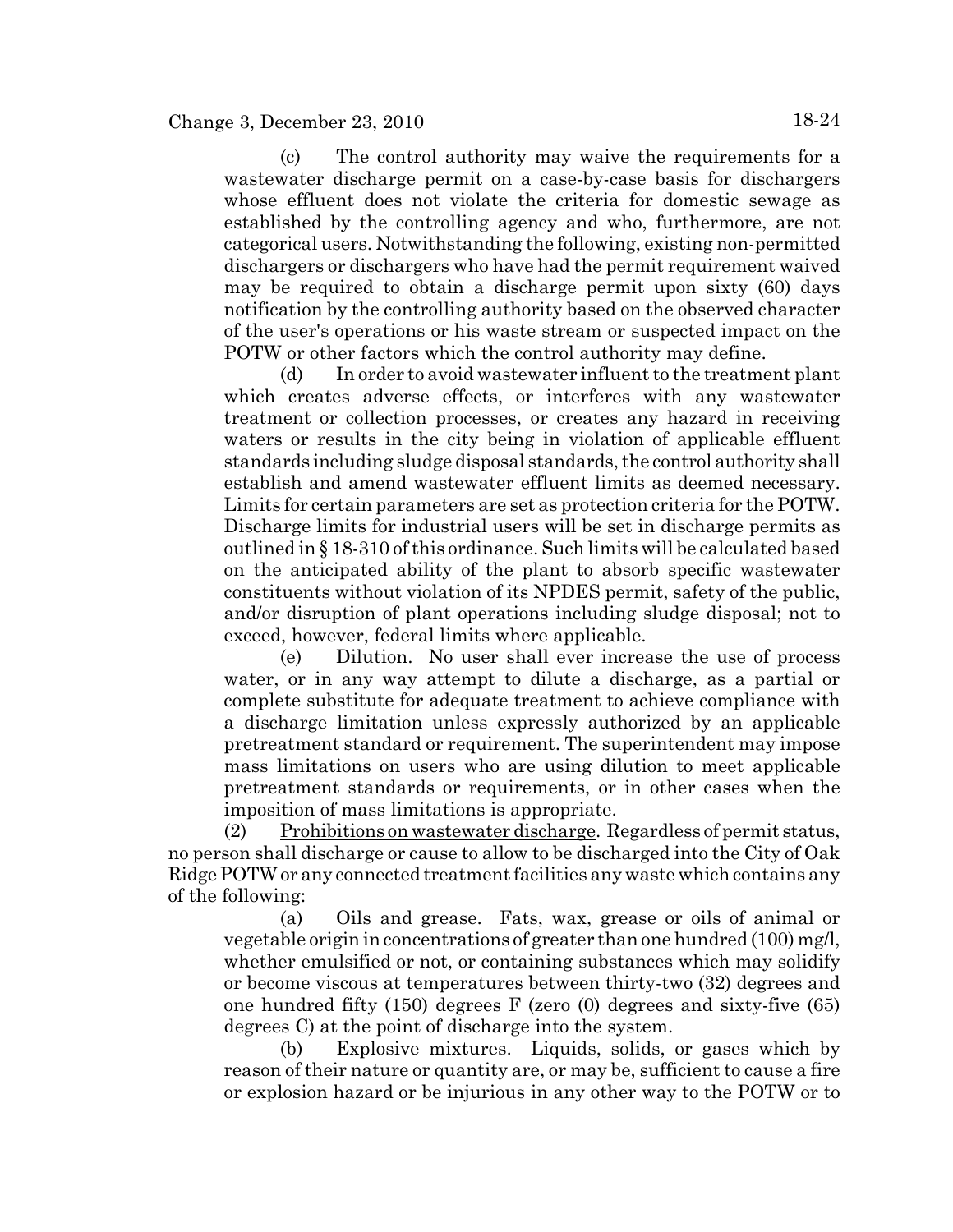(c) The control authority may waive the requirements for a wastewater discharge permit on a case-by-case basis for dischargers whose effluent does not violate the criteria for domestic sewage as established by the controlling agency and who, furthermore, are not categorical users. Notwithstanding the following, existing non-permitted dischargers or dischargers who have had the permit requirement waived may be required to obtain a discharge permit upon sixty (60) days notification by the controlling authority based on the observed character of the user's operations or his waste stream or suspected impact on the POTW or other factors which the control authority may define.

(d) In order to avoid wastewater influent to the treatment plant which creates adverse effects, or interferes with any wastewater treatment or collection processes, or creates any hazard in receiving waters or results in the city being in violation of applicable effluent standards including sludge disposal standards, the control authority shall establish and amend wastewater effluent limits as deemed necessary. Limits for certain parameters are set as protection criteria for the POTW. Discharge limits for industrial users will be set in discharge permits as outlined in § 18-310 of this ordinance. Such limits will be calculated based on the anticipated ability of the plant to absorb specific wastewater constituents without violation of its NPDES permit, safety of the public, and/or disruption of plant operations including sludge disposal; not to exceed, however, federal limits where applicable.

(e) Dilution. No user shall ever increase the use of process water, or in any way attempt to dilute a discharge, as a partial or complete substitute for adequate treatment to achieve compliance with a discharge limitation unless expressly authorized by an applicable pretreatment standard or requirement. The superintendent may impose mass limitations on users who are using dilution to meet applicable pretreatment standards or requirements, or in other cases when the imposition of mass limitations is appropriate.

(2) Prohibitions on wastewater discharge. Regardless of permit status, no person shall discharge or cause to allow to be discharged into the City of Oak Ridge POTW or any connected treatment facilities any waste which contains any of the following:

(a) Oils and grease. Fats, wax, grease or oils of animal or vegetable origin in concentrations of greater than one hundred (100) mg/l, whether emulsified or not, or containing substances which may solidify or become viscous at temperatures between thirty-two (32) degrees and one hundred fifty (150) degrees F (zero (0) degrees and sixty-five (65) degrees C) at the point of discharge into the system.

(b) Explosive mixtures. Liquids, solids, or gases which by reason of their nature or quantity are, or may be, sufficient to cause a fire or explosion hazard or be injurious in any other way to the POTW or to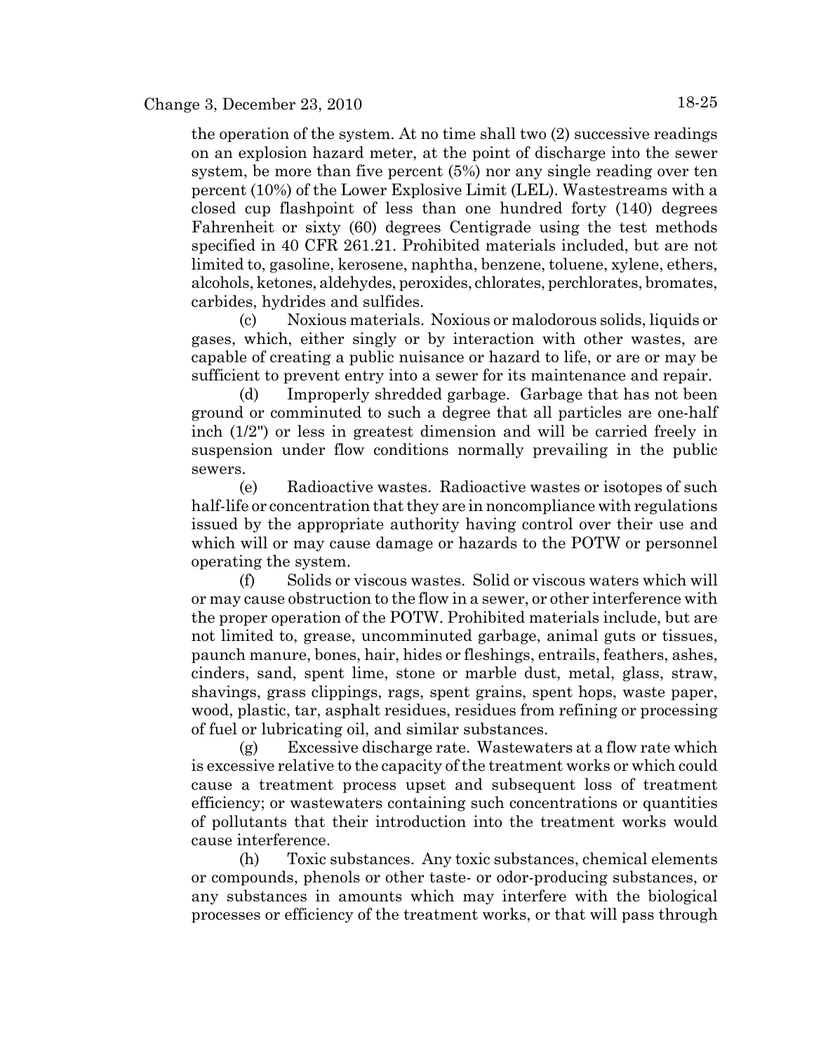the operation of the system. At no time shall two (2) successive readings on an explosion hazard meter, at the point of discharge into the sewer system, be more than five percent (5%) nor any single reading over ten percent (10%) of the Lower Explosive Limit (LEL). Wastestreams with a closed cup flashpoint of less than one hundred forty (140) degrees Fahrenheit or sixty (60) degrees Centigrade using the test methods specified in 40 CFR 261.21. Prohibited materials included, but are not limited to, gasoline, kerosene, naphtha, benzene, toluene, xylene, ethers, alcohols, ketones, aldehydes, peroxides, chlorates, perchlorates, bromates, carbides, hydrides and sulfides.

(c) Noxious materials. Noxious or malodorous solids, liquids or gases, which, either singly or by interaction with other wastes, are capable of creating a public nuisance or hazard to life, or are or may be sufficient to prevent entry into a sewer for its maintenance and repair.

(d) Improperly shredded garbage. Garbage that has not been ground or comminuted to such a degree that all particles are one-half inch (1/2") or less in greatest dimension and will be carried freely in suspension under flow conditions normally prevailing in the public sewers.

(e) Radioactive wastes. Radioactive wastes or isotopes of such half-life or concentration that they are in noncompliance with regulations issued by the appropriate authority having control over their use and which will or may cause damage or hazards to the POTW or personnel operating the system.

(f) Solids or viscous wastes. Solid or viscous waters which will or may cause obstruction to the flow in a sewer, or other interference with the proper operation of the POTW. Prohibited materials include, but are not limited to, grease, uncomminuted garbage, animal guts or tissues, paunch manure, bones, hair, hides or fleshings, entrails, feathers, ashes, cinders, sand, spent lime, stone or marble dust, metal, glass, straw, shavings, grass clippings, rags, spent grains, spent hops, waste paper, wood, plastic, tar, asphalt residues, residues from refining or processing of fuel or lubricating oil, and similar substances.

(g) Excessive discharge rate. Wastewaters at a flow rate which is excessive relative to the capacity of the treatment works or which could cause a treatment process upset and subsequent loss of treatment efficiency; or wastewaters containing such concentrations or quantities of pollutants that their introduction into the treatment works would cause interference.

(h) Toxic substances. Any toxic substances, chemical elements or compounds, phenols or other taste- or odor-producing substances, or any substances in amounts which may interfere with the biological processes or efficiency of the treatment works, or that will pass through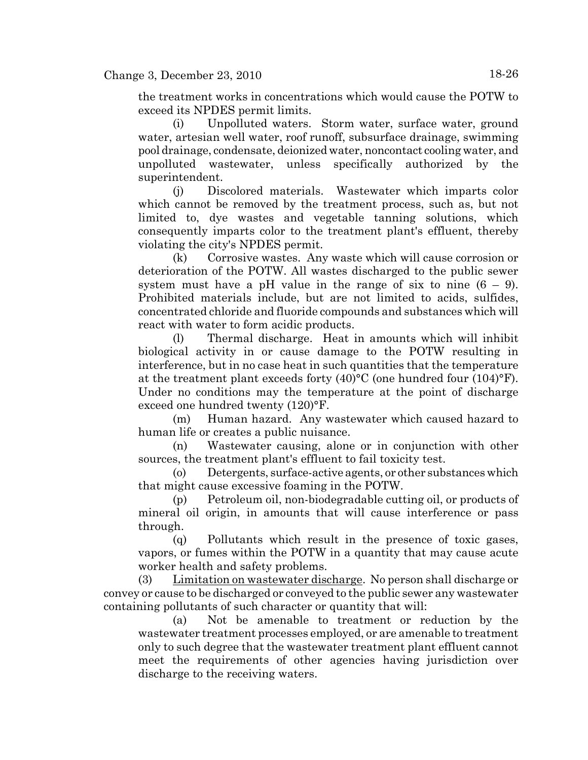the treatment works in concentrations which would cause the POTW to exceed its NPDES permit limits.

(i) Unpolluted waters. Storm water, surface water, ground water, artesian well water, roof runoff, subsurface drainage, swimming pool drainage, condensate, deionized water, noncontact cooling water, and unpolluted wastewater, unless specifically authorized by the superintendent.

(j) Discolored materials. Wastewater which imparts color which cannot be removed by the treatment process, such as, but not limited to, dye wastes and vegetable tanning solutions, which consequently imparts color to the treatment plant's effluent, thereby violating the city's NPDES permit.

(k) Corrosive wastes. Any waste which will cause corrosion or deterioration of the POTW. All wastes discharged to the public sewer system must have a pH value in the range of six to nine (6 – 9). Prohibited materials include, but are not limited to acids, sulfides, concentrated chloride and fluoride compounds and substances which will react with water to form acidic products.

(l) Thermal discharge. Heat in amounts which will inhibit biological activity in or cause damage to the POTW resulting in interference, but in no case heat in such quantities that the temperature at the treatment plant exceeds forty (40)°C (one hundred four (104)°F). Under no conditions may the temperature at the point of discharge exceed one hundred twenty (120)°F.

(m) Human hazard. Any wastewater which caused hazard to human life or creates a public nuisance.

(n) Wastewater causing, alone or in conjunction with other sources, the treatment plant's effluent to fail toxicity test.

(o) Detergents, surface-active agents, or other substances which that might cause excessive foaming in the POTW.

(p) Petroleum oil, non-biodegradable cutting oil, or products of mineral oil origin, in amounts that will cause interference or pass through.

(q) Pollutants which result in the presence of toxic gases, vapors, or fumes within the POTW in a quantity that may cause acute worker health and safety problems.

(3) Limitation on wastewater discharge. No person shall discharge or convey or cause to be discharged or conveyed to the public sewer any wastewater containing pollutants of such character or quantity that will:

(a) Not be amenable to treatment or reduction by the wastewater treatment processes employed, or are amenable to treatment only to such degree that the wastewater treatment plant effluent cannot meet the requirements of other agencies having jurisdiction over discharge to the receiving waters.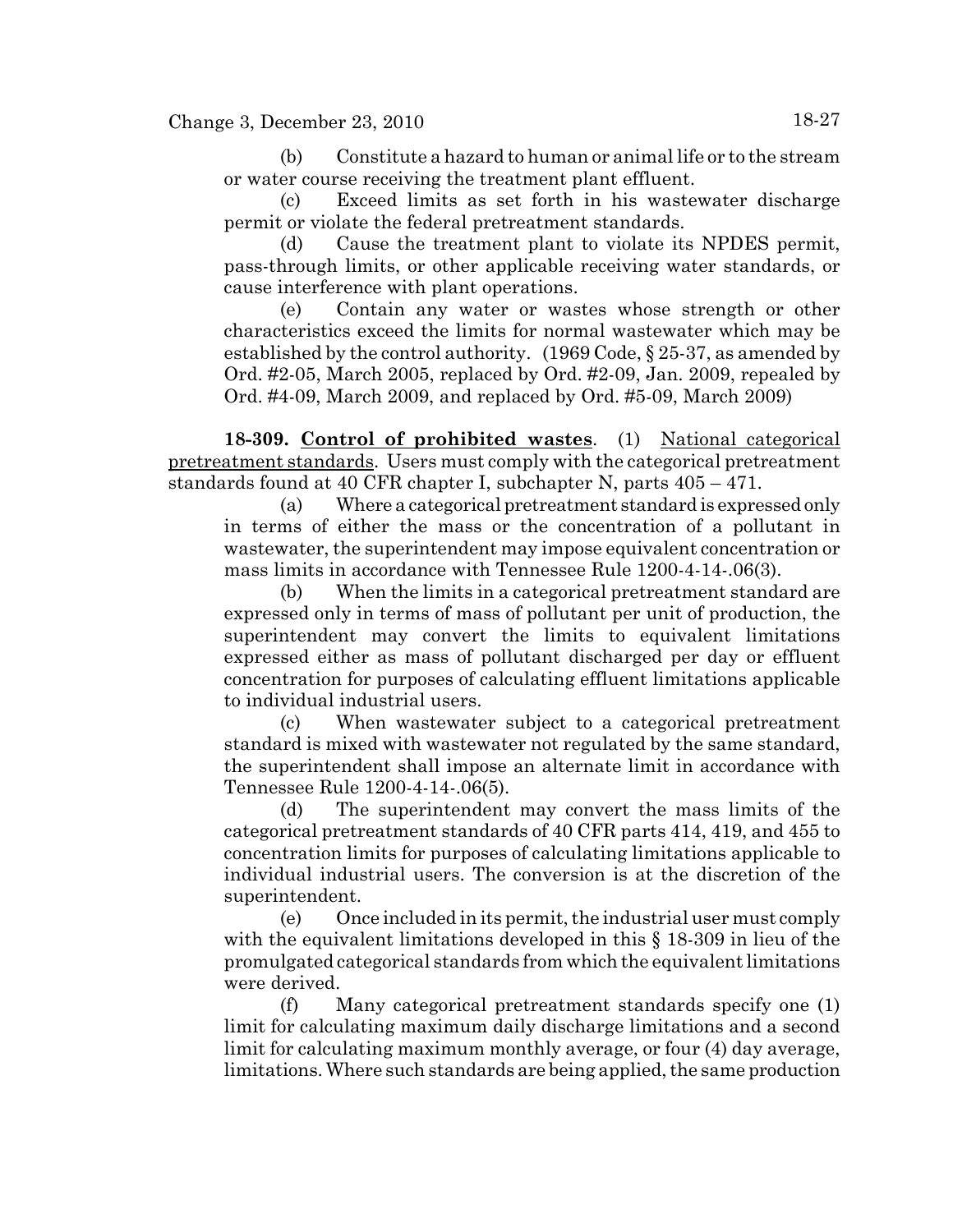(b) Constitute a hazard to human or animal life or to the stream or water course receiving the treatment plant effluent.

(c) Exceed limits as set forth in his wastewater discharge permit or violate the federal pretreatment standards.

(d) Cause the treatment plant to violate its NPDES permit, pass-through limits, or other applicable receiving water standards, or cause interference with plant operations.

(e) Contain any water or wastes whose strength or other characteristics exceed the limits for normal wastewater which may be established by the control authority. (1969 Code, § 25-37, as amended by Ord. #2-05, March 2005, replaced by Ord. #2-09, Jan. 2009, repealed by Ord. #4-09, March 2009, and replaced by Ord. #5-09, March 2009)

**18-309. Control of prohibited wastes**. (1) National categorical pretreatment standards. Users must comply with the categorical pretreatment standards found at 40 CFR chapter I, subchapter N, parts 405 – 471.

(a) Where a categorical pretreatment standard is expressed only in terms of either the mass or the concentration of a pollutant in wastewater, the superintendent may impose equivalent concentration or mass limits in accordance with Tennessee Rule 1200-4-14-.06(3).

(b) When the limits in a categorical pretreatment standard are expressed only in terms of mass of pollutant per unit of production, the superintendent may convert the limits to equivalent limitations expressed either as mass of pollutant discharged per day or effluent concentration for purposes of calculating effluent limitations applicable to individual industrial users.

(c) When wastewater subject to a categorical pretreatment standard is mixed with wastewater not regulated by the same standard, the superintendent shall impose an alternate limit in accordance with Tennessee Rule 1200-4-14-.06(5).

(d) The superintendent may convert the mass limits of the categorical pretreatment standards of 40 CFR parts 414, 419, and 455 to concentration limits for purposes of calculating limitations applicable to individual industrial users. The conversion is at the discretion of the superintendent.

(e) Once included in its permit, the industrial user must comply with the equivalent limitations developed in this § 18-309 in lieu of the promulgated categorical standards from which the equivalent limitations were derived.

(f) Many categorical pretreatment standards specify one (1) limit for calculating maximum daily discharge limitations and a second limit for calculating maximum monthly average, or four (4) day average, limitations. Where such standards are being applied, the same production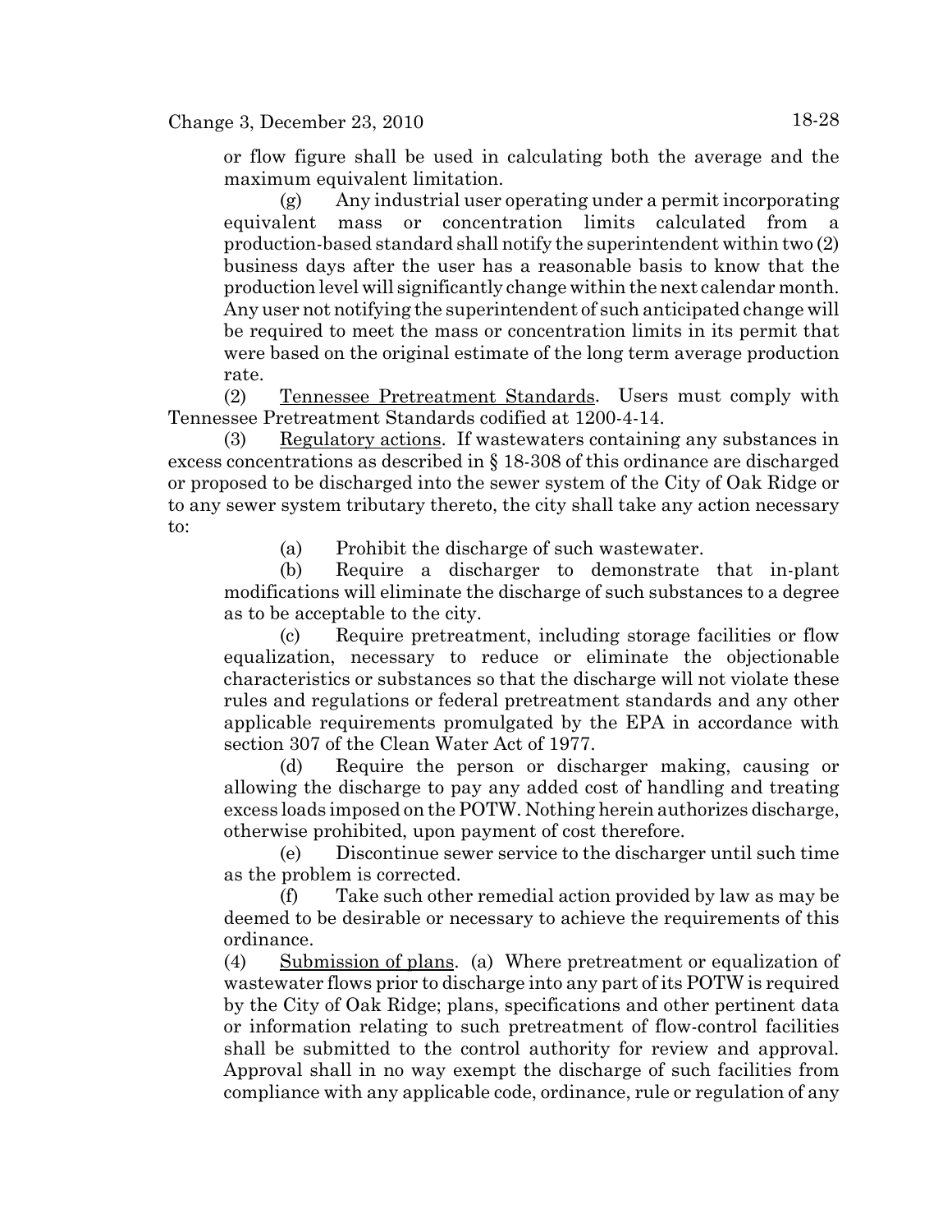or flow figure shall be used in calculating both the average and the maximum equivalent limitation.

(g) Any industrial user operating under a permit incorporating equivalent mass or concentration limits calculated from a production-based standard shall notify the superintendent within two (2) business days after the user has a reasonable basis to know that the production level will significantly change within the next calendar month. Any user not notifying the superintendent of such anticipated change will be required to meet the mass or concentration limits in its permit that were based on the original estimate of the long term average production rate.

(2) Tennessee Pretreatment Standards. Users must comply with Tennessee Pretreatment Standards codified at 1200-4-14.

(3) Regulatory actions. If wastewaters containing any substances in excess concentrations as described in § 18-308 of this ordinance are discharged or proposed to be discharged into the sewer system of the City of Oak Ridge or to any sewer system tributary thereto, the city shall take any action necessary to:

(a) Prohibit the discharge of such wastewater.

(b) Require a discharger to demonstrate that in-plant modifications will eliminate the discharge of such substances to a degree as to be acceptable to the city.

(c) Require pretreatment, including storage facilities or flow equalization, necessary to reduce or eliminate the objectionable characteristics or substances so that the discharge will not violate these rules and regulations or federal pretreatment standards and any other applicable requirements promulgated by the EPA in accordance with section 307 of the Clean Water Act of 1977.

(d) Require the person or discharger making, causing or allowing the discharge to pay any added cost of handling and treating excess loads imposed on the POTW. Nothing herein authorizes discharge, otherwise prohibited, upon payment of cost therefore.

(e) Discontinue sewer service to the discharger until such time as the problem is corrected.

(f) Take such other remedial action provided by law as may be deemed to be desirable or necessary to achieve the requirements of this ordinance.

(4) Submission of plans. (a) Where pretreatment or equalization of wastewater flows prior to discharge into any part of its POTW is required by the City of Oak Ridge; plans, specifications and other pertinent data or information relating to such pretreatment of flow-control facilities shall be submitted to the control authority for review and approval. Approval shall in no way exempt the discharge of such facilities from compliance with any applicable code, ordinance, rule or regulation of any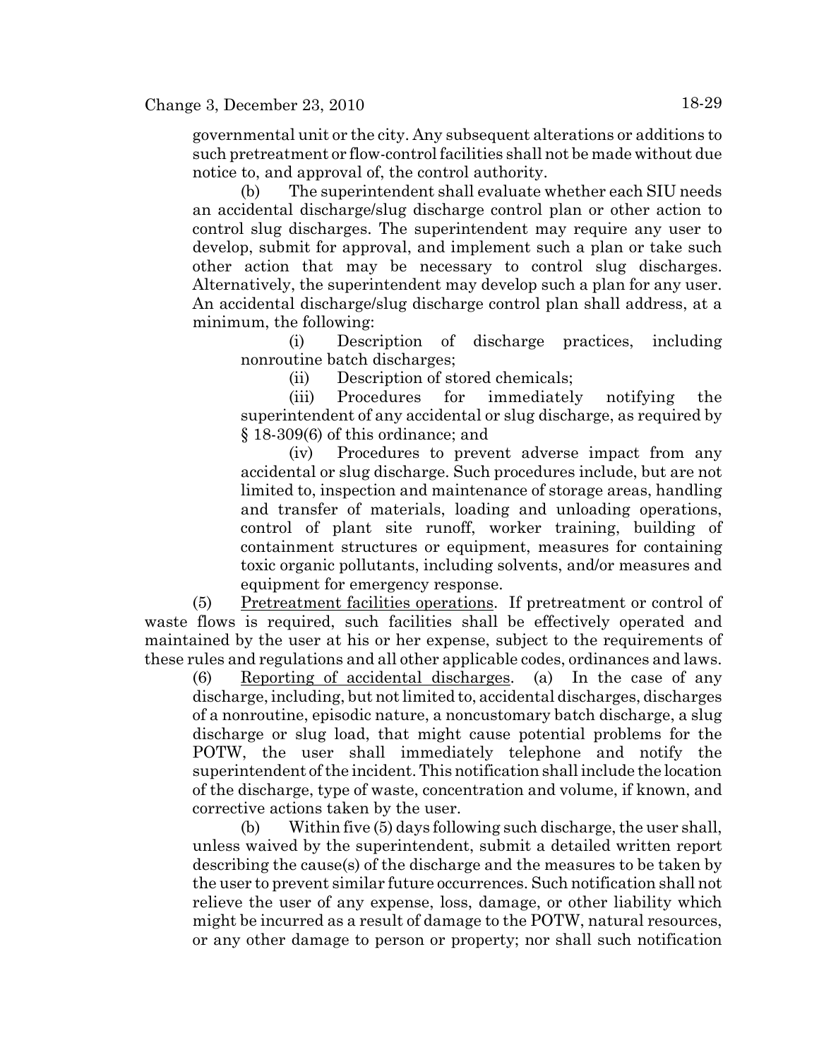governmental unit or the city. Any subsequent alterations or additions to such pretreatment or flow-control facilities shall not be made without due notice to, and approval of, the control authority.

(b) The superintendent shall evaluate whether each SIU needs an accidental discharge/slug discharge control plan or other action to control slug discharges. The superintendent may require any user to develop, submit for approval, and implement such a plan or take such other action that may be necessary to control slug discharges. Alternatively, the superintendent may develop such a plan for any user. An accidental discharge/slug discharge control plan shall address, at a minimum, the following:

(i) Description of discharge practices, including nonroutine batch discharges;

(ii) Description of stored chemicals;

(iii) Procedures for immediately notifying the superintendent of any accidental or slug discharge, as required by § 18-309(6) of this ordinance; and

(iv) Procedures to prevent adverse impact from any accidental or slug discharge. Such procedures include, but are not limited to, inspection and maintenance of storage areas, handling and transfer of materials, loading and unloading operations, control of plant site runoff, worker training, building of containment structures or equipment, measures for containing toxic organic pollutants, including solvents, and/or measures and equipment for emergency response.

(5) Pretreatment facilities operations. If pretreatment or control of waste flows is required, such facilities shall be effectively operated and maintained by the user at his or her expense, subject to the requirements of these rules and regulations and all other applicable codes, ordinances and laws.

(6) Reporting of accidental discharges. (a) In the case of any discharge, including, but not limited to, accidental discharges, discharges of a nonroutine, episodic nature, a noncustomary batch discharge, a slug discharge or slug load, that might cause potential problems for the POTW, the user shall immediately telephone and notify the superintendent of the incident. This notification shall include the location of the discharge, type of waste, concentration and volume, if known, and corrective actions taken by the user.

(b) Within five (5) days following such discharge, the user shall, unless waived by the superintendent, submit a detailed written report describing the cause(s) of the discharge and the measures to be taken by the user to prevent similar future occurrences. Such notification shall not relieve the user of any expense, loss, damage, or other liability which might be incurred as a result of damage to the POTW, natural resources, or any other damage to person or property; nor shall such notification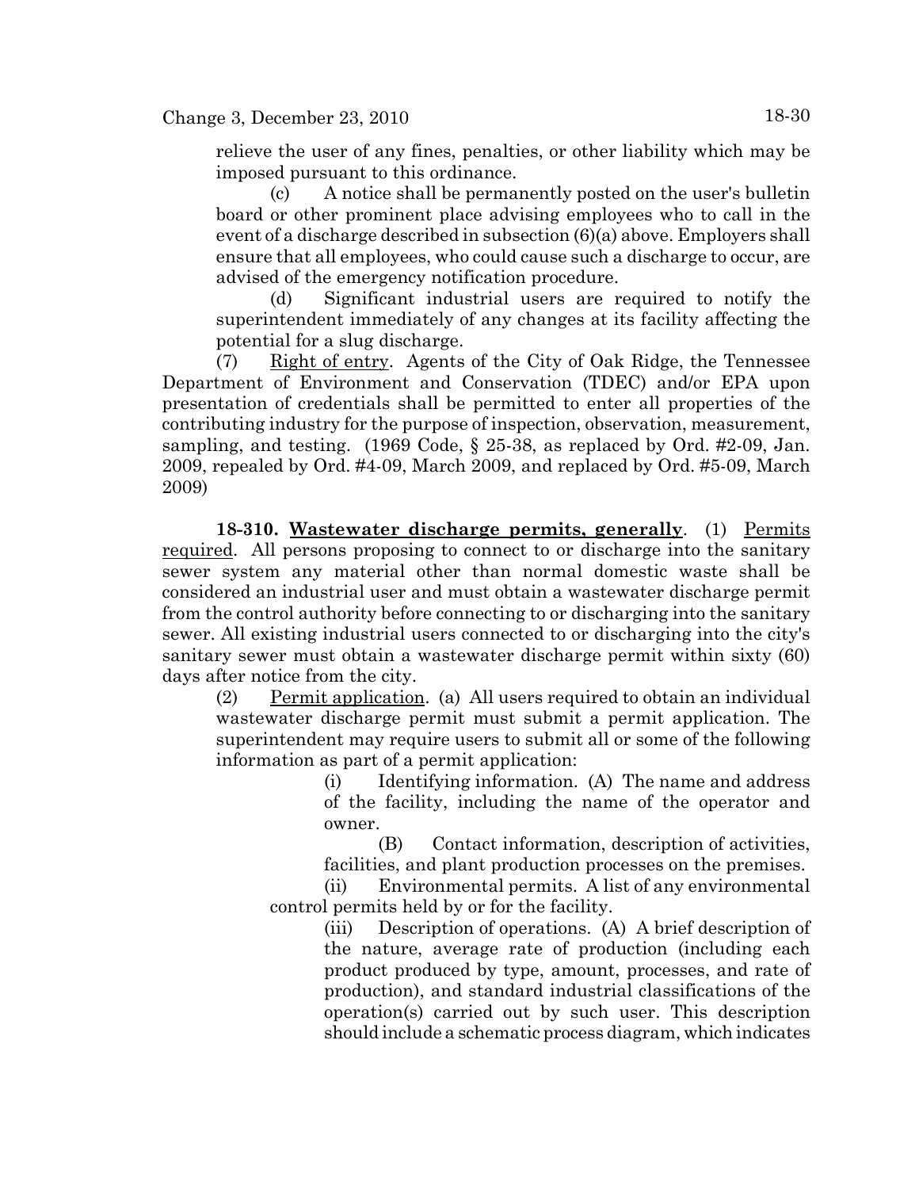relieve the user of any fines, penalties, or other liability which may be imposed pursuant to this ordinance.

(c) A notice shall be permanently posted on the user's bulletin board or other prominent place advising employees who to call in the event of a discharge described in subsection (6)(a) above. Employers shall ensure that all employees, who could cause such a discharge to occur, are advised of the emergency notification procedure.

(d) Significant industrial users are required to notify the superintendent immediately of any changes at its facility affecting the potential for a slug discharge.

(7) Right of entry. Agents of the City of Oak Ridge, the Tennessee Department of Environment and Conservation (TDEC) and/or EPA upon presentation of credentials shall be permitted to enter all properties of the contributing industry for the purpose of inspection, observation, measurement, sampling, and testing. (1969 Code, § 25-38, as replaced by Ord. #2-09, Jan. 2009, repealed by Ord. #4-09, March 2009, and replaced by Ord. #5-09, March 2009)

**18-310. Wastewater discharge permits, generally**. (1) Permits required. All persons proposing to connect to or discharge into the sanitary sewer system any material other than normal domestic waste shall be considered an industrial user and must obtain a wastewater discharge permit from the control authority before connecting to or discharging into the sanitary sewer. All existing industrial users connected to or discharging into the city's sanitary sewer must obtain a wastewater discharge permit within sixty (60) days after notice from the city.

(2) Permit application. (a) All users required to obtain an individual wastewater discharge permit must submit a permit application. The superintendent may require users to submit all or some of the following information as part of a permit application:

(i) Identifying information. (A) The name and address of the facility, including the name of the operator and owner.

(B) Contact information, description of activities, facilities, and plant production processes on the premises.

(ii) Environmental permits. A list of any environmental control permits held by or for the facility.

(iii) Description of operations. (A) A brief description of the nature, average rate of production (including each product produced by type, amount, processes, and rate of production), and standard industrial classifications of the operation(s) carried out by such user. This description should include a schematic process diagram, which indicates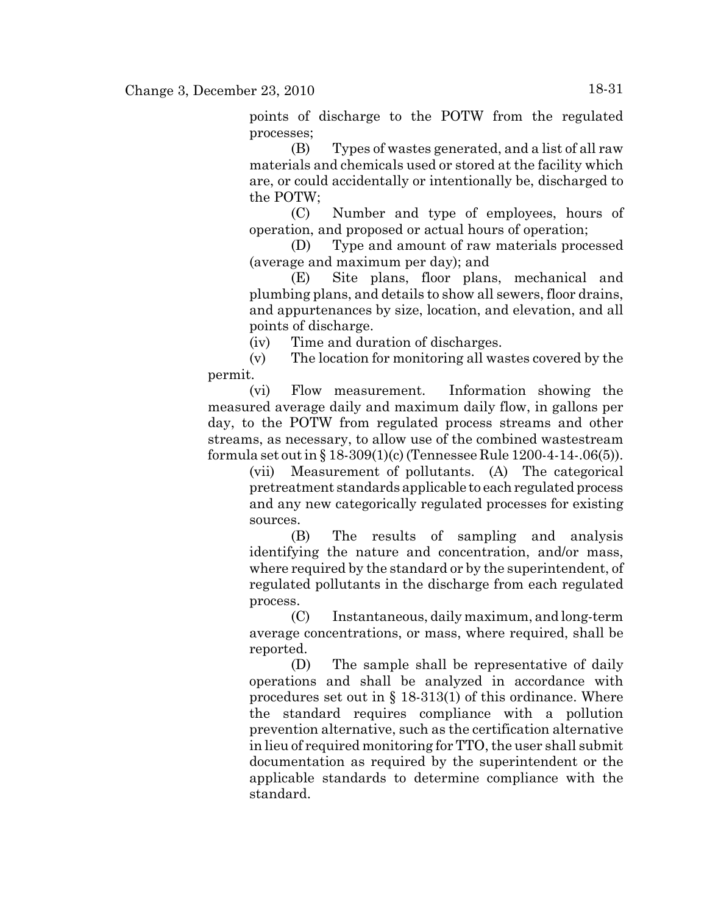points of discharge to the POTW from the regulated processes;

(B) Types of wastes generated, and a list of all raw materials and chemicals used or stored at the facility which are, or could accidentally or intentionally be, discharged to the POTW;

(C) Number and type of employees, hours of operation, and proposed or actual hours of operation;

(D) Type and amount of raw materials processed (average and maximum per day); and

(E) Site plans, floor plans, mechanical and plumbing plans, and details to show all sewers, floor drains, and appurtenances by size, location, and elevation, and all points of discharge.

(iv) Time and duration of discharges.

(v) The location for monitoring all wastes covered by the permit.

(vi) Flow measurement. Information showing the measured average daily and maximum daily flow, in gallons per day, to the POTW from regulated process streams and other streams, as necessary, to allow use of the combined wastestream formula set out in § 18-309(1)(c) (Tennessee Rule 1200-4-14-.06(5)).

(vii) Measurement of pollutants. (A) The categorical pretreatment standards applicable to each regulated process and any new categorically regulated processes for existing sources.

(B) The results of sampling and analysis identifying the nature and concentration, and/or mass, where required by the standard or by the superintendent, of regulated pollutants in the discharge from each regulated process.

(C) Instantaneous, daily maximum, and long-term average concentrations, or mass, where required, shall be reported.

(D) The sample shall be representative of daily operations and shall be analyzed in accordance with procedures set out in § 18-313(1) of this ordinance. Where the standard requires compliance with a pollution prevention alternative, such as the certification alternative in lieu of required monitoring for TTO, the user shall submit documentation as required by the superintendent or the applicable standards to determine compliance with the standard.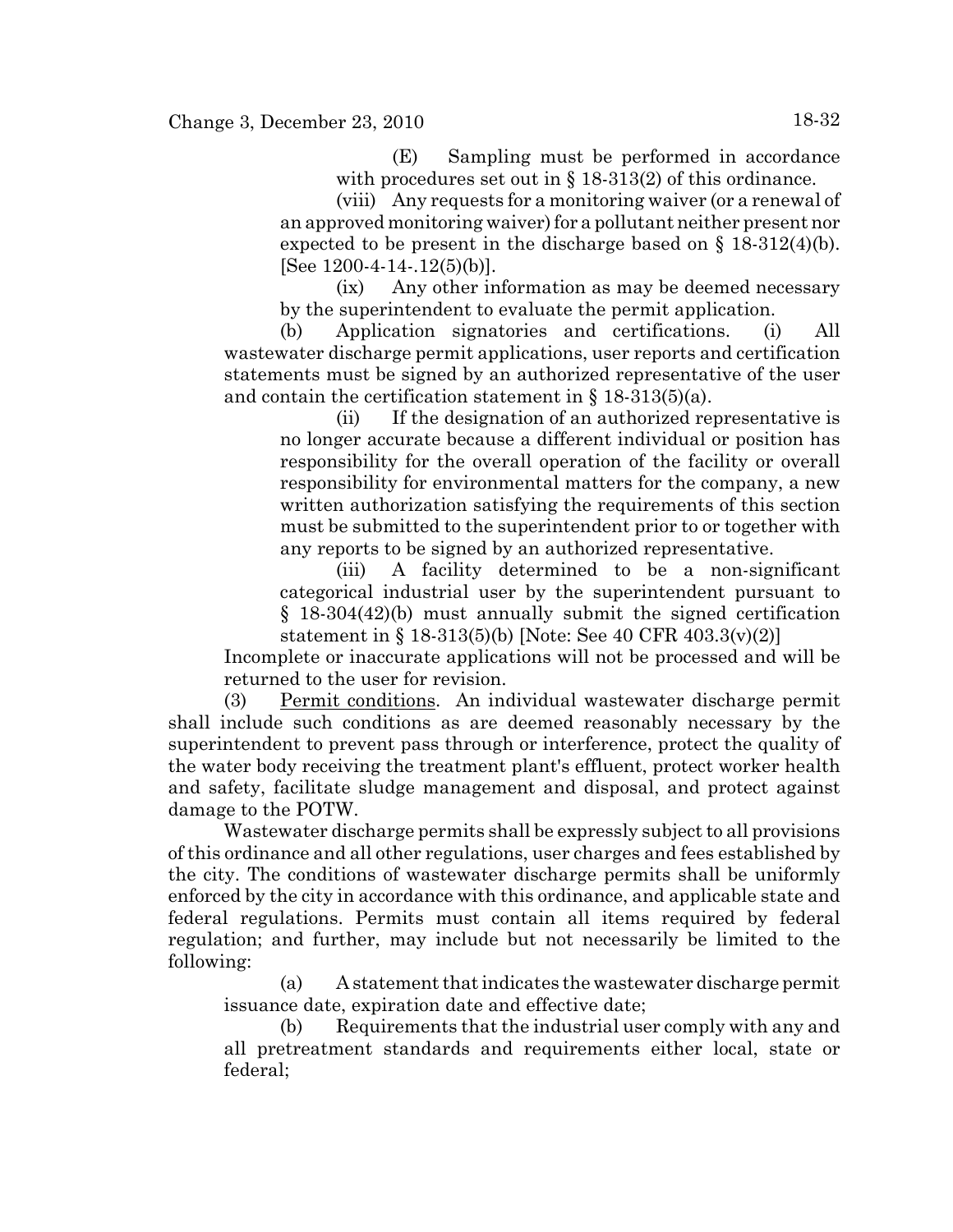(E) Sampling must be performed in accordance with procedures set out in § 18-313(2) of this ordinance.

(viii) Any requests for a monitoring waiver (or a renewal of an approved monitoring waiver) for a pollutant neither present nor expected to be present in the discharge based on § 18-312(4)(b). [See 1200-4-14-.12(5)(b)].

(ix) Any other information as may be deemed necessary by the superintendent to evaluate the permit application.

(b) Application signatories and certifications. (i) All wastewater discharge permit applications, user reports and certification statements must be signed by an authorized representative of the user and contain the certification statement in § 18-313(5)(a).

(ii) If the designation of an authorized representative is no longer accurate because a different individual or position has responsibility for the overall operation of the facility or overall responsibility for environmental matters for the company, a new written authorization satisfying the requirements of this section must be submitted to the superintendent prior to or together with any reports to be signed by an authorized representative.

(iii) A facility determined to be a non-significant categorical industrial user by the superintendent pursuant to § 18-304(42)(b) must annually submit the signed certification statement in § 18-313(5)(b) [Note: See 40 CFR 403.3(v)(2)]

Incomplete or inaccurate applications will not be processed and will be returned to the user for revision.

(3) Permit conditions. An individual wastewater discharge permit shall include such conditions as are deemed reasonably necessary by the superintendent to prevent pass through or interference, protect the quality of the water body receiving the treatment plant's effluent, protect worker health and safety, facilitate sludge management and disposal, and protect against damage to the POTW.

Wastewater discharge permits shall be expressly subject to all provisions of this ordinance and all other regulations, user charges and fees established by the city. The conditions of wastewater discharge permits shall be uniformly enforced by the city in accordance with this ordinance, and applicable state and federal regulations. Permits must contain all items required by federal regulation; and further, may include but not necessarily be limited to the following:

(a) A statement that indicates the wastewater discharge permit issuance date, expiration date and effective date;

(b) Requirements that the industrial user comply with any and all pretreatment standards and requirements either local, state or federal;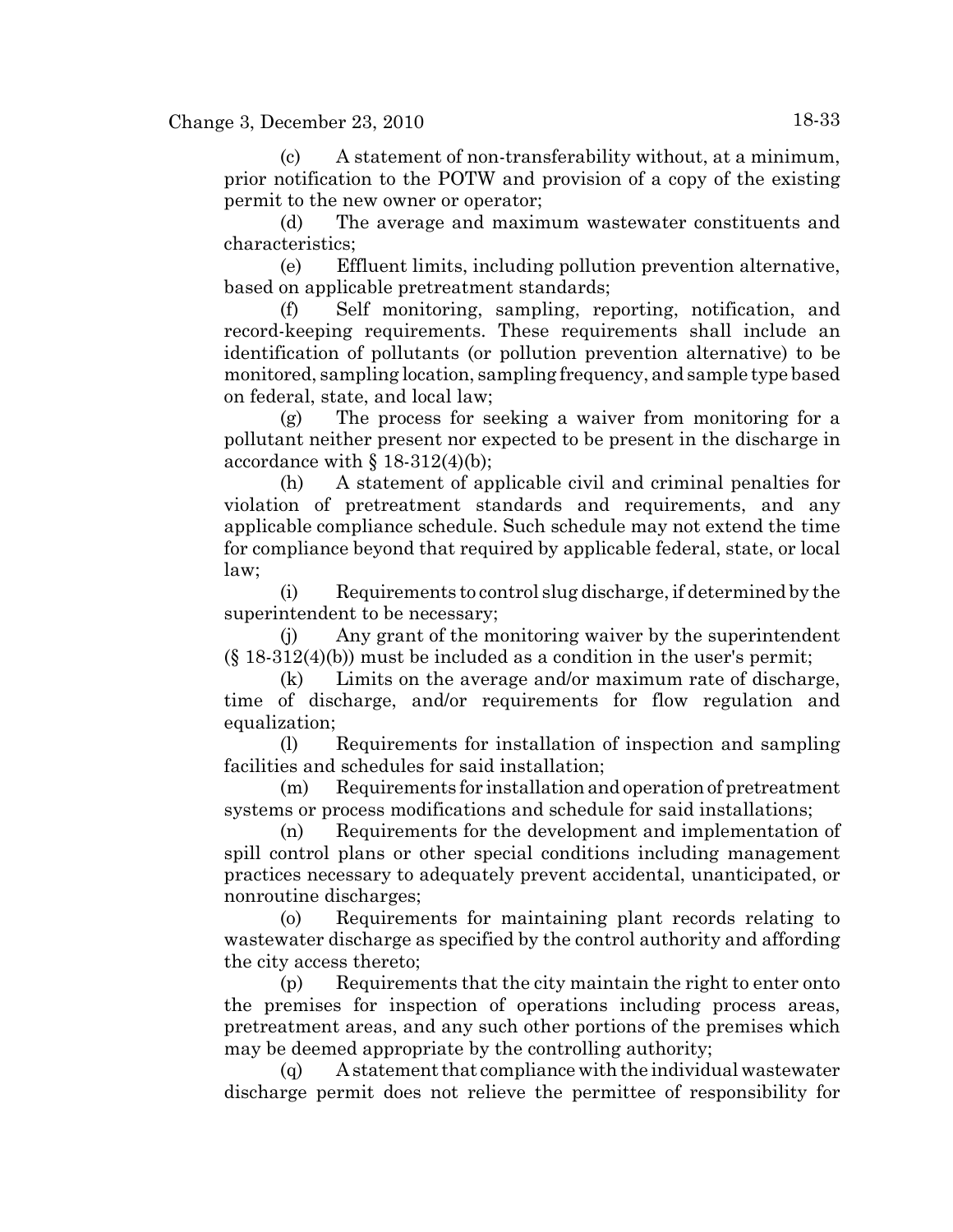(c) A statement of non-transferability without, at a minimum, prior notification to the POTW and provision of a copy of the existing permit to the new owner or operator;

(d) The average and maximum wastewater constituents and characteristics;

(e) Effluent limits, including pollution prevention alternative, based on applicable pretreatment standards;

(f) Self monitoring, sampling, reporting, notification, and record-keeping requirements. These requirements shall include an identification of pollutants (or pollution prevention alternative) to be monitored, sampling location, sampling frequency, and sample type based on federal, state, and local law;

(g) The process for seeking a waiver from monitoring for a pollutant neither present nor expected to be present in the discharge in accordance with § 18-312(4)(b);

(h) A statement of applicable civil and criminal penalties for violation of pretreatment standards and requirements, and any applicable compliance schedule. Such schedule may not extend the time for compliance beyond that required by applicable federal, state, or local law;

(i) Requirements to control slug discharge, if determined by the superintendent to be necessary;

(j) Any grant of the monitoring waiver by the superintendent (§ 18-312(4)(b)) must be included as a condition in the user's permit;

(k) Limits on the average and/or maximum rate of discharge, time of discharge, and/or requirements for flow regulation and equalization;

(l) Requirements for installation of inspection and sampling facilities and schedules for said installation;

(m) Requirements for installation and operation of pretreatment systems or process modifications and schedule for said installations;

(n) Requirements for the development and implementation of spill control plans or other special conditions including management practices necessary to adequately prevent accidental, unanticipated, or nonroutine discharges;

(o) Requirements for maintaining plant records relating to wastewater discharge as specified by the control authority and affording the city access thereto;

(p) Requirements that the city maintain the right to enter onto the premises for inspection of operations including process areas, pretreatment areas, and any such other portions of the premises which may be deemed appropriate by the controlling authority;

(q) A statement that compliance with the individual wastewater discharge permit does not relieve the permittee of responsibility for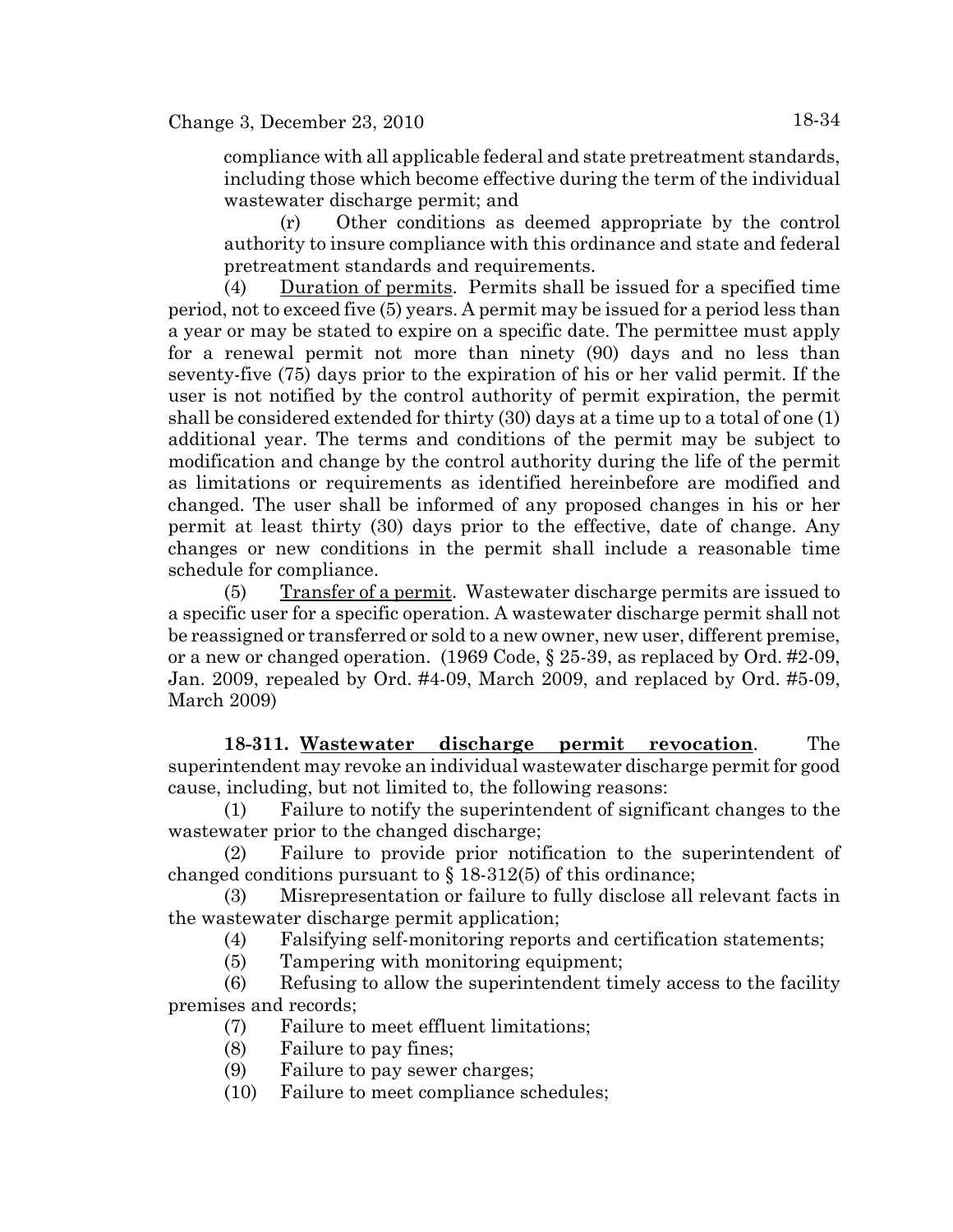compliance with all applicable federal and state pretreatment standards, including those which become effective during the term of the individual wastewater discharge permit; and

(r) Other conditions as deemed appropriate by the control authority to insure compliance with this ordinance and state and federal pretreatment standards and requirements.

(4) Duration of permits. Permits shall be issued for a specified time period, not to exceed five (5) years. A permit may be issued for a period less than a year or may be stated to expire on a specific date. The permittee must apply for a renewal permit not more than ninety (90) days and no less than seventy-five (75) days prior to the expiration of his or her valid permit. If the user is not notified by the control authority of permit expiration, the permit shall be considered extended for thirty (30) days at a time up to a total of one (1) additional year. The terms and conditions of the permit may be subject to modification and change by the control authority during the life of the permit as limitations or requirements as identified hereinbefore are modified and changed. The user shall be informed of any proposed changes in his or her permit at least thirty (30) days prior to the effective, date of change. Any changes or new conditions in the permit shall include a reasonable time schedule for compliance.

(5) Transfer of a permit. Wastewater discharge permits are issued to a specific user for a specific operation. A wastewater discharge permit shall not be reassigned or transferred or sold to a new owner, new user, different premise, or a new or changed operation. (1969 Code, § 25-39, as replaced by Ord. #2-09, Jan. 2009, repealed by Ord. #4-09, March 2009, and replaced by Ord. #5-09, March 2009)

**18-311. Wastewater discharge permit revocation**. The superintendent may revoke an individual wastewater discharge permit for good cause, including, but not limited to, the following reasons:

(1) Failure to notify the superintendent of significant changes to the wastewater prior to the changed discharge;

(2) Failure to provide prior notification to the superintendent of changed conditions pursuant to § 18-312(5) of this ordinance;

(3) Misrepresentation or failure to fully disclose all relevant facts in the wastewater discharge permit application;

(4) Falsifying self-monitoring reports and certification statements;

(5) Tampering with monitoring equipment;

(6) Refusing to allow the superintendent timely access to the facility premises and records;

(7) Failure to meet effluent limitations;

(8) Failure to pay fines;

(9) Failure to pay sewer charges;

(10) Failure to meet compliance schedules;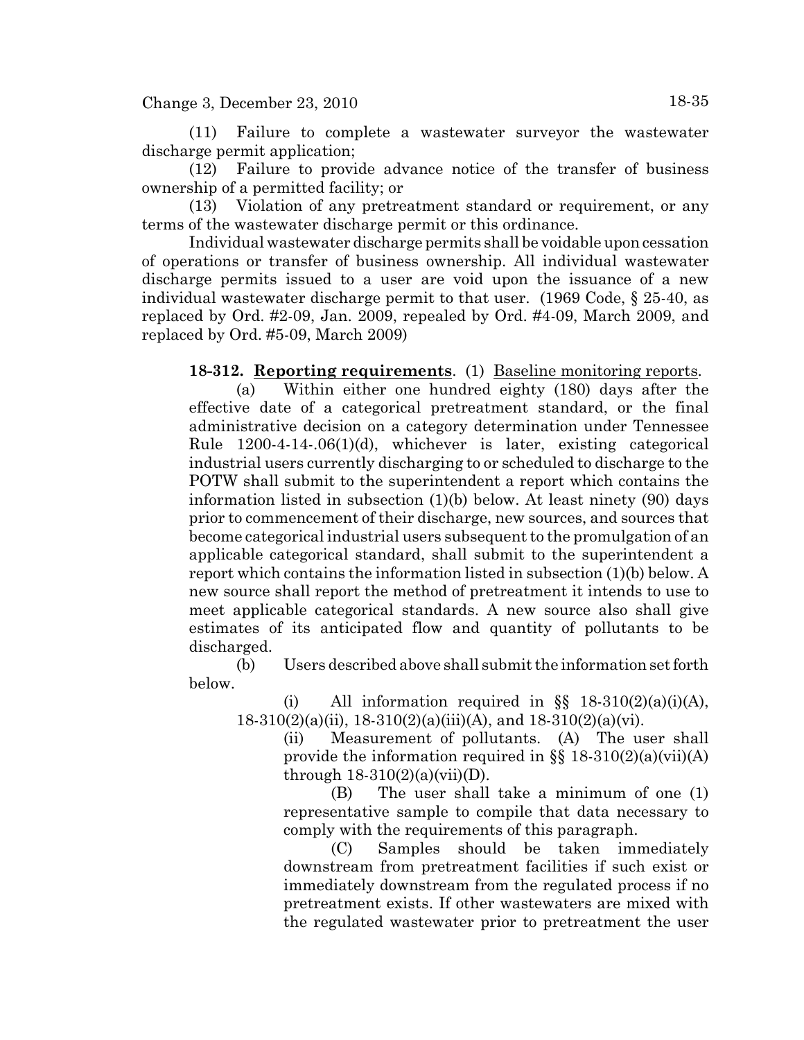(11) Failure to complete a wastewater surveyor the wastewater discharge permit application;

(12) Failure to provide advance notice of the transfer of business ownership of a permitted facility; or

(13) Violation of any pretreatment standard or requirement, or any terms of the wastewater discharge permit or this ordinance.

Individual wastewater discharge permits shall be voidable upon cessation of operations or transfer of business ownership. All individual wastewater discharge permits issued to a user are void upon the issuance of a new individual wastewater discharge permit to that user. (1969 Code, § 25-40, as replaced by Ord. #2-09, Jan. 2009, repealed by Ord. #4-09, March 2009, and replaced by Ord. #5-09, March 2009)

**18-312. Reporting requirements**. (1) Baseline monitoring reports.

(a) Within either one hundred eighty (180) days after the effective date of a categorical pretreatment standard, or the final administrative decision on a category determination under Tennessee Rule 1200-4-14-.06(1)(d), whichever is later, existing categorical industrial users currently discharging to or scheduled to discharge to the POTW shall submit to the superintendent a report which contains the information listed in subsection (1)(b) below. At least ninety (90) days prior to commencement of their discharge, new sources, and sources that become categorical industrial users subsequent to the promulgation of an applicable categorical standard, shall submit to the superintendent a report which contains the information listed in subsection (1)(b) below. A new source shall report the method of pretreatment it intends to use to meet applicable categorical standards. A new source also shall give estimates of its anticipated flow and quantity of pollutants to be discharged.

(b) Users described above shall submit the information set forth below.

(i) All information required in §§ 18-310(2)(a)(i)(A), 18-310(2)(a)(ii), 18-310(2)(a)(iii)(A), and 18-310(2)(a)(vi).

(ii) Measurement of pollutants. (A) The user shall provide the information required in §§ 18-310(2)(a)(vii)(A) through 18-310(2)(a)(vii)(D).

(B) The user shall take a minimum of one (1) representative sample to compile that data necessary to comply with the requirements of this paragraph.

(C) Samples should be taken immediately downstream from pretreatment facilities if such exist or immediately downstream from the regulated process if no pretreatment exists. If other wastewaters are mixed with the regulated wastewater prior to pretreatment the user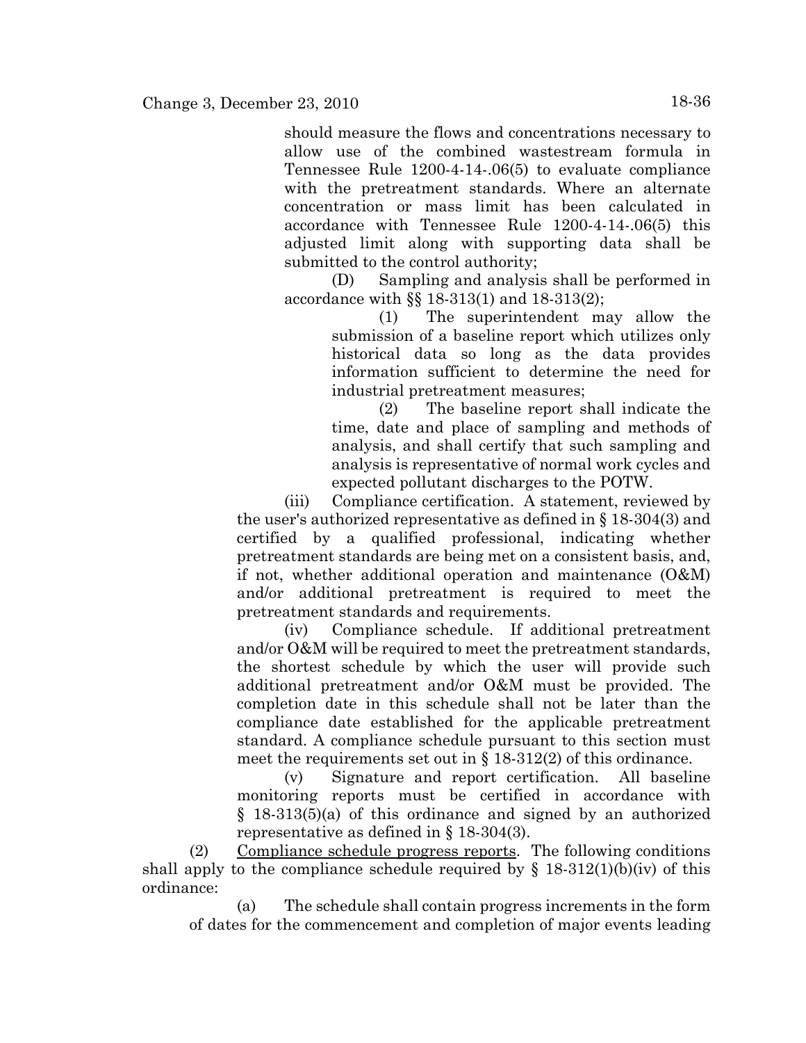should measure the flows and concentrations necessary to allow use of the combined wastestream formula in Tennessee Rule 1200-4-14-.06(5) to evaluate compliance with the pretreatment standards. Where an alternate concentration or mass limit has been calculated in accordance with Tennessee Rule 1200-4-14-.06(5) this adjusted limit along with supporting data shall be submitted to the control authority;

(D) Sampling and analysis shall be performed in accordance with §§ 18-313(1) and 18-313(2);

(1) The superintendent may allow the submission of a baseline report which utilizes only historical data so long as the data provides information sufficient to determine the need for industrial pretreatment measures;

(2) The baseline report shall indicate the time, date and place of sampling and methods of analysis, and shall certify that such sampling and analysis is representative of normal work cycles and expected pollutant discharges to the POTW.

(iii) Compliance certification. A statement, reviewed by the user's authorized representative as defined in § 18-304(3) and certified by a qualified professional, indicating whether pretreatment standards are being met on a consistent basis, and, if not, whether additional operation and maintenance (O&M) and/or additional pretreatment is required to meet the pretreatment standards and requirements.

(iv) Compliance schedule. If additional pretreatment and/or O&M will be required to meet the pretreatment standards, the shortest schedule by which the user will provide such additional pretreatment and/or O&M must be provided. The completion date in this schedule shall not be later than the compliance date established for the applicable pretreatment standard. A compliance schedule pursuant to this section must meet the requirements set out in § 18-312(2) of this ordinance.

(v) Signature and report certification. All baseline monitoring reports must be certified in accordance with § 18-313(5)(a) of this ordinance and signed by an authorized representative as defined in § 18-304(3).

(2) Compliance schedule progress reports. The following conditions shall apply to the compliance schedule required by § 18-312(1)(b)(iv) of this ordinance:

(a) The schedule shall contain progress increments in the form of dates for the commencement and completion of major events leading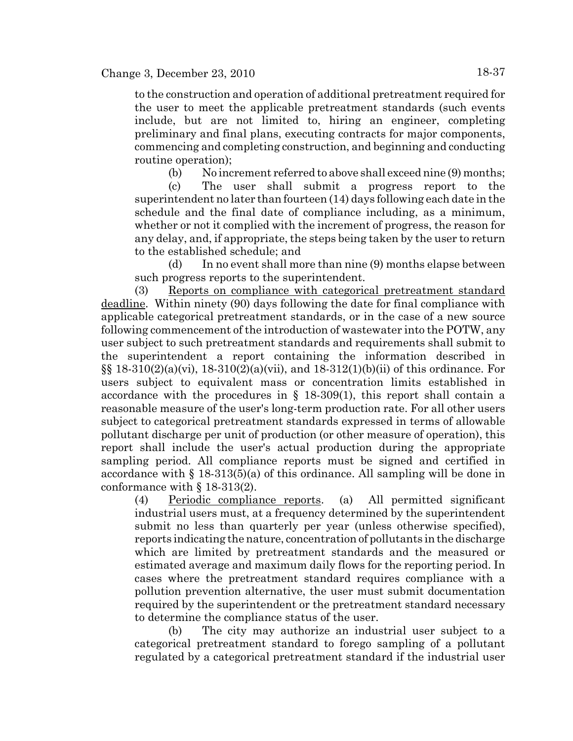to the construction and operation of additional pretreatment required for the user to meet the applicable pretreatment standards (such events include, but are not limited to, hiring an engineer, completing preliminary and final plans, executing contracts for major components, commencing and completing construction, and beginning and conducting routine operation);

(b) No increment referred to above shall exceed nine (9) months;

(c) The user shall submit a progress report to the superintendent no later than fourteen (14) days following each date in the schedule and the final date of compliance including, as a minimum, whether or not it complied with the increment of progress, the reason for any delay, and, if appropriate, the steps being taken by the user to return to the established schedule; and

(d) In no event shall more than nine (9) months elapse between such progress reports to the superintendent.

(3) Reports on compliance with categorical pretreatment standard deadline. Within ninety (90) days following the date for final compliance with applicable categorical pretreatment standards, or in the case of a new source following commencement of the introduction of wastewater into the POTW, any user subject to such pretreatment standards and requirements shall submit to the superintendent a report containing the information described in §§ 18-310(2)(a)(vi), 18-310(2)(a)(vii), and 18-312(1)(b)(ii) of this ordinance. For users subject to equivalent mass or concentration limits established in accordance with the procedures in § 18-309(1), this report shall contain a reasonable measure of the user's long-term production rate. For all other users subject to categorical pretreatment standards expressed in terms of allowable pollutant discharge per unit of production (or other measure of operation), this report shall include the user's actual production during the appropriate sampling period. All compliance reports must be signed and certified in accordance with § 18-313(5)(a) of this ordinance. All sampling will be done in conformance with § 18-313(2).

(4) Periodic compliance reports. (a) All permitted significant industrial users must, at a frequency determined by the superintendent submit no less than quarterly per year (unless otherwise specified), reports indicating the nature, concentration of pollutants in the discharge which are limited by pretreatment standards and the measured or estimated average and maximum daily flows for the reporting period. In cases where the pretreatment standard requires compliance with a pollution prevention alternative, the user must submit documentation required by the superintendent or the pretreatment standard necessary to determine the compliance status of the user.

(b) The city may authorize an industrial user subject to a categorical pretreatment standard to forego sampling of a pollutant regulated by a categorical pretreatment standard if the industrial user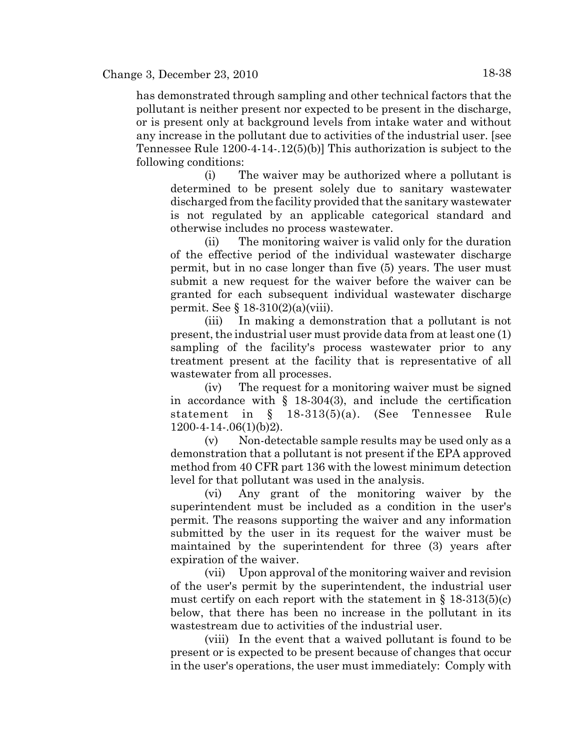has demonstrated through sampling and other technical factors that the pollutant is neither present nor expected to be present in the discharge, or is present only at background levels from intake water and without any increase in the pollutant due to activities of the industrial user. [see Tennessee Rule 1200-4-14-.12(5)(b)] This authorization is subject to the following conditions:

(i) The waiver may be authorized where a pollutant is determined to be present solely due to sanitary wastewater discharged from the facility provided that the sanitary wastewater is not regulated by an applicable categorical standard and otherwise includes no process wastewater.

(ii) The monitoring waiver is valid only for the duration of the effective period of the individual wastewater discharge permit, but in no case longer than five (5) years. The user must submit a new request for the waiver before the waiver can be granted for each subsequent individual wastewater discharge permit. See § 18-310(2)(a)(viii).

(iii) In making a demonstration that a pollutant is not present, the industrial user must provide data from at least one (1) sampling of the facility's process wastewater prior to any treatment present at the facility that is representative of all wastewater from all processes.

(iv) The request for a monitoring waiver must be signed in accordance with § 18-304(3), and include the certification statement in § 18-313(5)(a). (See Tennessee Rule 1200-4-14-.06(1)(b)2).

(v) Non-detectable sample results may be used only as a demonstration that a pollutant is not present if the EPA approved method from 40 CFR part 136 with the lowest minimum detection level for that pollutant was used in the analysis.

(vi) Any grant of the monitoring waiver by the superintendent must be included as a condition in the user's permit. The reasons supporting the waiver and any information submitted by the user in its request for the waiver must be maintained by the superintendent for three (3) years after expiration of the waiver.

(vii) Upon approval of the monitoring waiver and revision of the user's permit by the superintendent, the industrial user must certify on each report with the statement in § 18-313(5)(c) below, that there has been no increase in the pollutant in its wastestream due to activities of the industrial user.

(viii) In the event that a waived pollutant is found to be present or is expected to be present because of changes that occur in the user's operations, the user must immediately: Comply with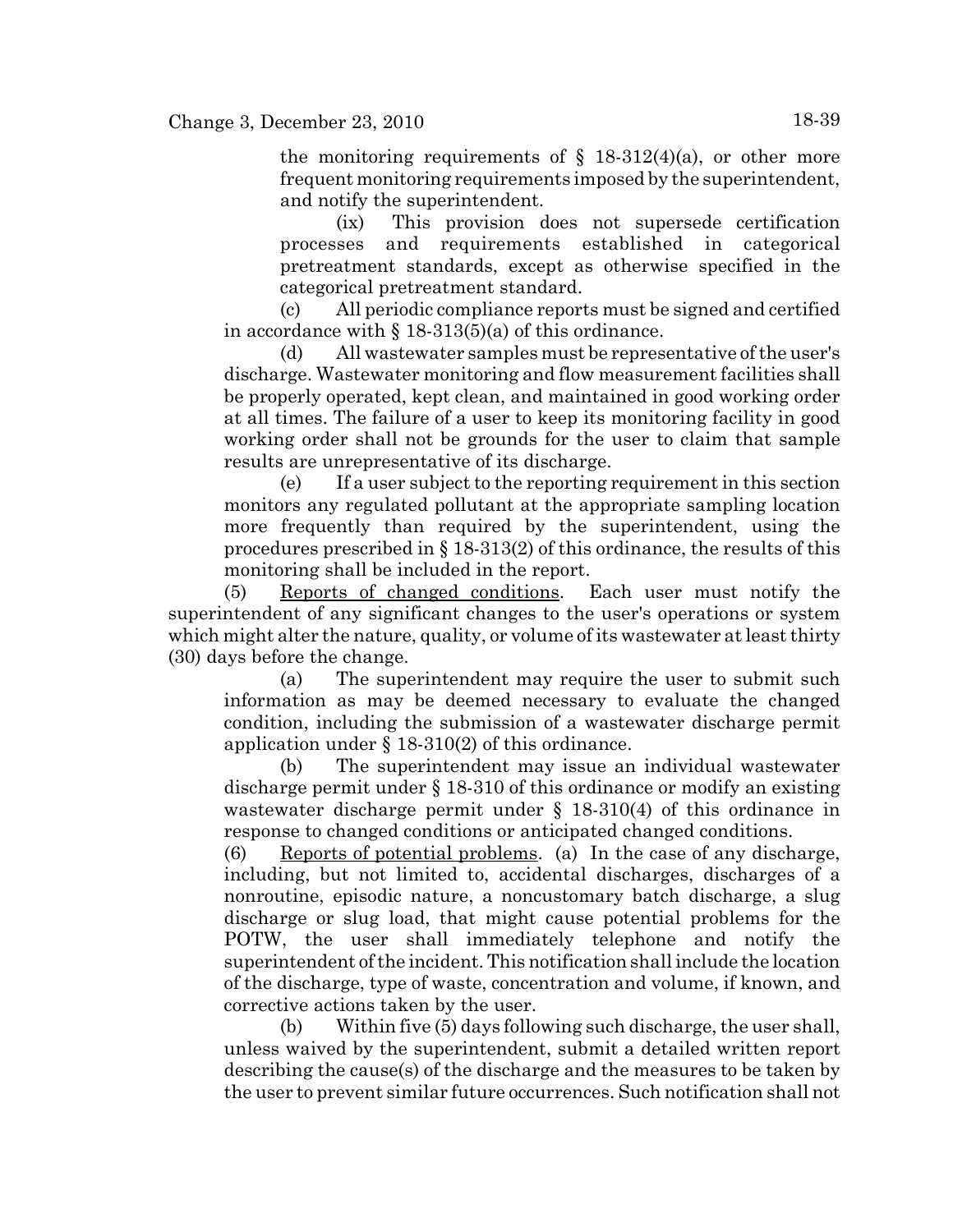the monitoring requirements of § 18-312(4)(a), or other more frequent monitoring requirements imposed by the superintendent, and notify the superintendent.

(ix) This provision does not supersede certification processes and requirements established in categorical pretreatment standards, except as otherwise specified in the categorical pretreatment standard.

(c) All periodic compliance reports must be signed and certified in accordance with § 18-313(5)(a) of this ordinance.

(d) All wastewater samples must be representative of the user's discharge. Wastewater monitoring and flow measurement facilities shall be properly operated, kept clean, and maintained in good working order at all times. The failure of a user to keep its monitoring facility in good working order shall not be grounds for the user to claim that sample results are unrepresentative of its discharge.

(e) If a user subject to the reporting requirement in this section monitors any regulated pollutant at the appropriate sampling location more frequently than required by the superintendent, using the procedures prescribed in § 18-313(2) of this ordinance, the results of this monitoring shall be included in the report.

(5) Reports of changed conditions. Each user must notify the superintendent of any significant changes to the user's operations or system which might alter the nature, quality, or volume of its wastewater at least thirty (30) days before the change.

(a) The superintendent may require the user to submit such information as may be deemed necessary to evaluate the changed condition, including the submission of a wastewater discharge permit application under § 18-310(2) of this ordinance.

(b) The superintendent may issue an individual wastewater discharge permit under § 18-310 of this ordinance or modify an existing wastewater discharge permit under § 18-310(4) of this ordinance in response to changed conditions or anticipated changed conditions.

(6) Reports of potential problems. (a) In the case of any discharge, including, but not limited to, accidental discharges, discharges of a nonroutine, episodic nature, a noncustomary batch discharge, a slug discharge or slug load, that might cause potential problems for the POTW, the user shall immediately telephone and notify the superintendent of the incident. This notification shall include the location of the discharge, type of waste, concentration and volume, if known, and corrective actions taken by the user.

(b) Within five (5) days following such discharge, the user shall, unless waived by the superintendent, submit a detailed written report describing the cause(s) of the discharge and the measures to be taken by the user to prevent similar future occurrences. Such notification shall not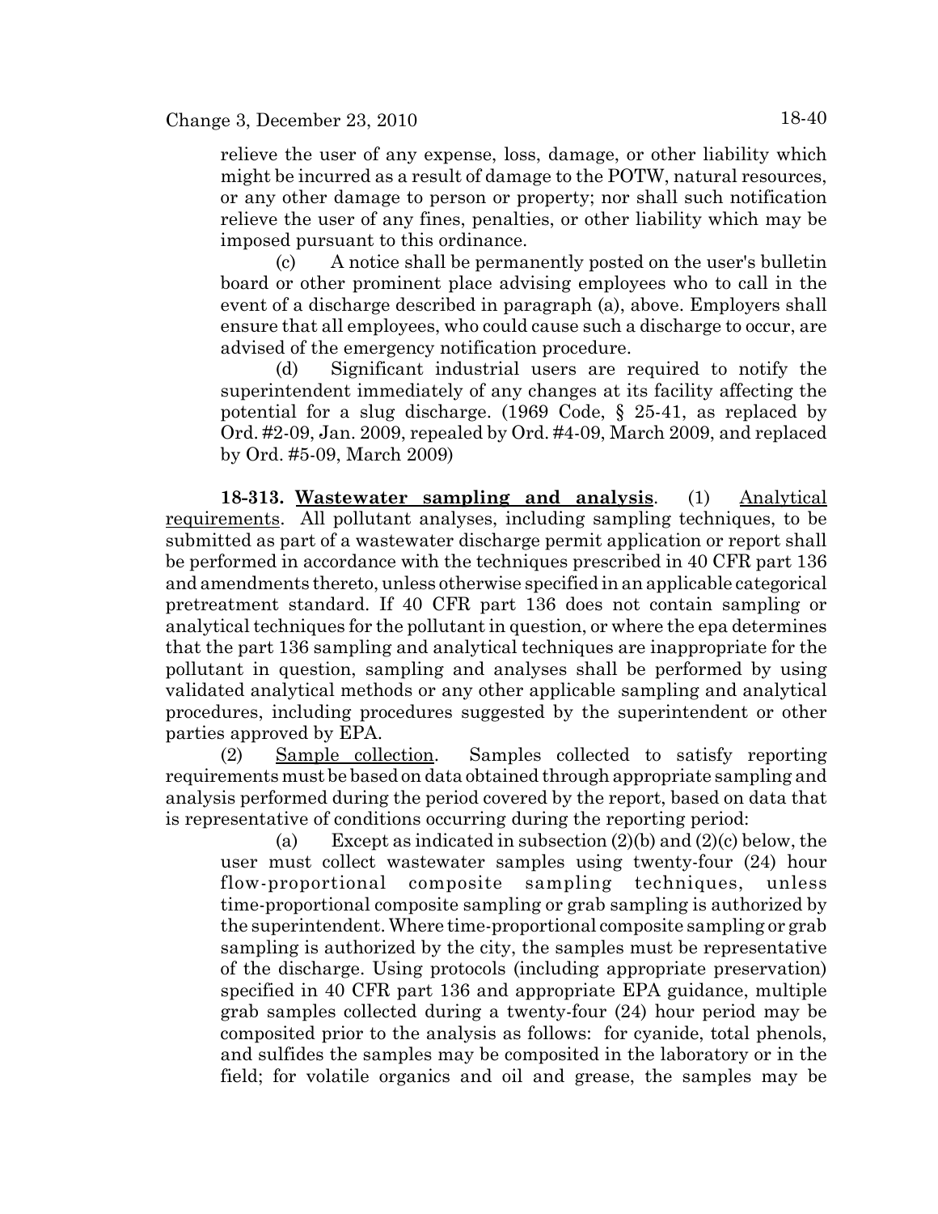relieve the user of any expense, loss, damage, or other liability which might be incurred as a result of damage to the POTW, natural resources, or any other damage to person or property; nor shall such notification relieve the user of any fines, penalties, or other liability which may be imposed pursuant to this ordinance.

(c) A notice shall be permanently posted on the user's bulletin board or other prominent place advising employees who to call in the event of a discharge described in paragraph (a), above. Employers shall ensure that all employees, who could cause such a discharge to occur, are advised of the emergency notification procedure.

(d) Significant industrial users are required to notify the superintendent immediately of any changes at its facility affecting the potential for a slug discharge. (1969 Code, § 25-41, as replaced by Ord. #2-09, Jan. 2009, repealed by Ord. #4-09, March 2009, and replaced by Ord. #5-09, March 2009)

**18-313. <u>Wastewater sampling and analysis</u>**. (1) <u>Analytical requirements</u>. All pollutant analyses, including sampling techniques, to be submitted as part of a wastewater discharge permit application or report shall be performed in accordance with the techniques prescribed in 40 CFR part 136 and amendments thereto, unless otherwise specified in an applicable categorical pretreatment standard. If 40 CFR part 136 does not contain sampling or analytical techniques for the pollutant in question, or where the epa determines that the part 136 sampling and analytical techniques are inappropriate for the pollutant in question, sampling and analyses shall be performed by using validated analytical methods or any other applicable sampling and analytical procedures, including procedures suggested by the superintendent or other parties approved by EPA.

(2) <u>Sample collection</u>. Samples collected to satisfy reporting requirements must be based on data obtained through appropriate sampling and analysis performed during the period covered by the report, based on data that is representative of conditions occurring during the reporting period:

(a) Except as indicated in subsection (2)(b) and (2)(c) below, the user must collect wastewater samples using twenty-four (24) hour flow-proportional composite sampling techniques, unless time-proportional composite sampling or grab sampling is authorized by the superintendent. Where time-proportional composite sampling or grab sampling is authorized by the city, the samples must be representative of the discharge. Using protocols (including appropriate preservation) specified in 40 CFR part 136 and appropriate EPA guidance, multiple grab samples collected during a twenty-four (24) hour period may be composited prior to the analysis as follows: for cyanide, total phenols, and sulfides the samples may be composited in the laboratory or in the field; for volatile organics and oil and grease, the samples may be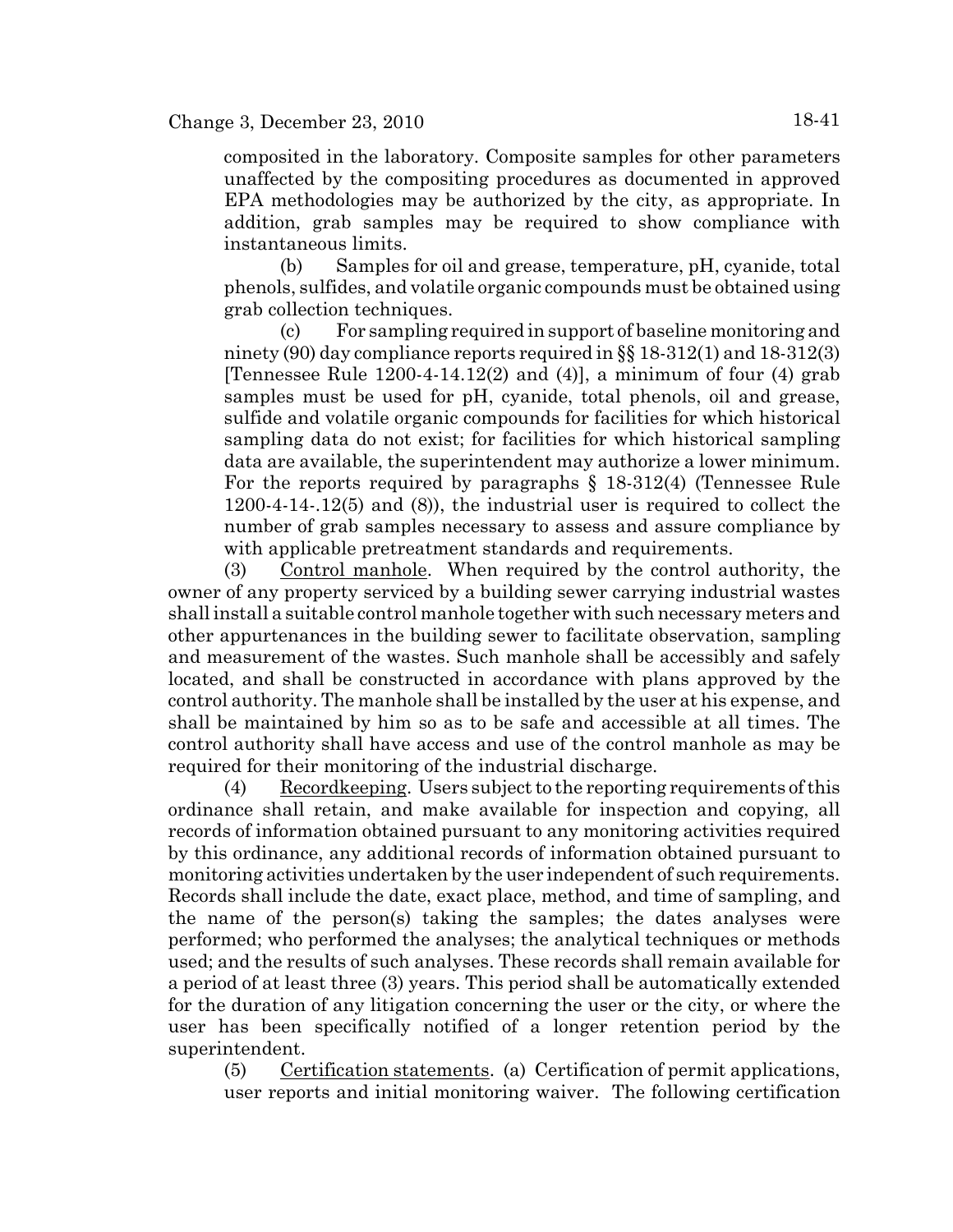composited in the laboratory. Composite samples for other parameters unaffected by the compositing procedures as documented in approved EPA methodologies may be authorized by the city, as appropriate. In addition, grab samples may be required to show compliance with instantaneous limits.

(b) Samples for oil and grease, temperature, pH, cyanide, total phenols, sulfides, and volatile organic compounds must be obtained using grab collection techniques.

(c) For sampling required in support of baseline monitoring and ninety (90) day compliance reports required in §§ 18-312(1) and 18-312(3) [Tennessee Rule 1200-4-14.12(2) and (4)], a minimum of four (4) grab samples must be used for pH, cyanide, total phenols, oil and grease, sulfide and volatile organic compounds for facilities for which historical sampling data do not exist; for facilities for which historical sampling data are available, the superintendent may authorize a lower minimum. For the reports required by paragraphs § 18-312(4) (Tennessee Rule 1200-4-14-.12(5) and (8)), the industrial user is required to collect the number of grab samples necessary to assess and assure compliance by with applicable pretreatment standards and requirements.

(3) Control manhole. When required by the control authority, the owner of any property serviced by a building sewer carrying industrial wastes shall install a suitable control manhole together with such necessary meters and other appurtenances in the building sewer to facilitate observation, sampling and measurement of the wastes. Such manhole shall be accessibly and safely located, and shall be constructed in accordance with plans approved by the control authority. The manhole shall be installed by the user at his expense, and shall be maintained by him so as to be safe and accessible at all times. The control authority shall have access and use of the control manhole as may be required for their monitoring of the industrial discharge.

(4) Recordkeeping. Users subject to the reporting requirements of this ordinance shall retain, and make available for inspection and copying, all records of information obtained pursuant to any monitoring activities required by this ordinance, any additional records of information obtained pursuant to monitoring activities undertaken by the user independent of such requirements. Records shall include the date, exact place, method, and time of sampling, and the name of the person(s) taking the samples; the dates analyses were performed; who performed the analyses; the analytical techniques or methods used; and the results of such analyses. These records shall remain available for a period of at least three (3) years. This period shall be automatically extended for the duration of any litigation concerning the user or the city, or where the user has been specifically notified of a longer retention period by the superintendent.

(5) Certification statements. (a) Certification of permit applications, user reports and initial monitoring waiver. The following certification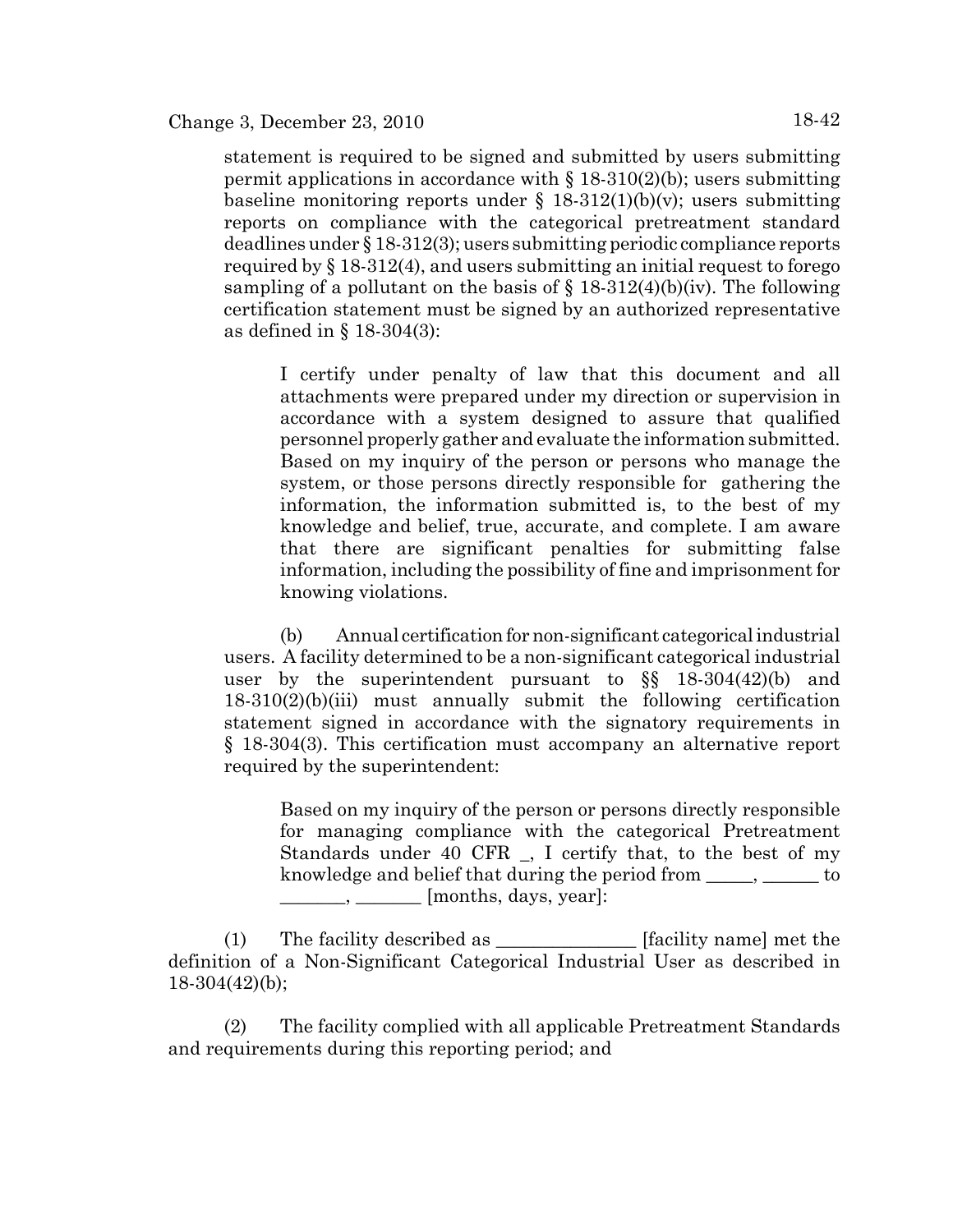statement is required to be signed and submitted by users submitting permit applications in accordance with § 18-310(2)(b); users submitting baseline monitoring reports under § 18-312(1)(b)(v); users submitting reports on compliance with the categorical pretreatment standard deadlines under § 18-312(3); users submitting periodic compliance reports required by § 18-312(4), and users submitting an initial request to forego sampling of a pollutant on the basis of § 18-312(4)(b)(iv). The following certification statement must be signed by an authorized representative as defined in § 18-304(3):

> I certify under penalty of law that this document and all attachments were prepared under my direction or supervision in accordance with a system designed to assure that qualified personnel properly gather and evaluate the information submitted. Based on my inquiry of the person or persons who manage the system, or those persons directly responsible for gathering the information, the information submitted is, to the best of my knowledge and belief, true, accurate, and complete. I am aware that there are significant penalties for submitting false information, including the possibility of fine and imprisonment for knowing violations.

(b) Annual certification for non-significant categorical industrial users. A facility determined to be a non-significant categorical industrial user by the superintendent pursuant to §§ 18-304(42)(b) and 18-310(2)(b)(iii) must annually submit the following certification statement signed in accordance with the signatory requirements in § 18-304(3). This certification must accompany an alternative report required by the superintendent:

> Based on my inquiry of the person or persons directly responsible for managing compliance with the categorical Pretreatment Standards under 40 CFR _, I certify that, to the best of my knowledge and belief that during the period from _____, ______ to _______, _______ [months, days, year]:

(1) The facility described as _______________ [facility name] met the definition of a Non-Significant Categorical Industrial User as described in 18-304(42)(b);

(2) The facility complied with all applicable Pretreatment Standards and requirements during this reporting period; and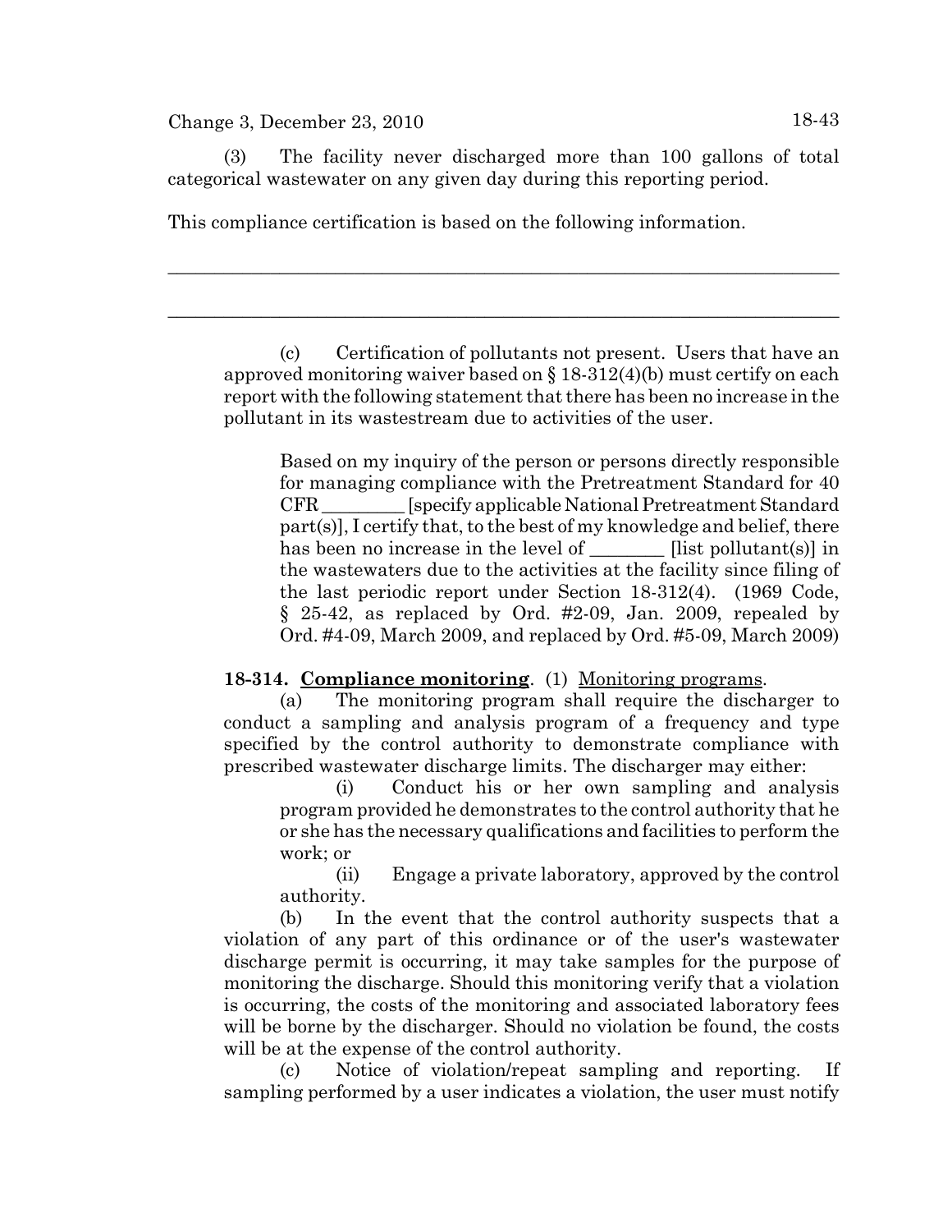(3) The facility never discharged more than 100 gallons of total categorical wastewater on any given day during this reporting period.

This compliance certification is based on the following information.

\_\_\_\_\_\_\_\_\_\_\_\_\_\_\_\_\_\_\_\_\_\_\_\_\_\_\_\_\_\_\_\_\_\_\_\_\_\_\_\_\_\_\_\_\_\_\_\_\_\_\_\_\_\_\_\_\_\_\_\_\_\_\_\_\_\_\_\_\_\_

\_\_\_\_\_\_\_\_\_\_\_\_\_\_\_\_\_\_\_\_\_\_\_\_\_\_\_\_\_\_\_\_\_\_\_\_\_\_\_\_\_\_\_\_\_\_\_\_\_\_\_\_\_\_\_\_\_\_\_\_\_\_\_\_\_\_\_\_\_\_

(c) Certification of pollutants not present. Users that have an approved monitoring waiver based on § 18-312(4)(b) must certify on each report with the following statement that there has been no increase in the pollutant in its wastestream due to activities of the user.

> Based on my inquiry of the person or persons directly responsible for managing compliance with the Pretreatment Standard for 40 CFR \_\_\_\_\_\_\_\_\_ [specify applicable National Pretreatment Standard part(s)], I certify that, to the best of my knowledge and belief, there has been no increase in the level of \_\_\_\_\_\_\_\_ [list pollutant(s)] in the wastewaters due to the activities at the facility since filing of the last periodic report under Section 18-312(4). (1969 Code, § 25-42, as replaced by Ord. #2-09, Jan. 2009, repealed by Ord. #4-09, March 2009, and replaced by Ord. #5-09, March 2009)

**18-314. Compliance monitoring**. (1) Monitoring programs.

(a) The monitoring program shall require the discharger to conduct a sampling and analysis program of a frequency and type specified by the control authority to demonstrate compliance with prescribed wastewater discharge limits. The discharger may either:

(i) Conduct his or her own sampling and analysis program provided he demonstrates to the control authority that he or she has the necessary qualifications and facilities to perform the work; or

(ii) Engage a private laboratory, approved by the control authority.

(b) In the event that the control authority suspects that a violation of any part of this ordinance or of the user's wastewater discharge permit is occurring, it may take samples for the purpose of monitoring the discharge. Should this monitoring verify that a violation is occurring, the costs of the monitoring and associated laboratory fees will be borne by the discharger. Should no violation be found, the costs will be at the expense of the control authority.

(c) Notice of violation/repeat sampling and reporting. If sampling performed by a user indicates a violation, the user must notify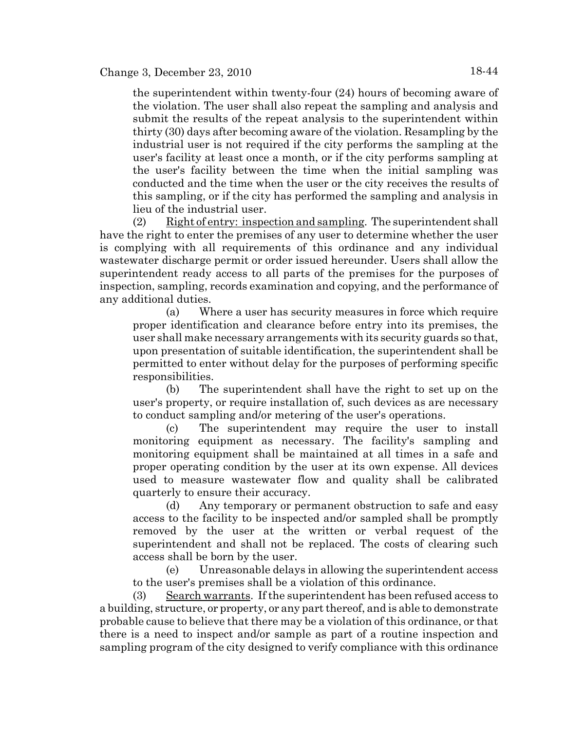the superintendent within twenty-four (24) hours of becoming aware of the violation. The user shall also repeat the sampling and analysis and submit the results of the repeat analysis to the superintendent within thirty (30) days after becoming aware of the violation. Resampling by the industrial user is not required if the city performs the sampling at the user's facility at least once a month, or if the city performs sampling at the user's facility between the time when the initial sampling was conducted and the time when the user or the city receives the results of this sampling, or if the city has performed the sampling and analysis in lieu of the industrial user.

(2) Right of entry: inspection and sampling. The superintendent shall have the right to enter the premises of any user to determine whether the user is complying with all requirements of this ordinance and any individual wastewater discharge permit or order issued hereunder. Users shall allow the superintendent ready access to all parts of the premises for the purposes of inspection, sampling, records examination and copying, and the performance of any additional duties.

(a) Where a user has security measures in force which require proper identification and clearance before entry into its premises, the user shall make necessary arrangements with its security guards so that, upon presentation of suitable identification, the superintendent shall be permitted to enter without delay for the purposes of performing specific responsibilities.

(b) The superintendent shall have the right to set up on the user's property, or require installation of, such devices as are necessary to conduct sampling and/or metering of the user's operations.

(c) The superintendent may require the user to install monitoring equipment as necessary. The facility's sampling and monitoring equipment shall be maintained at all times in a safe and proper operating condition by the user at its own expense. All devices used to measure wastewater flow and quality shall be calibrated quarterly to ensure their accuracy.

(d) Any temporary or permanent obstruction to safe and easy access to the facility to be inspected and/or sampled shall be promptly removed by the user at the written or verbal request of the superintendent and shall not be replaced. The costs of clearing such access shall be born by the user.

(e) Unreasonable delays in allowing the superintendent access to the user's premises shall be a violation of this ordinance.

(3) Search warrants. If the superintendent has been refused access to a building, structure, or property, or any part thereof, and is able to demonstrate probable cause to believe that there may be a violation of this ordinance, or that there is a need to inspect and/or sample as part of a routine inspection and sampling program of the city designed to verify compliance with this ordinance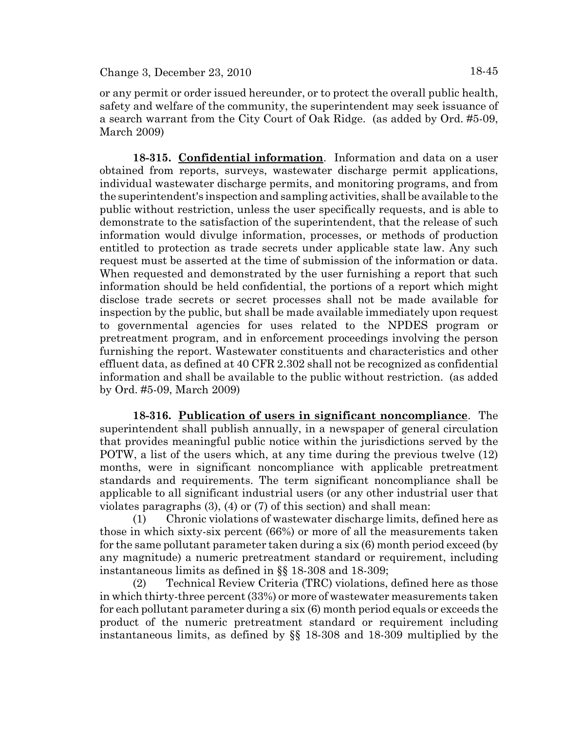or any permit or order issued hereunder, or to protect the overall public health, safety and welfare of the community, the superintendent may seek issuance of a search warrant from the City Court of Oak Ridge. (as added by Ord. #5-09, March 2009)

**18-315. Confidential information**. Information and data on a user obtained from reports, surveys, wastewater discharge permit applications, individual wastewater discharge permits, and monitoring programs, and from the superintendent's inspection and sampling activities, shall be available to the public without restriction, unless the user specifically requests, and is able to demonstrate to the satisfaction of the superintendent, that the release of such information would divulge information, processes, or methods of production entitled to protection as trade secrets under applicable state law. Any such request must be asserted at the time of submission of the information or data. When requested and demonstrated by the user furnishing a report that such information should be held confidential, the portions of a report which might disclose trade secrets or secret processes shall not be made available for inspection by the public, but shall be made available immediately upon request to governmental agencies for uses related to the NPDES program or pretreatment program, and in enforcement proceedings involving the person furnishing the report. Wastewater constituents and characteristics and other effluent data, as defined at 40 CFR 2.302 shall not be recognized as confidential information and shall be available to the public without restriction. (as added by Ord. #5-09, March 2009)

**18-316. Publication of users in significant noncompliance**. The superintendent shall publish annually, in a newspaper of general circulation that provides meaningful public notice within the jurisdictions served by the POTW, a list of the users which, at any time during the previous twelve (12) months, were in significant noncompliance with applicable pretreatment standards and requirements. The term significant noncompliance shall be applicable to all significant industrial users (or any other industrial user that violates paragraphs (3), (4) or (7) of this section) and shall mean:

(1) Chronic violations of wastewater discharge limits, defined here as those in which sixty-six percent (66%) or more of all the measurements taken for the same pollutant parameter taken during a six (6) month period exceed (by any magnitude) a numeric pretreatment standard or requirement, including instantaneous limits as defined in §§ 18-308 and 18-309;

(2) Technical Review Criteria (TRC) violations, defined here as those in which thirty-three percent (33%) or more of wastewater measurements taken for each pollutant parameter during a six (6) month period equals or exceeds the product of the numeric pretreatment standard or requirement including instantaneous limits, as defined by §§ 18-308 and 18-309 multiplied by the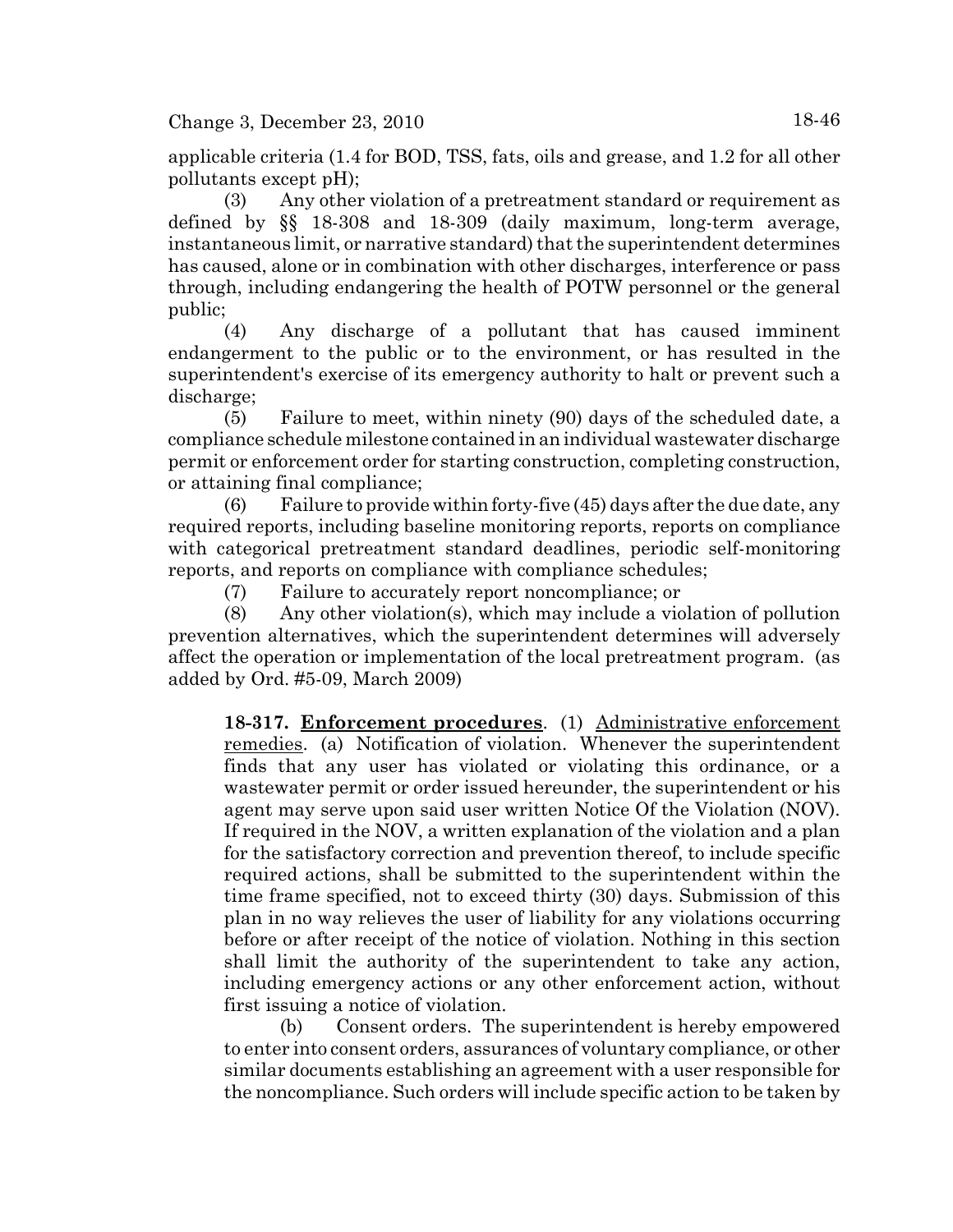applicable criteria (1.4 for BOD, TSS, fats, oils and grease, and 1.2 for all other pollutants except pH);

(3) Any other violation of a pretreatment standard or requirement as defined by §§ 18-308 and 18-309 (daily maximum, long-term average, instantaneous limit, or narrative standard) that the superintendent determines has caused, alone or in combination with other discharges, interference or pass through, including endangering the health of POTW personnel or the general public;

(4) Any discharge of a pollutant that has caused imminent endangerment to the public or to the environment, or has resulted in the superintendent's exercise of its emergency authority to halt or prevent such a discharge;

(5) Failure to meet, within ninety (90) days of the scheduled date, a compliance schedule milestone contained in an individual wastewater discharge permit or enforcement order for starting construction, completing construction, or attaining final compliance;

(6) Failure to provide within forty-five (45) days after the due date, any required reports, including baseline monitoring reports, reports on compliance with categorical pretreatment standard deadlines, periodic self-monitoring reports, and reports on compliance with compliance schedules;

(7) Failure to accurately report noncompliance; or

(8) Any other violation(s), which may include a violation of pollution prevention alternatives, which the superintendent determines will adversely affect the operation or implementation of the local pretreatment program. (as added by Ord. #5-09, March 2009)

**18-317. Enforcement procedures**. (1) Administrative enforcement remedies. (a) Notification of violation. Whenever the superintendent finds that any user has violated or violating this ordinance, or a wastewater permit or order issued hereunder, the superintendent or his agent may serve upon said user written Notice Of the Violation (NOV). If required in the NOV, a written explanation of the violation and a plan for the satisfactory correction and prevention thereof, to include specific required actions, shall be submitted to the superintendent within the time frame specified, not to exceed thirty (30) days. Submission of this plan in no way relieves the user of liability for any violations occurring before or after receipt of the notice of violation. Nothing in this section shall limit the authority of the superintendent to take any action, including emergency actions or any other enforcement action, without first issuing a notice of violation.

(b) Consent orders. The superintendent is hereby empowered to enter into consent orders, assurances of voluntary compliance, or other similar documents establishing an agreement with a user responsible for the noncompliance. Such orders will include specific action to be taken by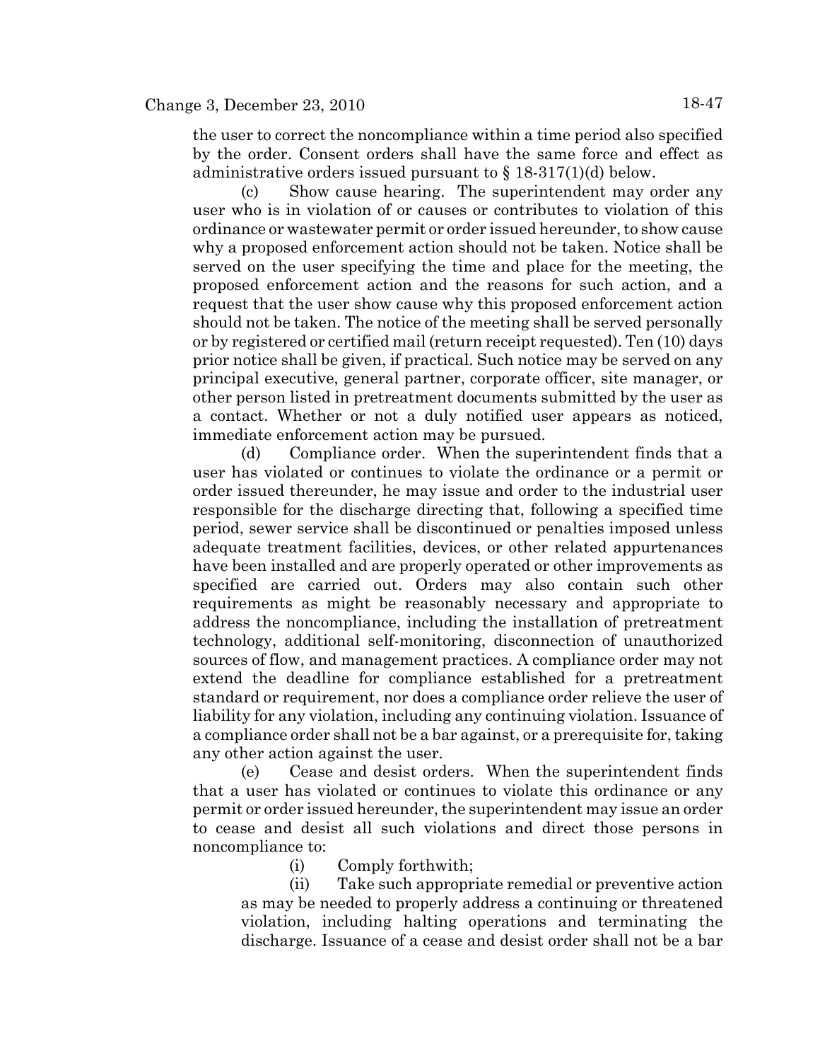the user to correct the noncompliance within a time period also specified by the order. Consent orders shall have the same force and effect as administrative orders issued pursuant to § 18-317(1)(d) below.

(c) Show cause hearing. The superintendent may order any user who is in violation of or causes or contributes to violation of this ordinance or wastewater permit or order issued hereunder, to show cause why a proposed enforcement action should not be taken. Notice shall be served on the user specifying the time and place for the meeting, the proposed enforcement action and the reasons for such action, and a request that the user show cause why this proposed enforcement action should not be taken. The notice of the meeting shall be served personally or by registered or certified mail (return receipt requested). Ten (10) days prior notice shall be given, if practical. Such notice may be served on any principal executive, general partner, corporate officer, site manager, or other person listed in pretreatment documents submitted by the user as a contact. Whether or not a duly notified user appears as noticed, immediate enforcement action may be pursued.

(d) Compliance order. When the superintendent finds that a user has violated or continues to violate the ordinance or a permit or order issued thereunder, he may issue and order to the industrial user responsible for the discharge directing that, following a specified time period, sewer service shall be discontinued or penalties imposed unless adequate treatment facilities, devices, or other related appurtenances have been installed and are properly operated or other improvements as specified are carried out. Orders may also contain such other requirements as might be reasonably necessary and appropriate to address the noncompliance, including the installation of pretreatment technology, additional self-monitoring, disconnection of unauthorized sources of flow, and management practices. A compliance order may not extend the deadline for compliance established for a pretreatment standard or requirement, nor does a compliance order relieve the user of liability for any violation, including any continuing violation. Issuance of a compliance order shall not be a bar against, or a prerequisite for, taking any other action against the user.

(e) Cease and desist orders. When the superintendent finds that a user has violated or continues to violate this ordinance or any permit or order issued hereunder, the superintendent may issue an order to cease and desist all such violations and direct those persons in noncompliance to:

(i) Comply forthwith;

(ii) Take such appropriate remedial or preventive action as may be needed to properly address a continuing or threatened violation, including halting operations and terminating the discharge. Issuance of a cease and desist order shall not be a bar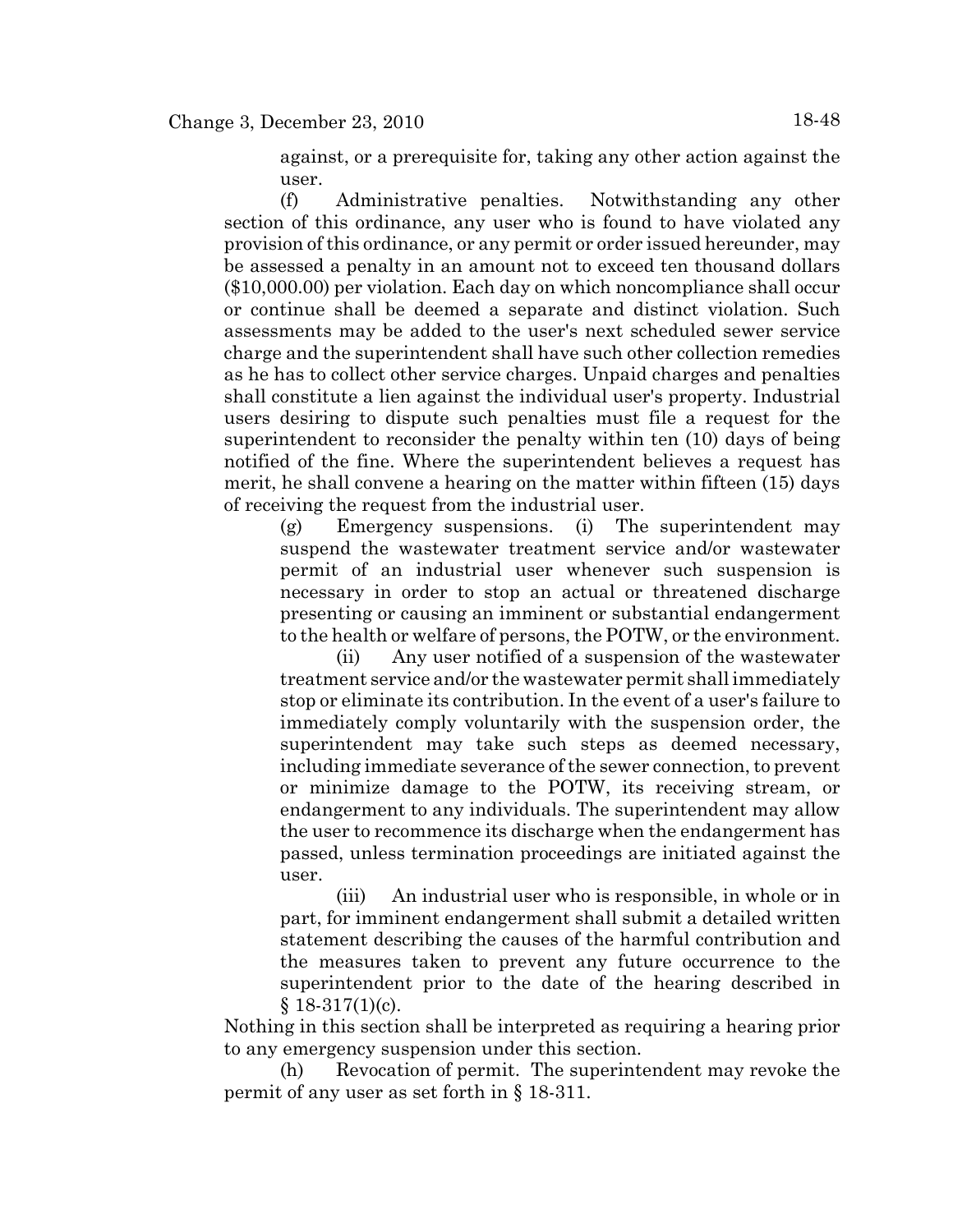against, or a prerequisite for, taking any other action against the user.

(f) Administrative penalties. Notwithstanding any other section of this ordinance, any user who is found to have violated any provision of this ordinance, or any permit or order issued hereunder, may be assessed a penalty in an amount not to exceed ten thousand dollars ($10,000.00) per violation. Each day on which noncompliance shall occur or continue shall be deemed a separate and distinct violation. Such assessments may be added to the user's next scheduled sewer service charge and the superintendent shall have such other collection remedies as he has to collect other service charges. Unpaid charges and penalties shall constitute a lien against the individual user's property. Industrial users desiring to dispute such penalties must file a request for the superintendent to reconsider the penalty within ten (10) days of being notified of the fine. Where the superintendent believes a request has merit, he shall convene a hearing on the matter within fifteen (15) days of receiving the request from the industrial user.

(g) Emergency suspensions. (i) The superintendent may suspend the wastewater treatment service and/or wastewater permit of an industrial user whenever such suspension is necessary in order to stop an actual or threatened discharge presenting or causing an imminent or substantial endangerment to the health or welfare of persons, the POTW, or the environment.

(ii) Any user notified of a suspension of the wastewater treatment service and/or the wastewater permit shall immediately stop or eliminate its contribution. In the event of a user's failure to immediately comply voluntarily with the suspension order, the superintendent may take such steps as deemed necessary, including immediate severance of the sewer connection, to prevent or minimize damage to the POTW, its receiving stream, or endangerment to any individuals. The superintendent may allow the user to recommence its discharge when the endangerment has passed, unless termination proceedings are initiated against the user.

(iii) An industrial user who is responsible, in whole or in part, for imminent endangerment shall submit a detailed written statement describing the causes of the harmful contribution and the measures taken to prevent any future occurrence to the superintendent prior to the date of the hearing described in § 18-317(1)(c).

Nothing in this section shall be interpreted as requiring a hearing prior to any emergency suspension under this section.

(h) Revocation of permit. The superintendent may revoke the permit of any user as set forth in § 18-311.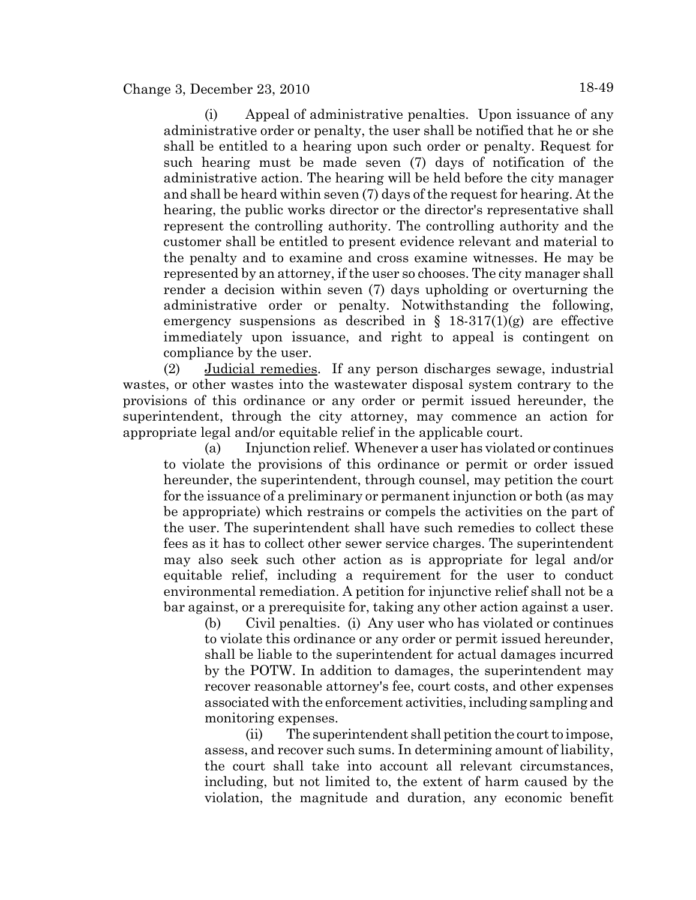(i) Appeal of administrative penalties. Upon issuance of any administrative order or penalty, the user shall be notified that he or she shall be entitled to a hearing upon such order or penalty. Request for such hearing must be made seven (7) days of notification of the administrative action. The hearing will be held before the city manager and shall be heard within seven (7) days of the request for hearing. At the hearing, the public works director or the director's representative shall represent the controlling authority. The controlling authority and the customer shall be entitled to present evidence relevant and material to the penalty and to examine and cross examine witnesses. He may be represented by an attorney, if the user so chooses. The city manager shall render a decision within seven (7) days upholding or overturning the administrative order or penalty. Notwithstanding the following, emergency suspensions as described in § 18-317(1)(g) are effective immediately upon issuance, and right to appeal is contingent on compliance by the user.

(2) Judicial remedies. If any person discharges sewage, industrial wastes, or other wastes into the wastewater disposal system contrary to the provisions of this ordinance or any order or permit issued hereunder, the superintendent, through the city attorney, may commence an action for appropriate legal and/or equitable relief in the applicable court.

(a) Injunction relief. Whenever a user has violated or continues to violate the provisions of this ordinance or permit or order issued hereunder, the superintendent, through counsel, may petition the court for the issuance of a preliminary or permanent injunction or both (as may be appropriate) which restrains or compels the activities on the part of the user. The superintendent shall have such remedies to collect these fees as it has to collect other sewer service charges. The superintendent may also seek such other action as is appropriate for legal and/or equitable relief, including a requirement for the user to conduct environmental remediation. A petition for injunctive relief shall not be a bar against, or a prerequisite for, taking any other action against a user.

(b) Civil penalties. (i) Any user who has violated or continues to violate this ordinance or any order or permit issued hereunder, shall be liable to the superintendent for actual damages incurred by the POTW. In addition to damages, the superintendent may recover reasonable attorney's fee, court costs, and other expenses associated with the enforcement activities, including sampling and monitoring expenses.

(ii) The superintendent shall petition the court to impose, assess, and recover such sums. In determining amount of liability, the court shall take into account all relevant circumstances, including, but not limited to, the extent of harm caused by the violation, the magnitude and duration, any economic benefit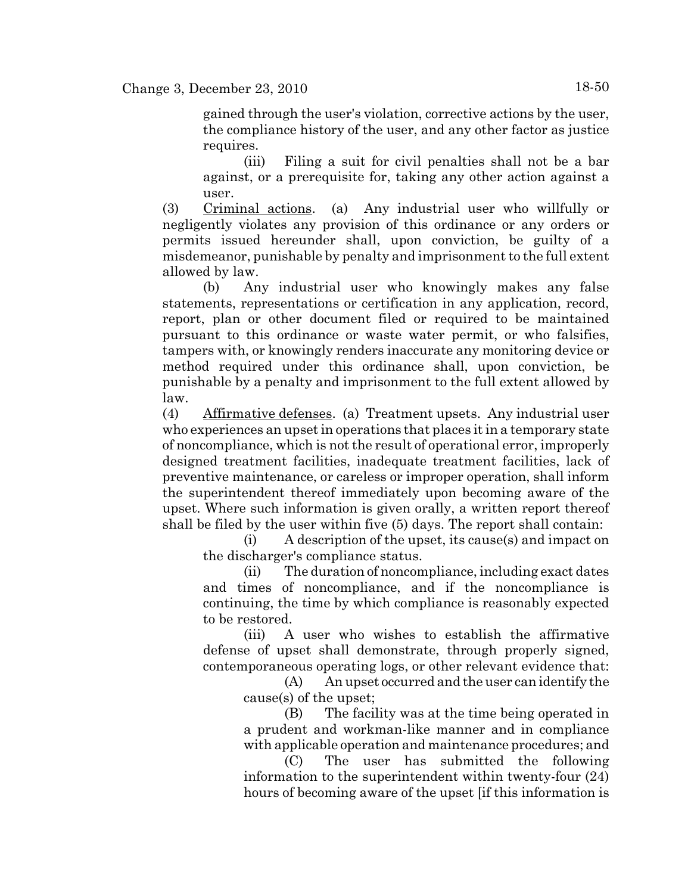gained through the user's violation, corrective actions by the user, the compliance history of the user, and any other factor as justice requires.

(iii) Filing a suit for civil penalties shall not be a bar against, or a prerequisite for, taking any other action against a user.

(3) Criminal actions. (a) Any industrial user who willfully or negligently violates any provision of this ordinance or any orders or permits issued hereunder shall, upon conviction, be guilty of a misdemeanor, punishable by penalty and imprisonment to the full extent allowed by law.

(b) Any industrial user who knowingly makes any false statements, representations or certification in any application, record, report, plan or other document filed or required to be maintained pursuant to this ordinance or waste water permit, or who falsifies, tampers with, or knowingly renders inaccurate any monitoring device or method required under this ordinance shall, upon conviction, be punishable by a penalty and imprisonment to the full extent allowed by law.

(4) Affirmative defenses. (a) Treatment upsets. Any industrial user who experiences an upset in operations that places it in a temporary state of noncompliance, which is not the result of operational error, improperly designed treatment facilities, inadequate treatment facilities, lack of preventive maintenance, or careless or improper operation, shall inform the superintendent thereof immediately upon becoming aware of the upset. Where such information is given orally, a written report thereof shall be filed by the user within five (5) days. The report shall contain:

(i) A description of the upset, its cause(s) and impact on the discharger's compliance status.

(ii) The duration of noncompliance, including exact dates and times of noncompliance, and if the noncompliance is continuing, the time by which compliance is reasonably expected to be restored.

(iii) A user who wishes to establish the affirmative defense of upset shall demonstrate, through properly signed, contemporaneous operating logs, or other relevant evidence that:

(A) An upset occurred and the user can identify the cause(s) of the upset;

(B) The facility was at the time being operated in a prudent and workman-like manner and in compliance with applicable operation and maintenance procedures; and

(C) The user has submitted the following information to the superintendent within twenty-four (24) hours of becoming aware of the upset [if this information is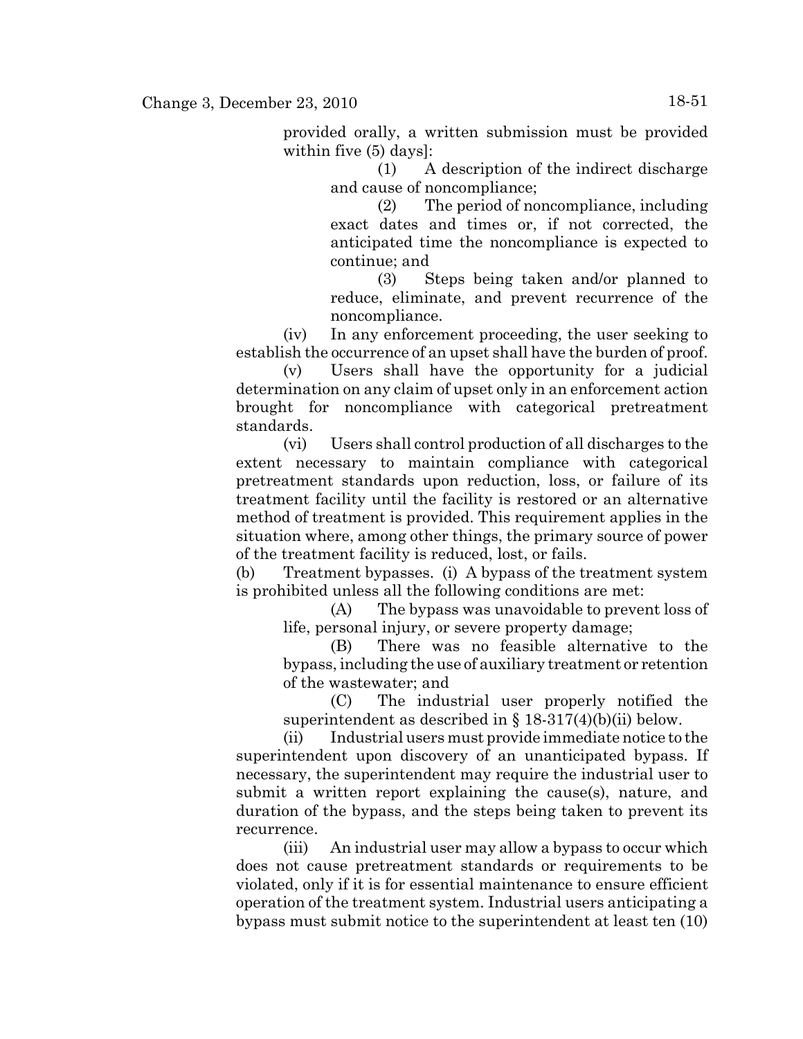provided orally, a written submission must be provided within five (5) days]:

(1) A description of the indirect discharge and cause of noncompliance;

(2) The period of noncompliance, including exact dates and times or, if not corrected, the anticipated time the noncompliance is expected to continue; and

(3) Steps being taken and/or planned to reduce, eliminate, and prevent recurrence of the noncompliance.

(iv) In any enforcement proceeding, the user seeking to establish the occurrence of an upset shall have the burden of proof.

(v) Users shall have the opportunity for a judicial determination on any claim of upset only in an enforcement action brought for noncompliance with categorical pretreatment standards.

(vi) Users shall control production of all discharges to the extent necessary to maintain compliance with categorical pretreatment standards upon reduction, loss, or failure of its treatment facility until the facility is restored or an alternative method of treatment is provided. This requirement applies in the situation where, among other things, the primary source of power of the treatment facility is reduced, lost, or fails.

(b) Treatment bypasses. (i) A bypass of the treatment system is prohibited unless all the following conditions are met:

(A) The bypass was unavoidable to prevent loss of life, personal injury, or severe property damage;

(B) There was no feasible alternative to the bypass, including the use of auxiliary treatment or retention of the wastewater; and

(C) The industrial user properly notified the superintendent as described in § 18-317(4)(b)(ii) below.

(ii) Industrial users must provide immediate notice to the superintendent upon discovery of an unanticipated bypass. If necessary, the superintendent may require the industrial user to submit a written report explaining the cause(s), nature, and duration of the bypass, and the steps being taken to prevent its recurrence.

(iii) An industrial user may allow a bypass to occur which does not cause pretreatment standards or requirements to be violated, only if it is for essential maintenance to ensure efficient operation of the treatment system. Industrial users anticipating a bypass must submit notice to the superintendent at least ten (10)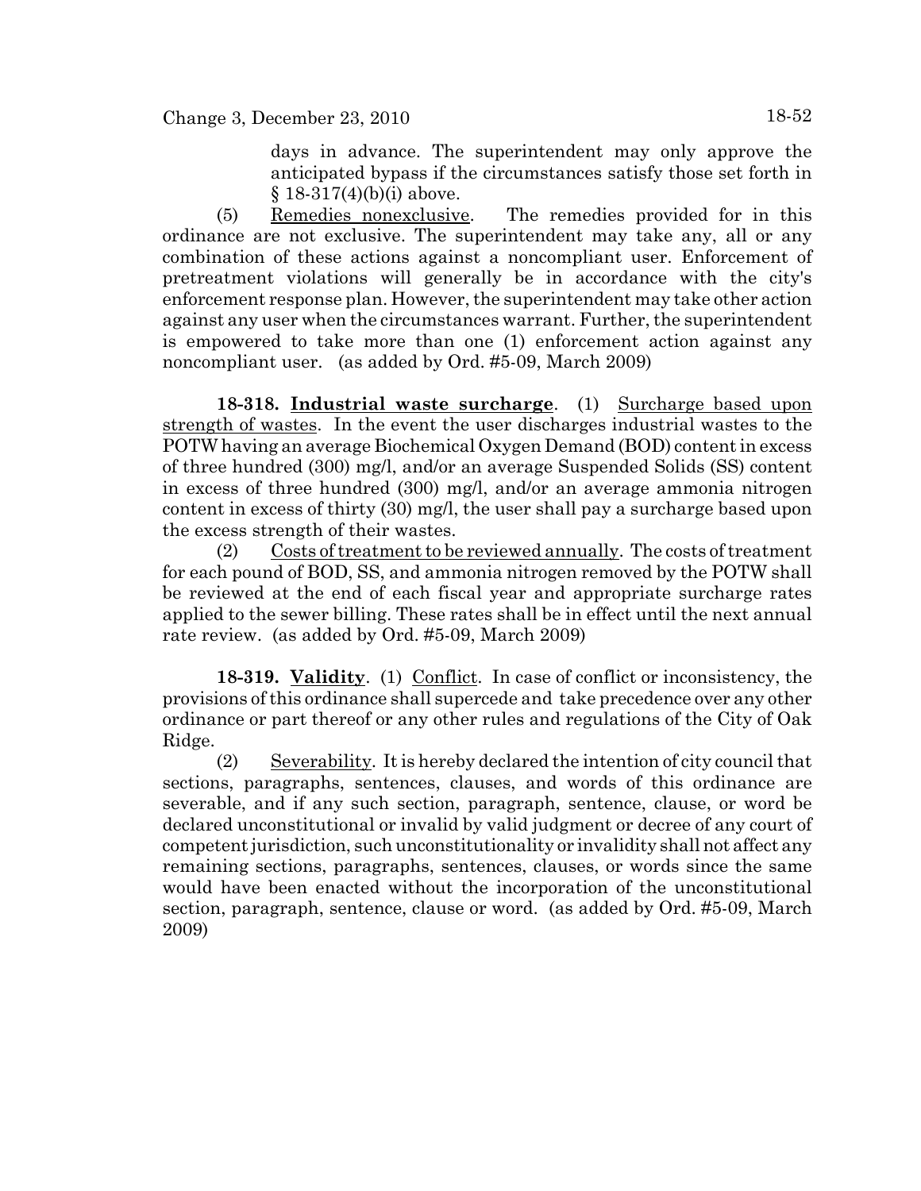days in advance. The superintendent may only approve the anticipated bypass if the circumstances satisfy those set forth in § 18-317(4)(b)(i) above.

(5) Remedies nonexclusive. The remedies provided for in this ordinance are not exclusive. The superintendent may take any, all or any combination of these actions against a noncompliant user. Enforcement of pretreatment violations will generally be in accordance with the city's enforcement response plan. However, the superintendent may take other action against any user when the circumstances warrant. Further, the superintendent is empowered to take more than one (1) enforcement action against any noncompliant user. (as added by Ord. #5-09, March 2009)

**18-318. Industrial waste surcharge**. (1) Surcharge based upon strength of wastes. In the event the user discharges industrial wastes to the POTW having an average Biochemical Oxygen Demand (BOD) content in excess of three hundred (300) mg/l, and/or an average Suspended Solids (SS) content in excess of three hundred (300) mg/l, and/or an average ammonia nitrogen content in excess of thirty (30) mg/l, the user shall pay a surcharge based upon the excess strength of their wastes.

(2) Costs of treatment to be reviewed annually. The costs of treatment for each pound of BOD, SS, and ammonia nitrogen removed by the POTW shall be reviewed at the end of each fiscal year and appropriate surcharge rates applied to the sewer billing. These rates shall be in effect until the next annual rate review. (as added by Ord. #5-09, March 2009)

**18-319. Validity**. (1) Conflict. In case of conflict or inconsistency, the provisions of this ordinance shall supercede and take precedence over any other ordinance or part thereof or any other rules and regulations of the City of Oak Ridge.

(2) Severability. It is hereby declared the intention of city council that sections, paragraphs, sentences, clauses, and words of this ordinance are severable, and if any such section, paragraph, sentence, clause, or word be declared unconstitutional or invalid by valid judgment or decree of any court of competent jurisdiction, such unconstitutionality or invalidity shall not affect any remaining sections, paragraphs, sentences, clauses, or words since the same would have been enacted without the incorporation of the unconstitutional section, paragraph, sentence, clause or word. (as added by Ord. #5-09, March 2009)